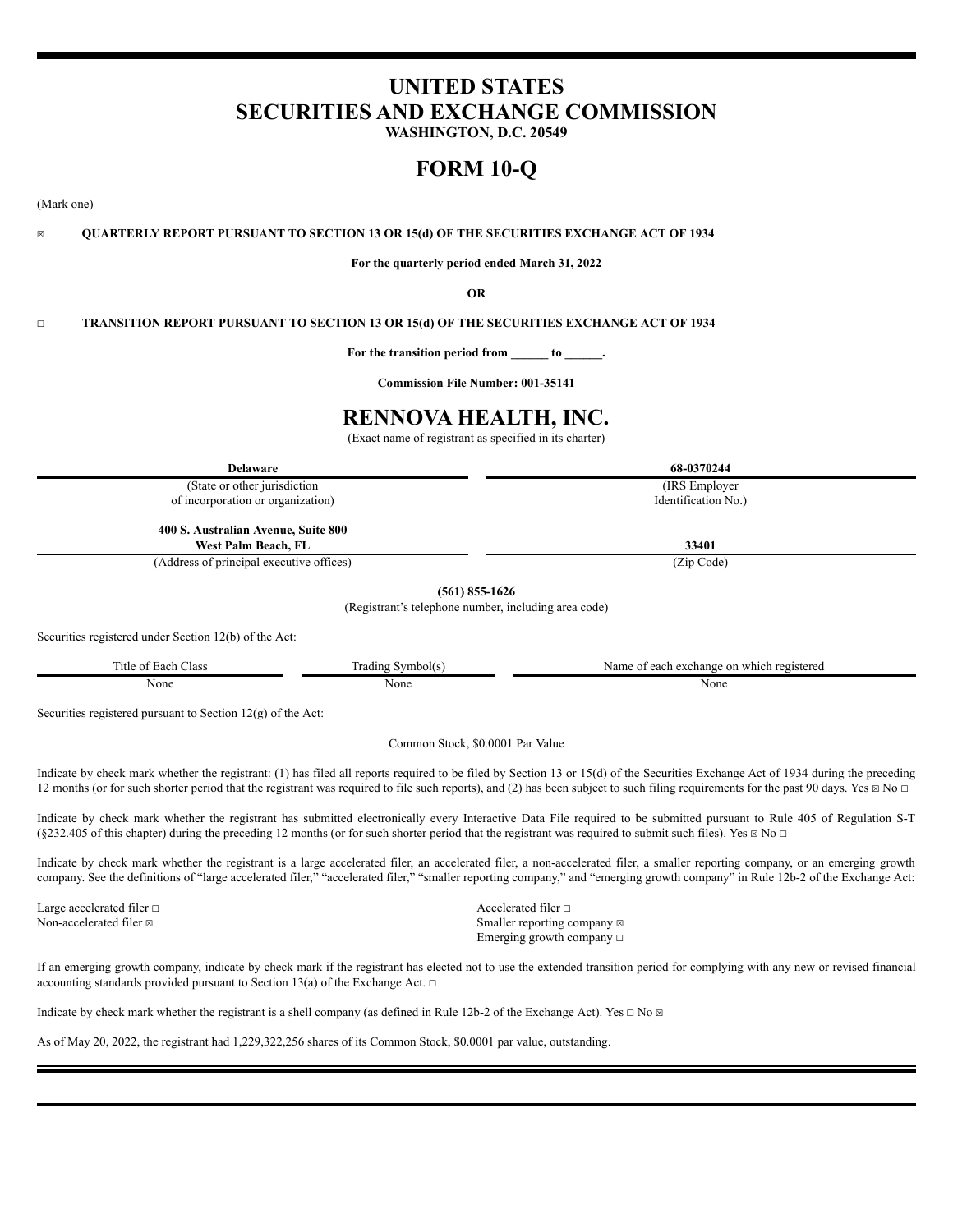# UNITED STATES
# SECURITIES AND EXCHANGE COMMISSION
**WASHINGTON, D.C. 20549**

# FORM 10-Q

(Mark one)

☒ **QUARTERLY REPORT PURSUANT TO SECTION 13 OR 15(d) OF THE SECURITIES EXCHANGE ACT OF 1934**

**For the quarterly period ended March 31, 2022**

**OR**

☐ **TRANSITION REPORT PURSUANT TO SECTION 13 OR 15(d) OF THE SECURITIES EXCHANGE ACT OF 1934**

**For the transition period from ______ to ______.**

**Commission File Number: 001-35141**

# RENNOVA HEALTH, INC.
(Exact name of registrant as specified in its charter)

| **Delaware** | **68-0370244** |
|---|---|
| (State or other jurisdiction of incorporation or organization) | (IRS Employer Identification No.) |
| **400 S. Australian Avenue, Suite 800 West Palm Beach, FL** | **33401** |
| (Address of principal executive offices) | (Zip Code) |

**(561) 855-1626**
(Registrant's telephone number, including area code)

Securities registered under Section 12(b) of the Act:

| Title of Each Class | Trading Symbol(s) | Name of each exchange on which registered |
|---|---|---|
| None | None | None |

Securities registered pursuant to Section 12(g) of the Act:

Common Stock, $0.0001 Par Value

Indicate by check mark whether the registrant: (1) has filed all reports required to be filed by Section 13 or 15(d) of the Securities Exchange Act of 1934 during the preceding 12 months (or for such shorter period that the registrant was required to file such reports), and (2) has been subject to such filing requirements for the past 90 days. Yes ☒ No ☐

Indicate by check mark whether the registrant has submitted electronically every Interactive Data File required to be submitted pursuant to Rule 405 of Regulation S-T (§232.405 of this chapter) during the preceding 12 months (or for such shorter period that the registrant was required to submit such files). Yes ☒ No ☐

Indicate by check mark whether the registrant is a large accelerated filer, an accelerated filer, a non-accelerated filer, a smaller reporting company, or an emerging growth company. See the definitions of "large accelerated filer," "accelerated filer," "smaller reporting company," and "emerging growth company" in Rule 12b-2 of the Exchange Act:

| | |
|---|---|
| Large accelerated filer ☐ | Accelerated filer ☐ |
| Non-accelerated filer ☒ | Smaller reporting company ☒ |
| | Emerging growth company ☐ |

If an emerging growth company, indicate by check mark if the registrant has elected not to use the extended transition period for complying with any new or revised financial accounting standards provided pursuant to Section 13(a) of the Exchange Act. ☐

Indicate by check mark whether the registrant is a shell company (as defined in Rule 12b-2 of the Exchange Act). Yes ☐ No ☒

As of May 20, 2022, the registrant had 1,229,322,256 shares of its Common Stock, $0.0001 par value, outstanding.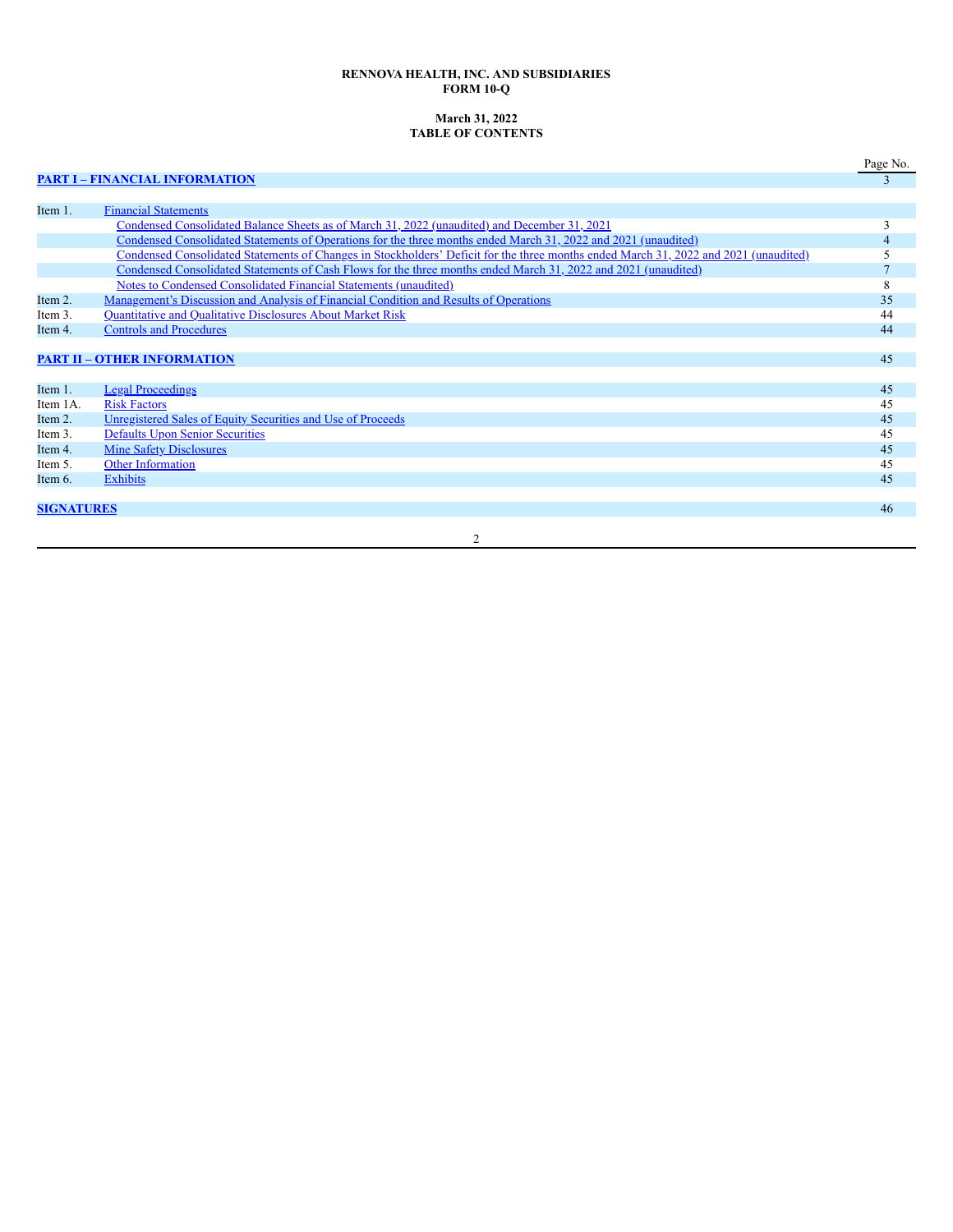**RENNOVA HEALTH, INC. AND SUBSIDIARIES**
**FORM 10-Q**

**March 31, 2022**
**TABLE OF CONTENTS**

| | | Page No. |
|---|---|---|
| **PART I – FINANCIAL INFORMATION** | | 3 |
| | | |
| Item 1. | Financial Statements | |
| | Condensed Consolidated Balance Sheets as of March 31, 2022 (unaudited) and December 31, 2021 | 3 |
| | Condensed Consolidated Statements of Operations for the three months ended March 31, 2022 and 2021 (unaudited) | 4 |
| | Condensed Consolidated Statements of Changes in Stockholders' Deficit for the three months ended March 31, 2022 and 2021 (unaudited) | 5 |
| | Condensed Consolidated Statements of Cash Flows for the three months ended March 31, 2022 and 2021 (unaudited) | 7 |
| | Notes to Condensed Consolidated Financial Statements (unaudited) | 8 |
| Item 2. | Management's Discussion and Analysis of Financial Condition and Results of Operations | 35 |
| Item 3. | Quantitative and Qualitative Disclosures About Market Risk | 44 |
| Item 4. | Controls and Procedures | 44 |
| | | |
| **PART II – OTHER INFORMATION** | | 45 |
| | | |
| Item 1. | Legal Proceedings | 45 |
| Item 1A. | Risk Factors | 45 |
| Item 2. | Unregistered Sales of Equity Securities and Use of Proceeds | 45 |
| Item 3. | Defaults Upon Senior Securities | 45 |
| Item 4. | Mine Safety Disclosures | 45 |
| Item 5. | Other Information | 45 |
| Item 6. | Exhibits | 45 |
| | | |
| **SIGNATURES** | | 46 |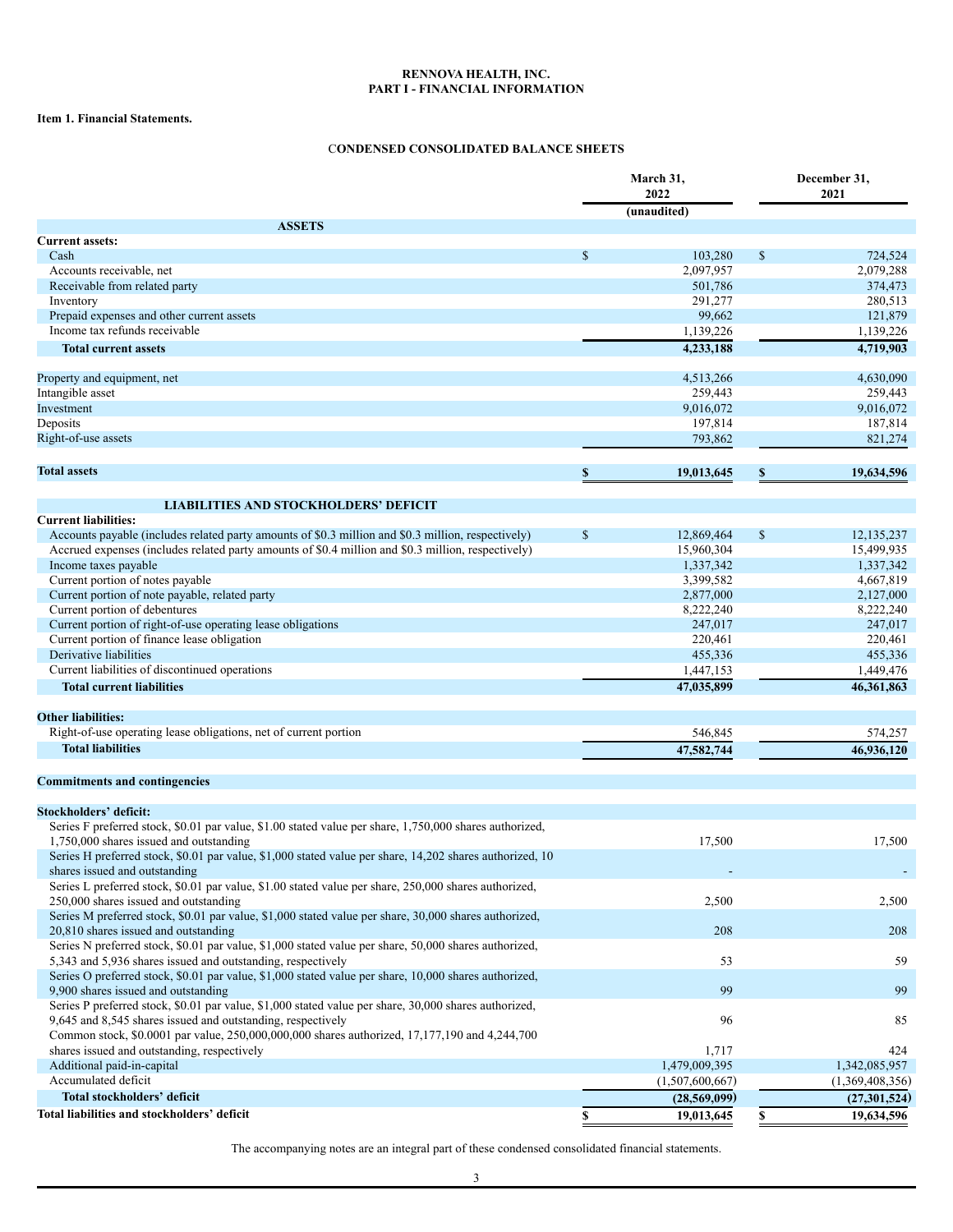**RENNOVA HEALTH, INC.**
**PART I - FINANCIAL INFORMATION**

**Item 1. Financial Statements.**

**CONDENSED CONSOLIDATED BALANCE SHEETS**

| | March 31, 2022 (unaudited) | December 31, 2021 |
|---|---|---|
| **ASSETS** | | |
| **Current assets:** | | |
| Cash | $ 103,280 | $ 724,524 |
| Accounts receivable, net | 2,097,957 | 2,079,288 |
| Receivable from related party | 501,786 | 374,473 |
| Inventory | 291,277 | 280,513 |
| Prepaid expenses and other current assets | 99,662 | 121,879 |
| Income tax refunds receivable | 1,139,226 | 1,139,226 |
| **Total current assets** | **4,233,188** | **4,719,903** |
| Property and equipment, net | 4,513,266 | 4,630,090 |
| Intangible asset | 259,443 | 259,443 |
| Investment | 9,016,072 | 9,016,072 |
| Deposits | 197,814 | 187,814 |
| Right-of-use assets | 793,862 | 821,274 |
| **Total assets** | **$ 19,013,645** | **$ 19,634,596** |
| **LIABILITIES AND STOCKHOLDERS' DEFICIT** | | |
| **Current liabilities:** | | |
| Accounts payable (includes related party amounts of $0.3 million and $0.3 million, respectively) | $ 12,869,464 | $ 12,135,237 |
| Accrued expenses (includes related party amounts of $0.4 million and $0.3 million, respectively) | 15,960,304 | 15,499,935 |
| Income taxes payable | 1,337,342 | 1,337,342 |
| Current portion of notes payable | 3,399,582 | 4,667,819 |
| Current portion of note payable, related party | 2,877,000 | 2,127,000 |
| Current portion of debentures | 8,222,240 | 8,222,240 |
| Current portion of right-of-use operating lease obligations | 247,017 | 247,017 |
| Current portion of finance lease obligation | 220,461 | 220,461 |
| Derivative liabilities | 455,336 | 455,336 |
| Current liabilities of discontinued operations | 1,447,153 | 1,449,476 |
| **Total current liabilities** | **47,035,899** | **46,361,863** |
| **Other liabilities:** | | |
| Right-of-use operating lease obligations, net of current portion | 546,845 | 574,257 |
| **Total liabilities** | **47,582,744** | **46,936,120** |
| **Commitments and contingencies** | | |
| **Stockholders' deficit:** | | |
| Series F preferred stock, $0.01 par value, $1.00 stated value per share, 1,750,000 shares authorized, 1,750,000 shares issued and outstanding | 17,500 | 17,500 |
| Series H preferred stock, $0.01 par value, $1,000 stated value per share, 14,202 shares authorized, 10 shares issued and outstanding | - | - |
| Series L preferred stock, $0.01 par value, $1.00 stated value per share, 250,000 shares authorized, 250,000 shares issued and outstanding | 2,500 | 2,500 |
| Series M preferred stock, $0.01 par value, $1,000 stated value per share, 30,000 shares authorized, 20,810 shares issued and outstanding | 208 | 208 |
| Series N preferred stock, $0.01 par value, $1,000 stated value per share, 50,000 shares authorized, 5,343 and 5,936 shares issued and outstanding, respectively | 53 | 59 |
| Series O preferred stock, $0.01 par value, $1,000 stated value per share, 10,000 shares authorized, 9,900 shares issued and outstanding | 99 | 99 |
| Series P preferred stock, $0.01 par value, $1,000 stated value per share, 30,000 shares authorized, 9,645 and 8,545 shares issued and outstanding, respectively | 96 | 85 |
| Common stock, $0.0001 par value, 250,000,000,000 shares authorized, 17,177,190 and 4,244,700 shares issued and outstanding, respectively | 1,717 | 424 |
| Additional paid-in-capital | 1,479,009,395 | 1,342,085,957 |
| Accumulated deficit | (1,507,600,667) | (1,369,408,356) |
| **Total stockholders' deficit** | **(28,569,099)** | **(27,301,524)** |
| **Total liabilities and stockholders' deficit** | **$ 19,013,645** | **$ 19,634,596** |

The accompanying notes are an integral part of these condensed consolidated financial statements.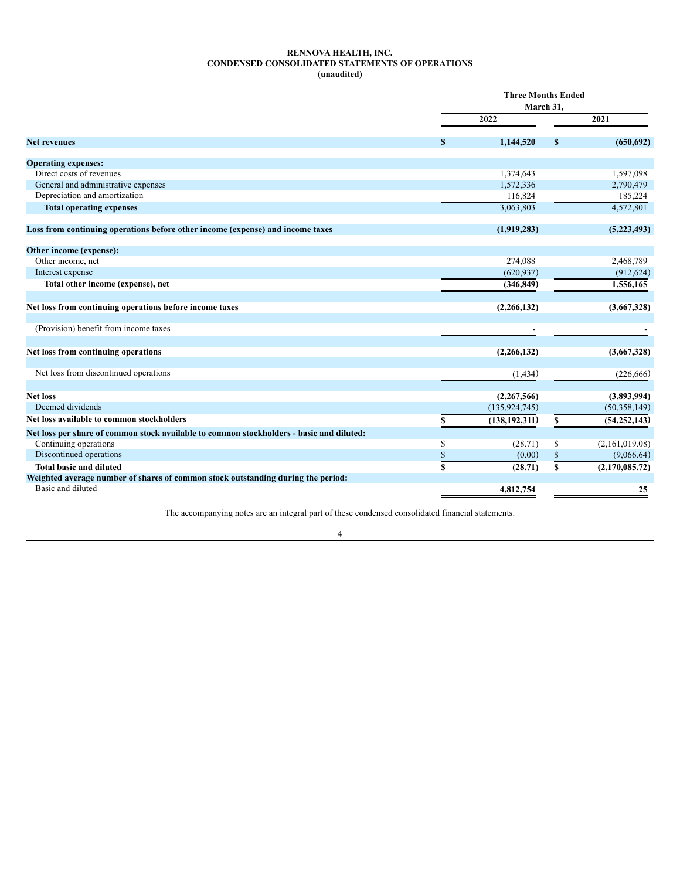**RENNOVA HEALTH, INC.**
**CONDENSED CONSOLIDATED STATEMENTS OF OPERATIONS**
**(unaudited)**

| | Three Months Ended March 31, | |
|---|---|---|
| | 2022 | 2021 |
| **Net revenues** | **$ 1,144,520** | **$ (650,692)** |
| **Operating expenses:** | | |
| Direct costs of revenues | 1,374,643 | 1,597,098 |
| General and administrative expenses | 1,572,336 | 2,790,479 |
| Depreciation and amortization | 116,824 | 185,224 |
| **Total operating expenses** | 3,063,803 | 4,572,801 |
| **Loss from continuing operations before other income (expense) and income taxes** | **(1,919,283)** | **(5,223,493)** |
| **Other income (expense):** | | |
| Other income, net | 274,088 | 2,468,789 |
| Interest expense | (620,937) | (912,624) |
| **Total other income (expense), net** | **(346,849)** | **1,556,165** |
| **Net loss from continuing operations before income taxes** | **(2,266,132)** | **(3,667,328)** |
| (Provision) benefit from income taxes | - | - |
| **Net loss from continuing operations** | **(2,266,132)** | **(3,667,328)** |
| Net loss from discontinued operations | (1,434) | (226,666) |
| **Net loss** | **(2,267,566)** | **(3,893,994)** |
| Deemed dividends | (135,924,745) | (50,358,149) |
| **Net loss available to common stockholders** | **$ (138,192,311)** | **$ (54,252,143)** |
| **Net loss per share of common stock available to common stockholders - basic and diluted:** | | |
| Continuing operations | $ (28.71) | $ (2,161,019.08) |
| Discontinued operations | $ (0.00) | $ (9,066.64) |
| **Total basic and diluted** | **$ (28.71)** | **$ (2,170,085.72)** |
| **Weighted average number of shares of common stock outstanding during the period:** | | |
| Basic and diluted | **4,812,754** | **25** |

The accompanying notes are an integral part of these condensed consolidated financial statements.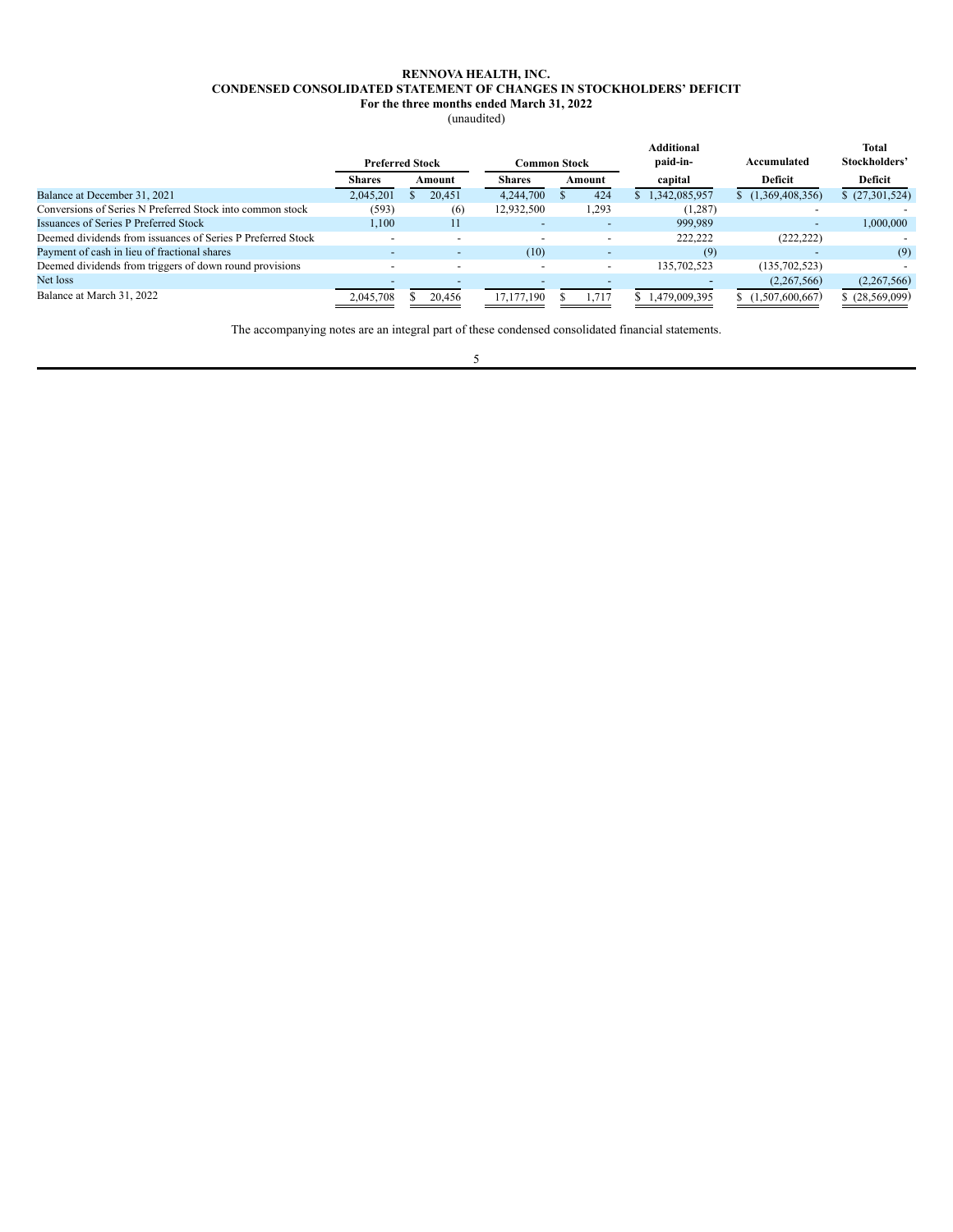**RENNOVA HEALTH, INC.**
**CONDENSED CONSOLIDATED STATEMENT OF CHANGES IN STOCKHOLDERS' DEFICIT**
**For the three months ended March 31, 2022**
(unaudited)

| | Preferred Stock | | Common Stock | | Additional paid-in- | Accumulated | Total Stockholders' |
|---|---|---|---|---|---|---|---|
| | **Shares** | **Amount** | **Shares** | **Amount** | **capital** | **Deficit** | **Deficit** |
| Balance at December 31, 2021 | 2,045,201 | $ 20,451 | 4,244,700 | $ 424 | $ 1,342,085,957 | $ (1,369,408,356) | $ (27,301,524) |
| Conversions of Series N Preferred Stock into common stock | (593) | (6) | 12,932,500 | 1,293 | (1,287) | - | - |
| Issuances of Series P Preferred Stock | 1,100 | 11 | - | - | 999,989 | - | 1,000,000 |
| Deemed dividends from issuances of Series P Preferred Stock | - | - | - | - | 222,222 | (222,222) | - |
| Payment of cash in lieu of fractional shares | - | - | (10) | - | (9) | - | (9) |
| Deemed dividends from triggers of down round provisions | - | - | - | - | 135,702,523 | (135,702,523) | - |
| Net loss | - | - | - | - | - | (2,267,566) | (2,267,566) |
| Balance at March 31, 2022 | 2,045,708 | $ 20,456 | 17,177,190 | $ 1,717 | $ 1,479,009,395 | $ (1,507,600,667) | $ (28,569,099) |

The accompanying notes are an integral part of these condensed consolidated financial statements.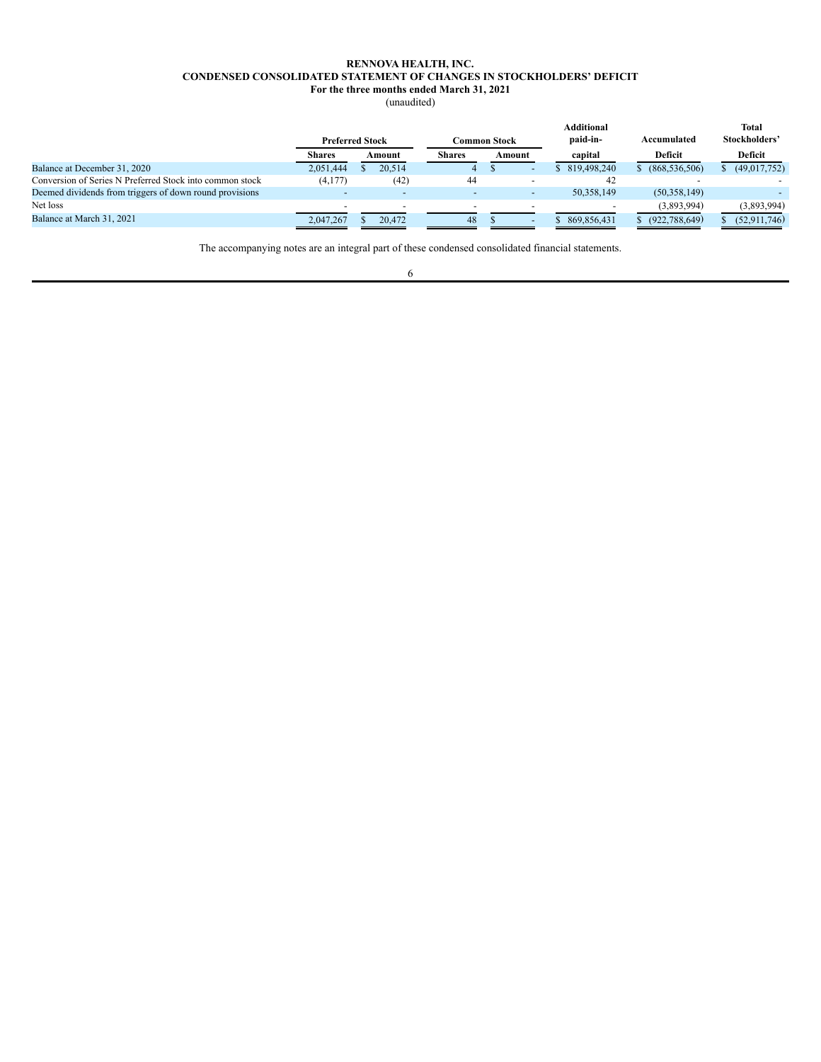**RENNOVA HEALTH, INC.**
**CONDENSED CONSOLIDATED STATEMENT OF CHANGES IN STOCKHOLDERS' DEFICIT**
**For the three months ended March 31, 2021**
(unaudited)

| | Preferred Stock | | Common Stock | | Additional paid-in- | Accumulated | Total Stockholders' |
|---|---|---|---|---|---|---|---|
| | Shares | Amount | Shares | Amount | capital | Deficit | Deficit |
| Balance at December 31, 2020 | 2,051,444 | $ 20,514 | 4 | $ - | $ 819,498,240 | $ (868,536,506) | $ (49,017,752) |
| Conversion of Series N Preferred Stock into common stock | (4,177) | (42) | 44 | - | 42 | - | - |
| Deemed dividends from triggers of down round provisions | - | - | - | - | 50,358,149 | (50,358,149) | - |
| Net loss | - | - | - | - | - | (3,893,994) | (3,893,994) |
| Balance at March 31, 2021 | 2,047,267 | $ 20,472 | 48 | $ - | $ 869,856,431 | $ (922,788,649) | $ (52,911,746) |

The accompanying notes are an integral part of these condensed consolidated financial statements.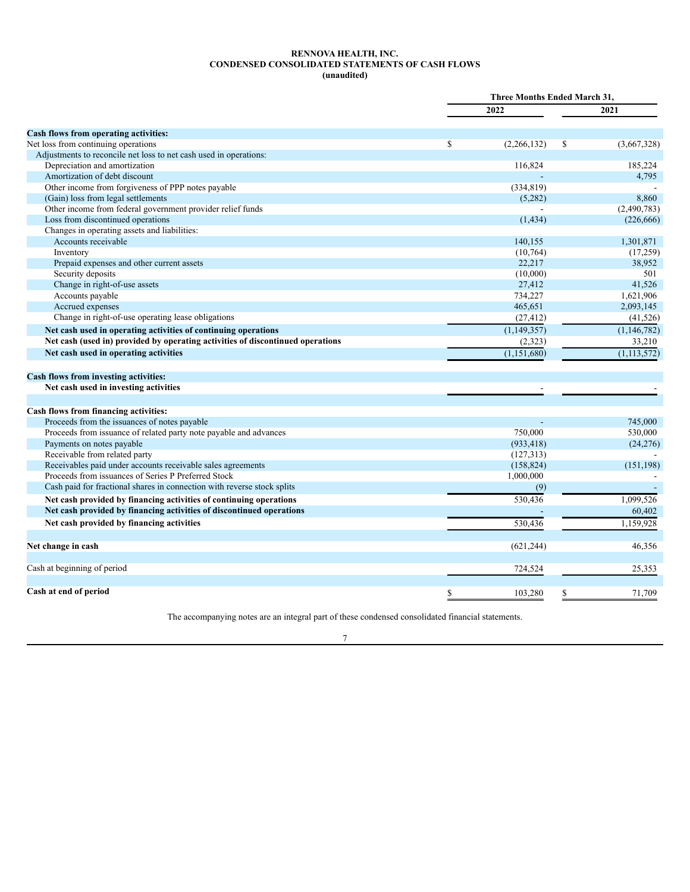**RENNOVA HEALTH, INC.**
**CONDENSED CONSOLIDATED STATEMENTS OF CASH FLOWS**
**(unaudited)**

| | Three Months Ended March 31, | |
|---|---|---|
| | **2022** | **2021** |
| **Cash flows from operating activities:** | | |
| Net loss from continuing operations | $ (2,266,132) | $ (3,667,328) |
| Adjustments to reconcile net loss to net cash used in operations: | | |
| Depreciation and amortization | 116,824 | 185,224 |
| Amortization of debt discount | - | 4,795 |
| Other income from forgiveness of PPP notes payable | (334,819) | - |
| (Gain) loss from legal settlements | (5,282) | 8,860 |
| Other income from federal government provider relief funds | - | (2,490,783) |
| Loss from discontinued operations | (1,434) | (226,666) |
| Changes in operating assets and liabilities: | | |
| Accounts receivable | 140,155 | 1,301,871 |
| Inventory | (10,764) | (17,259) |
| Prepaid expenses and other current assets | 22,217 | 38,952 |
| Security deposits | (10,000) | 501 |
| Change in right-of-use assets | 27,412 | 41,526 |
| Accounts payable | 734,227 | 1,621,906 |
| Accrued expenses | 465,651 | 2,093,145 |
| Change in right-of-use operating lease obligations | (27,412) | (41,526) |
| **Net cash used in operating activities of continuing operations** | (1,149,357) | (1,146,782) |
| **Net cash (used in) provided by operating activities of discontinued operations** | (2,323) | 33,210 |
| **Net cash used in operating activities** | (1,151,680) | (1,113,572) |
| | | |
| **Cash flows from investing activities:** | | |
| **Net cash used in investing activities** | - | - |
| | | |
| **Cash flows from financing activities:** | | |
| Proceeds from the issuances of notes payable | - | 745,000 |
| Proceeds from issuance of related party note payable and advances | 750,000 | 530,000 |
| Payments on notes payable | (933,418) | (24,276) |
| Receivable from related party | (127,313) | - |
| Receivables paid under accounts receivable sales agreements | (158,824) | (151,198) |
| Proceeds from issuances of Series P Preferred Stock | 1,000,000 | - |
| Cash paid for fractional shares in connection with reverse stock splits | (9) | - |
| **Net cash provided by financing activities of continuing operations** | 530,436 | 1,099,526 |
| **Net cash provided by financing activities of discontinued operations** | - | 60,402 |
| **Net cash provided by financing activities** | 530,436 | 1,159,928 |
| | | |
| **Net change in cash** | (621,244) | 46,356 |
| | | |
| Cash at beginning of period | 724,524 | 25,353 |
| | | |
| **Cash at end of period** | $ 103,280 | $ 71,709 |

The accompanying notes are an integral part of these condensed consolidated financial statements.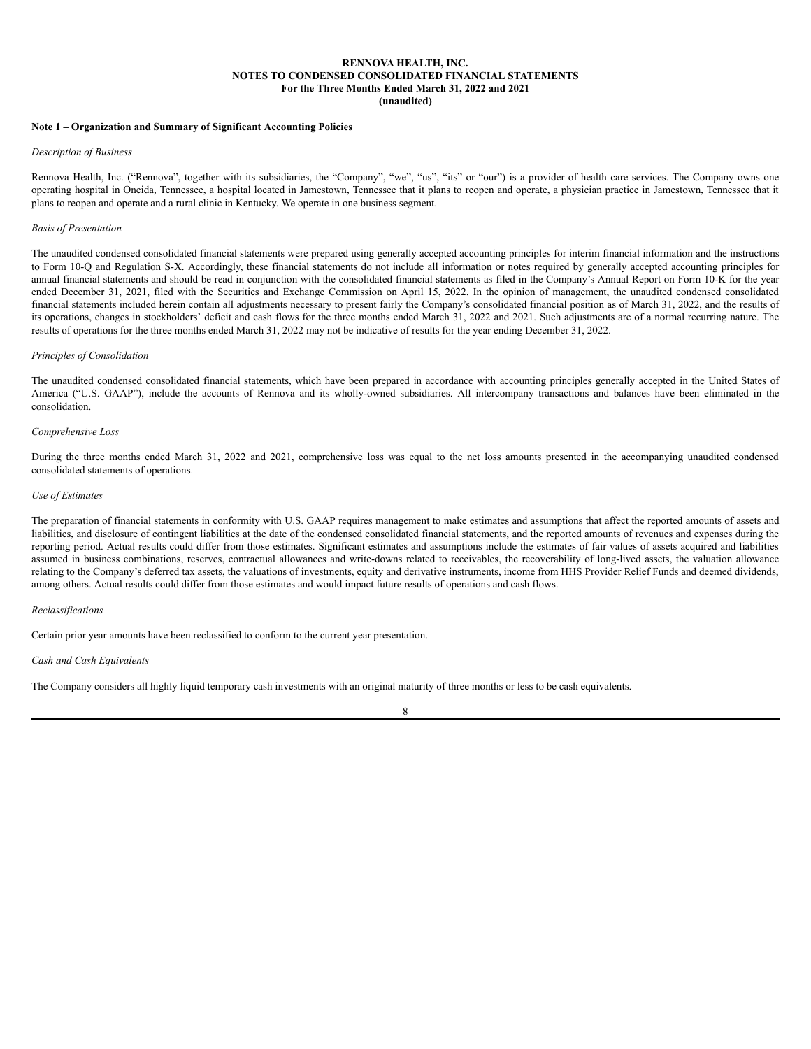**RENNOVA HEALTH, INC.**
**NOTES TO CONDENSED CONSOLIDATED FINANCIAL STATEMENTS**
**For the Three Months Ended March 31, 2022 and 2021**
**(unaudited)**

**Note 1 – Organization and Summary of Significant Accounting Policies**

*Description of Business*

Rennova Health, Inc. ("Rennova", together with its subsidiaries, the "Company", "we", "us", "its" or "our") is a provider of health care services. The Company owns one operating hospital in Oneida, Tennessee, a hospital located in Jamestown, Tennessee that it plans to reopen and operate, a physician practice in Jamestown, Tennessee that it plans to reopen and operate and a rural clinic in Kentucky. We operate in one business segment.

*Basis of Presentation*

The unaudited condensed consolidated financial statements were prepared using generally accepted accounting principles for interim financial information and the instructions to Form 10-Q and Regulation S-X. Accordingly, these financial statements do not include all information or notes required by generally accepted accounting principles for annual financial statements and should be read in conjunction with the consolidated financial statements as filed in the Company's Annual Report on Form 10-K for the year ended December 31, 2021, filed with the Securities and Exchange Commission on April 15, 2022. In the opinion of management, the unaudited condensed consolidated financial statements included herein contain all adjustments necessary to present fairly the Company's consolidated financial position as of March 31, 2022, and the results of its operations, changes in stockholders' deficit and cash flows for the three months ended March 31, 2022 and 2021. Such adjustments are of a normal recurring nature. The results of operations for the three months ended March 31, 2022 may not be indicative of results for the year ending December 31, 2022.

*Principles of Consolidation*

The unaudited condensed consolidated financial statements, which have been prepared in accordance with accounting principles generally accepted in the United States of America ("U.S. GAAP"), include the accounts of Rennova and its wholly-owned subsidiaries. All intercompany transactions and balances have been eliminated in the consolidation.

*Comprehensive Loss*

During the three months ended March 31, 2022 and 2021, comprehensive loss was equal to the net loss amounts presented in the accompanying unaudited condensed consolidated statements of operations.

*Use of Estimates*

The preparation of financial statements in conformity with U.S. GAAP requires management to make estimates and assumptions that affect the reported amounts of assets and liabilities, and disclosure of contingent liabilities at the date of the condensed consolidated financial statements, and the reported amounts of revenues and expenses during the reporting period. Actual results could differ from those estimates. Significant estimates and assumptions include the estimates of fair values of assets acquired and liabilities assumed in business combinations, reserves, contractual allowances and write-downs related to receivables, the recoverability of long-lived assets, the valuation allowance relating to the Company's deferred tax assets, the valuations of investments, equity and derivative instruments, income from HHS Provider Relief Funds and deemed dividends, among others. Actual results could differ from those estimates and would impact future results of operations and cash flows.

*Reclassifications*

Certain prior year amounts have been reclassified to conform to the current year presentation.

*Cash and Cash Equivalents*

The Company considers all highly liquid temporary cash investments with an original maturity of three months or less to be cash equivalents.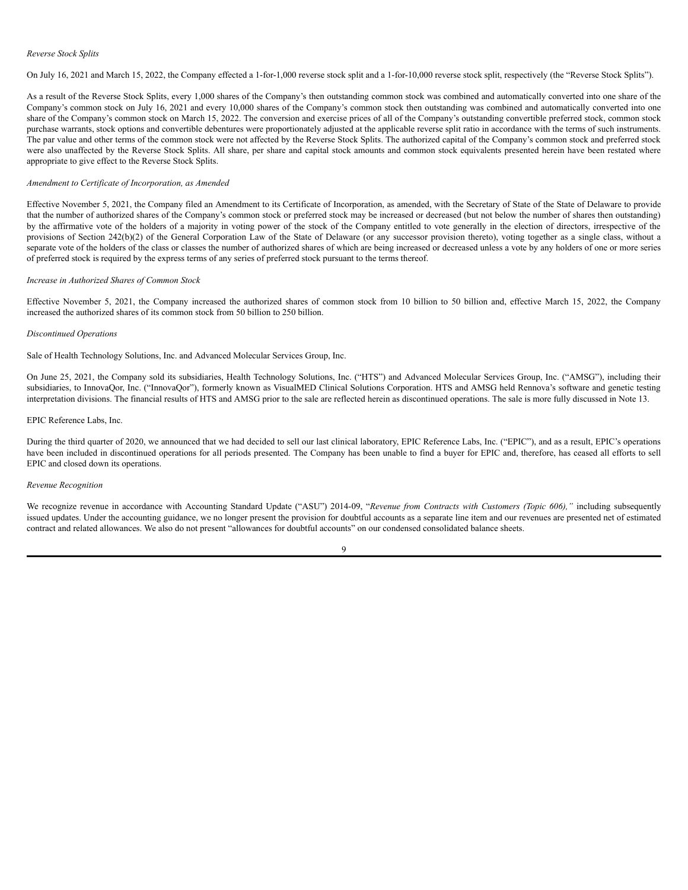*Reverse Stock Splits*

On July 16, 2021 and March 15, 2022, the Company effected a 1-for-1,000 reverse stock split and a 1-for-10,000 reverse stock split, respectively (the "Reverse Stock Splits").

As a result of the Reverse Stock Splits, every 1,000 shares of the Company's then outstanding common stock was combined and automatically converted into one share of the Company's common stock on July 16, 2021 and every 10,000 shares of the Company's common stock then outstanding was combined and automatically converted into one share of the Company's common stock on March 15, 2022. The conversion and exercise prices of all of the Company's outstanding convertible preferred stock, common stock purchase warrants, stock options and convertible debentures were proportionately adjusted at the applicable reverse split ratio in accordance with the terms of such instruments. The par value and other terms of the common stock were not affected by the Reverse Stock Splits. The authorized capital of the Company's common stock and preferred stock were also unaffected by the Reverse Stock Splits. All share, per share and capital stock amounts and common stock equivalents presented herein have been restated where appropriate to give effect to the Reverse Stock Splits.

*Amendment to Certificate of Incorporation, as Amended*

Effective November 5, 2021, the Company filed an Amendment to its Certificate of Incorporation, as amended, with the Secretary of State of the State of Delaware to provide that the number of authorized shares of the Company's common stock or preferred stock may be increased or decreased (but not below the number of shares then outstanding) by the affirmative vote of the holders of a majority in voting power of the stock of the Company entitled to vote generally in the election of directors, irrespective of the provisions of Section 242(b)(2) of the General Corporation Law of the State of Delaware (or any successor provision thereto), voting together as a single class, without a separate vote of the holders of the class or classes the number of authorized shares of which are being increased or decreased unless a vote by any holders of one or more series of preferred stock is required by the express terms of any series of preferred stock pursuant to the terms thereof.

*Increase in Authorized Shares of Common Stock*

Effective November 5, 2021, the Company increased the authorized shares of common stock from 10 billion to 50 billion and, effective March 15, 2022, the Company increased the authorized shares of its common stock from 50 billion to 250 billion.

*Discontinued Operations*

Sale of Health Technology Solutions, Inc. and Advanced Molecular Services Group, Inc.

On June 25, 2021, the Company sold its subsidiaries, Health Technology Solutions, Inc. ("HTS") and Advanced Molecular Services Group, Inc. ("AMSG"), including their subsidiaries, to InnovaQor, Inc. ("InnovaQor"), formerly known as VisualMED Clinical Solutions Corporation. HTS and AMSG held Rennova's software and genetic testing interpretation divisions. The financial results of HTS and AMSG prior to the sale are reflected herein as discontinued operations. The sale is more fully discussed in Note 13.

EPIC Reference Labs, Inc.

During the third quarter of 2020, we announced that we had decided to sell our last clinical laboratory, EPIC Reference Labs, Inc. ("EPIC"), and as a result, EPIC's operations have been included in discontinued operations for all periods presented. The Company has been unable to find a buyer for EPIC and, therefore, has ceased all efforts to sell EPIC and closed down its operations.

*Revenue Recognition*

We recognize revenue in accordance with Accounting Standard Update ("ASU") 2014-09, "*Revenue from Contracts with Customers (Topic 606),"* including subsequently issued updates. Under the accounting guidance, we no longer present the provision for doubtful accounts as a separate line item and our revenues are presented net of estimated contract and related allowances. We also do not present "allowances for doubtful accounts" on our condensed consolidated balance sheets.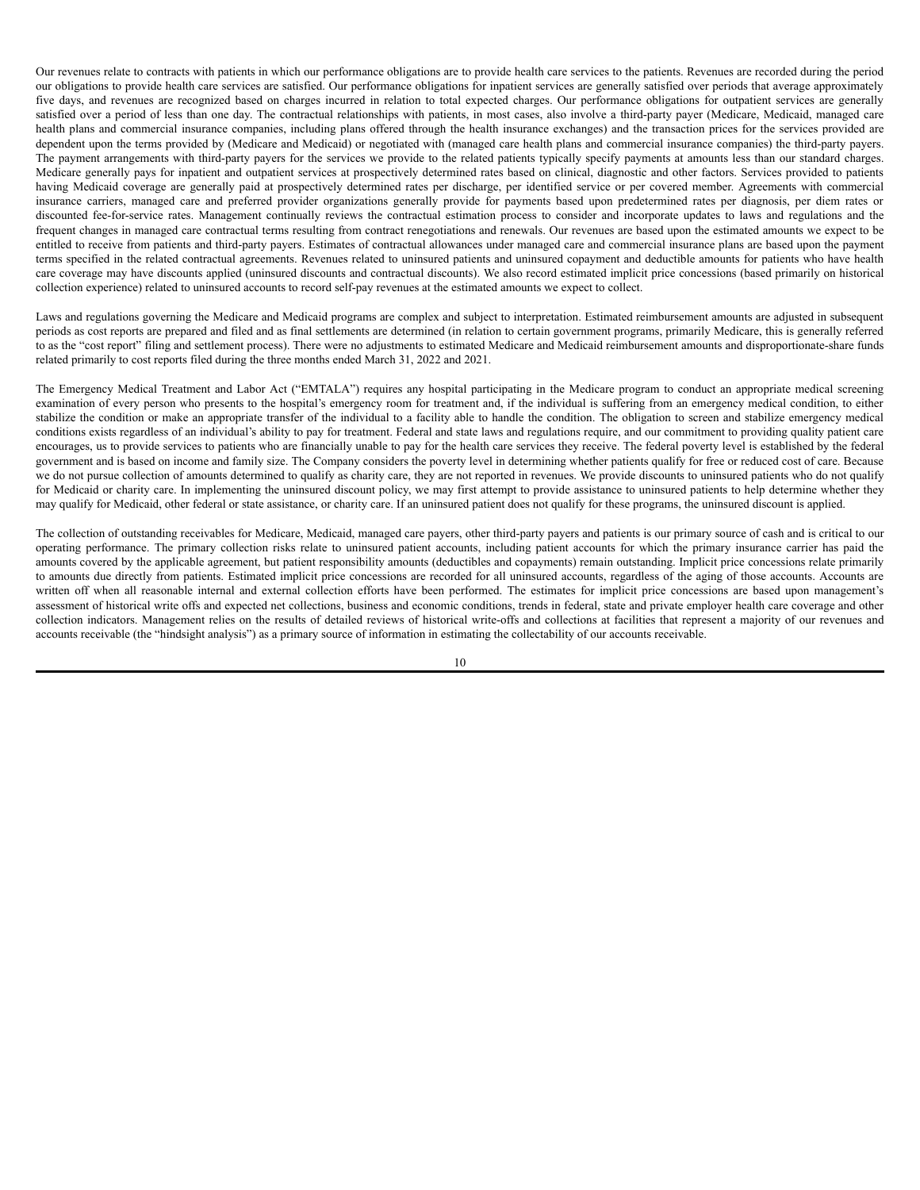Our revenues relate to contracts with patients in which our performance obligations are to provide health care services to the patients. Revenues are recorded during the period our obligations to provide health care services are satisfied. Our performance obligations for inpatient services are generally satisfied over periods that average approximately five days, and revenues are recognized based on charges incurred in relation to total expected charges. Our performance obligations for outpatient services are generally satisfied over a period of less than one day. The contractual relationships with patients, in most cases, also involve a third-party payer (Medicare, Medicaid, managed care health plans and commercial insurance companies, including plans offered through the health insurance exchanges) and the transaction prices for the services provided are dependent upon the terms provided by (Medicare and Medicaid) or negotiated with (managed care health plans and commercial insurance companies) the third-party payers. The payment arrangements with third-party payers for the services we provide to the related patients typically specify payments at amounts less than our standard charges. Medicare generally pays for inpatient and outpatient services at prospectively determined rates based on clinical, diagnostic and other factors. Services provided to patients having Medicaid coverage are generally paid at prospectively determined rates per discharge, per identified service or per covered member. Agreements with commercial insurance carriers, managed care and preferred provider organizations generally provide for payments based upon predetermined rates per diagnosis, per diem rates or discounted fee-for-service rates. Management continually reviews the contractual estimation process to consider and incorporate updates to laws and regulations and the frequent changes in managed care contractual terms resulting from contract renegotiations and renewals. Our revenues are based upon the estimated amounts we expect to be entitled to receive from patients and third-party payers. Estimates of contractual allowances under managed care and commercial insurance plans are based upon the payment terms specified in the related contractual agreements. Revenues related to uninsured patients and uninsured copayment and deductible amounts for patients who have health care coverage may have discounts applied (uninsured discounts and contractual discounts). We also record estimated implicit price concessions (based primarily on historical collection experience) related to uninsured accounts to record self-pay revenues at the estimated amounts we expect to collect.

Laws and regulations governing the Medicare and Medicaid programs are complex and subject to interpretation. Estimated reimbursement amounts are adjusted in subsequent periods as cost reports are prepared and filed and as final settlements are determined (in relation to certain government programs, primarily Medicare, this is generally referred to as the "cost report" filing and settlement process). There were no adjustments to estimated Medicare and Medicaid reimbursement amounts and disproportionate-share funds related primarily to cost reports filed during the three months ended March 31, 2022 and 2021.

The Emergency Medical Treatment and Labor Act ("EMTALA") requires any hospital participating in the Medicare program to conduct an appropriate medical screening examination of every person who presents to the hospital's emergency room for treatment and, if the individual is suffering from an emergency medical condition, to either stabilize the condition or make an appropriate transfer of the individual to a facility able to handle the condition. The obligation to screen and stabilize emergency medical conditions exists regardless of an individual's ability to pay for treatment. Federal and state laws and regulations require, and our commitment to providing quality patient care encourages, us to provide services to patients who are financially unable to pay for the health care services they receive. The federal poverty level is established by the federal government and is based on income and family size. The Company considers the poverty level in determining whether patients qualify for free or reduced cost of care. Because we do not pursue collection of amounts determined to qualify as charity care, they are not reported in revenues. We provide discounts to uninsured patients who do not qualify for Medicaid or charity care. In implementing the uninsured discount policy, we may first attempt to provide assistance to uninsured patients to help determine whether they may qualify for Medicaid, other federal or state assistance, or charity care. If an uninsured patient does not qualify for these programs, the uninsured discount is applied.

The collection of outstanding receivables for Medicare, Medicaid, managed care payers, other third-party payers and patients is our primary source of cash and is critical to our operating performance. The primary collection risks relate to uninsured patient accounts, including patient accounts for which the primary insurance carrier has paid the amounts covered by the applicable agreement, but patient responsibility amounts (deductibles and copayments) remain outstanding. Implicit price concessions relate primarily to amounts due directly from patients. Estimated implicit price concessions are recorded for all uninsured accounts, regardless of the aging of those accounts. Accounts are written off when all reasonable internal and external collection efforts have been performed. The estimates for implicit price concessions are based upon management's assessment of historical write offs and expected net collections, business and economic conditions, trends in federal, state and private employer health care coverage and other collection indicators. Management relies on the results of detailed reviews of historical write-offs and collections at facilities that represent a majority of our revenues and accounts receivable (the "hindsight analysis") as a primary source of information in estimating the collectability of our accounts receivable.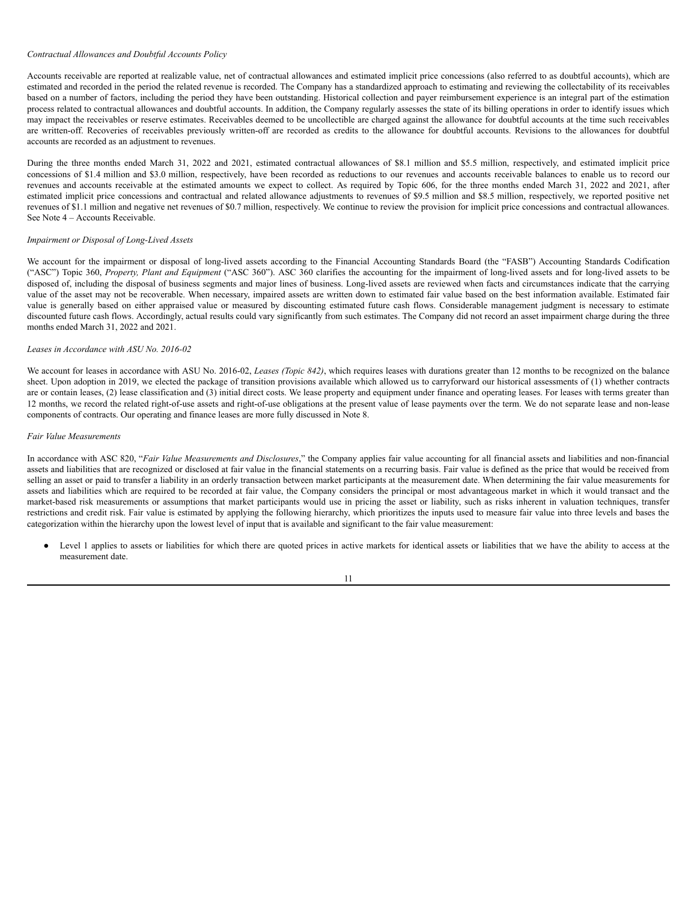*Contractual Allowances and Doubtful Accounts Policy*

Accounts receivable are reported at realizable value, net of contractual allowances and estimated implicit price concessions (also referred to as doubtful accounts), which are estimated and recorded in the period the related revenue is recorded. The Company has a standardized approach to estimating and reviewing the collectability of its receivables based on a number of factors, including the period they have been outstanding. Historical collection and payer reimbursement experience is an integral part of the estimation process related to contractual allowances and doubtful accounts. In addition, the Company regularly assesses the state of its billing operations in order to identify issues which may impact the receivables or reserve estimates. Receivables deemed to be uncollectible are charged against the allowance for doubtful accounts at the time such receivables are written-off. Recoveries of receivables previously written-off are recorded as credits to the allowance for doubtful accounts. Revisions to the allowances for doubtful accounts are recorded as an adjustment to revenues.

During the three months ended March 31, 2022 and 2021, estimated contractual allowances of $8.1 million and $5.5 million, respectively, and estimated implicit price concessions of $1.4 million and $3.0 million, respectively, have been recorded as reductions to our revenues and accounts receivable balances to enable us to record our revenues and accounts receivable at the estimated amounts we expect to collect. As required by Topic 606, for the three months ended March 31, 2022 and 2021, after estimated implicit price concessions and contractual and related allowance adjustments to revenues of $9.5 million and $8.5 million, respectively, we reported positive net revenues of $1.1 million and negative net revenues of $0.7 million, respectively. We continue to review the provision for implicit price concessions and contractual allowances. See Note 4 – Accounts Receivable.

*Impairment or Disposal of Long-Lived Assets*

We account for the impairment or disposal of long-lived assets according to the Financial Accounting Standards Board (the "FASB") Accounting Standards Codification ("ASC") Topic 360, *Property, Plant and Equipment* ("ASC 360"). ASC 360 clarifies the accounting for the impairment of long-lived assets and for long-lived assets to be disposed of, including the disposal of business segments and major lines of business. Long-lived assets are reviewed when facts and circumstances indicate that the carrying value of the asset may not be recoverable. When necessary, impaired assets are written down to estimated fair value based on the best information available. Estimated fair value is generally based on either appraised value or measured by discounting estimated future cash flows. Considerable management judgment is necessary to estimate discounted future cash flows. Accordingly, actual results could vary significantly from such estimates. The Company did not record an asset impairment charge during the three months ended March 31, 2022 and 2021.

*Leases in Accordance with ASU No. 2016-02*

We account for leases in accordance with ASU No. 2016-02, *Leases (Topic 842)*, which requires leases with durations greater than 12 months to be recognized on the balance sheet. Upon adoption in 2019, we elected the package of transition provisions available which allowed us to carryforward our historical assessments of (1) whether contracts are or contain leases, (2) lease classification and (3) initial direct costs. We lease property and equipment under finance and operating leases. For leases with terms greater than 12 months, we record the related right-of-use assets and right-of-use obligations at the present value of lease payments over the term. We do not separate lease and non-lease components of contracts. Our operating and finance leases are more fully discussed in Note 8.

*Fair Value Measurements*

In accordance with ASC 820, "*Fair Value Measurements and Disclosures*," the Company applies fair value accounting for all financial assets and liabilities and non-financial assets and liabilities that are recognized or disclosed at fair value in the financial statements on a recurring basis. Fair value is defined as the price that would be received from selling an asset or paid to transfer a liability in an orderly transaction between market participants at the measurement date. When determining the fair value measurements for assets and liabilities which are required to be recorded at fair value, the Company considers the principal or most advantageous market in which it would transact and the market-based risk measurements or assumptions that market participants would use in pricing the asset or liability, such as risks inherent in valuation techniques, transfer restrictions and credit risk. Fair value is estimated by applying the following hierarchy, which prioritizes the inputs used to measure fair value into three levels and bases the categorization within the hierarchy upon the lowest level of input that is available and significant to the fair value measurement:

- Level 1 applies to assets or liabilities for which there are quoted prices in active markets for identical assets or liabilities that we have the ability to access at the measurement date.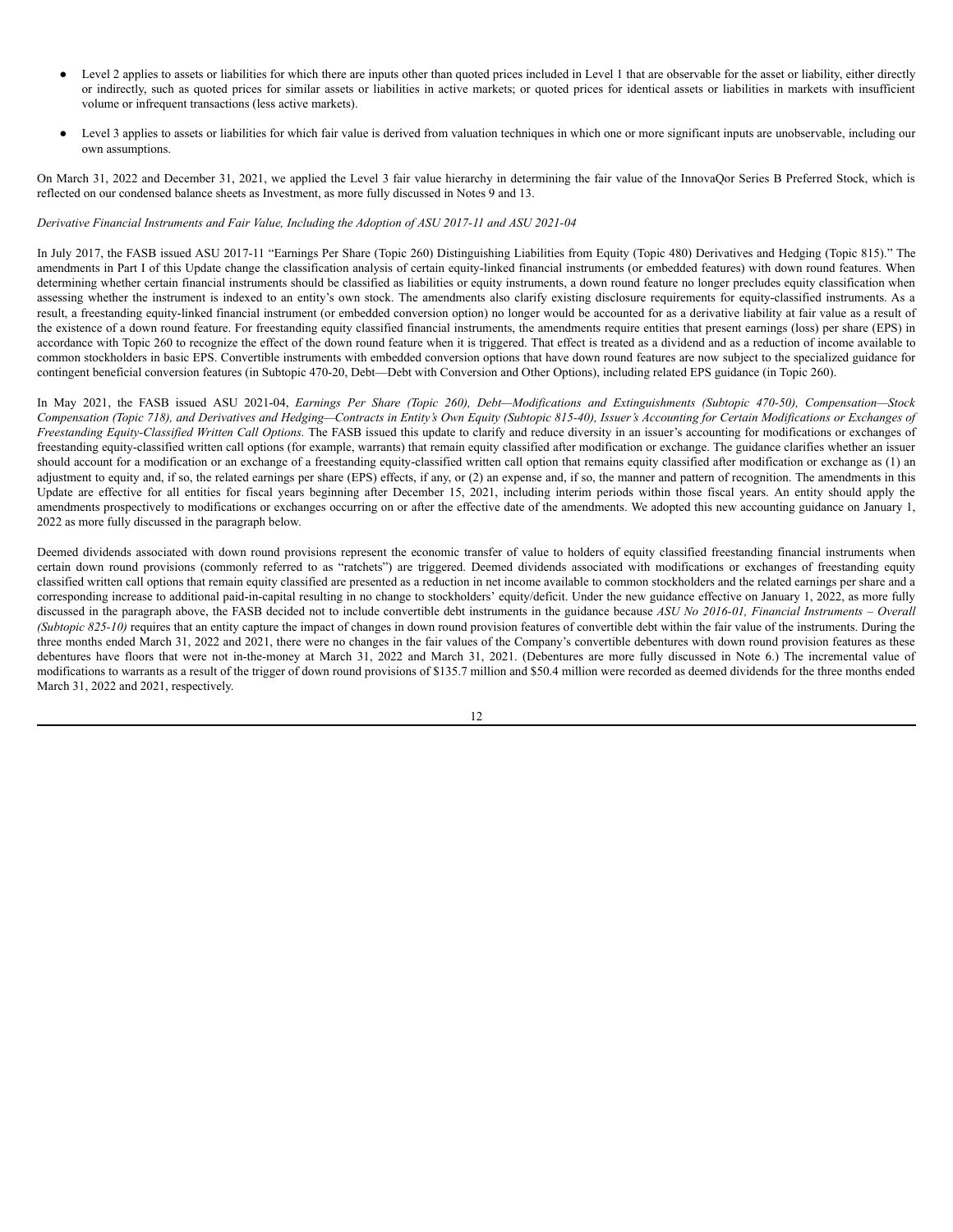- Level 2 applies to assets or liabilities for which there are inputs other than quoted prices included in Level 1 that are observable for the asset or liability, either directly or indirectly, such as quoted prices for similar assets or liabilities in active markets; or quoted prices for identical assets or liabilities in markets with insufficient volume or infrequent transactions (less active markets).

- Level 3 applies to assets or liabilities for which fair value is derived from valuation techniques in which one or more significant inputs are unobservable, including our own assumptions.

On March 31, 2022 and December 31, 2021, we applied the Level 3 fair value hierarchy in determining the fair value of the InnovaQor Series B Preferred Stock, which is reflected on our condensed balance sheets as Investment, as more fully discussed in Notes 9 and 13.

*Derivative Financial Instruments and Fair Value, Including the Adoption of ASU 2017-11 and ASU 2021-04*

In July 2017, the FASB issued ASU 2017-11 "Earnings Per Share (Topic 260) Distinguishing Liabilities from Equity (Topic 480) Derivatives and Hedging (Topic 815)." The amendments in Part I of this Update change the classification analysis of certain equity-linked financial instruments (or embedded features) with down round features. When determining whether certain financial instruments should be classified as liabilities or equity instruments, a down round feature no longer precludes equity classification when assessing whether the instrument is indexed to an entity's own stock. The amendments also clarify existing disclosure requirements for equity-classified instruments. As a result, a freestanding equity-linked financial instrument (or embedded conversion option) no longer would be accounted for as a derivative liability at fair value as a result of the existence of a down round feature. For freestanding equity classified financial instruments, the amendments require entities that present earnings (loss) per share (EPS) in accordance with Topic 260 to recognize the effect of the down round feature when it is triggered. That effect is treated as a dividend and as a reduction of income available to common stockholders in basic EPS. Convertible instruments with embedded conversion options that have down round features are now subject to the specialized guidance for contingent beneficial conversion features (in Subtopic 470-20, Debt—Debt with Conversion and Other Options), including related EPS guidance (in Topic 260).

In May 2021, the FASB issued ASU 2021-04, *Earnings Per Share (Topic 260), Debt—Modifications and Extinguishments (Subtopic 470-50), Compensation—Stock Compensation (Topic 718), and Derivatives and Hedging—Contracts in Entity's Own Equity (Subtopic 815-40), Issuer's Accounting for Certain Modifications or Exchanges of Freestanding Equity-Classified Written Call Options.* The FASB issued this update to clarify and reduce diversity in an issuer's accounting for modifications or exchanges of freestanding equity-classified written call options (for example, warrants) that remain equity classified after modification or exchange. The guidance clarifies whether an issuer should account for a modification or an exchange of a freestanding equity-classified written call option that remains equity classified after modification or exchange as (1) an adjustment to equity and, if so, the related earnings per share (EPS) effects, if any, or (2) an expense and, if so, the manner and pattern of recognition. The amendments in this Update are effective for all entities for fiscal years beginning after December 15, 2021, including interim periods within those fiscal years. An entity should apply the amendments prospectively to modifications or exchanges occurring on or after the effective date of the amendments. We adopted this new accounting guidance on January 1, 2022 as more fully discussed in the paragraph below.

Deemed dividends associated with down round provisions represent the economic transfer of value to holders of equity classified freestanding financial instruments when certain down round provisions (commonly referred to as "ratchets") are triggered. Deemed dividends associated with modifications or exchanges of freestanding equity classified written call options that remain equity classified are presented as a reduction in net income available to common stockholders and the related earnings per share and a corresponding increase to additional paid-in-capital resulting in no change to stockholders' equity/deficit. Under the new guidance effective on January 1, 2022, as more fully discussed in the paragraph above, the FASB decided not to include convertible debt instruments in the guidance because *ASU No 2016-01, Financial Instruments – Overall (Subtopic 825-10)* requires that an entity capture the impact of changes in down round provision features of convertible debt within the fair value of the instruments. During the three months ended March 31, 2022 and 2021, there were no changes in the fair values of the Company's convertible debentures with down round provision features as these debentures have floors that were not in-the-money at March 31, 2022 and March 31, 2021. (Debentures are more fully discussed in Note 6.) The incremental value of modifications to warrants as a result of the trigger of down round provisions of $135.7 million and $50.4 million were recorded as deemed dividends for the three months ended March 31, 2022 and 2021, respectively.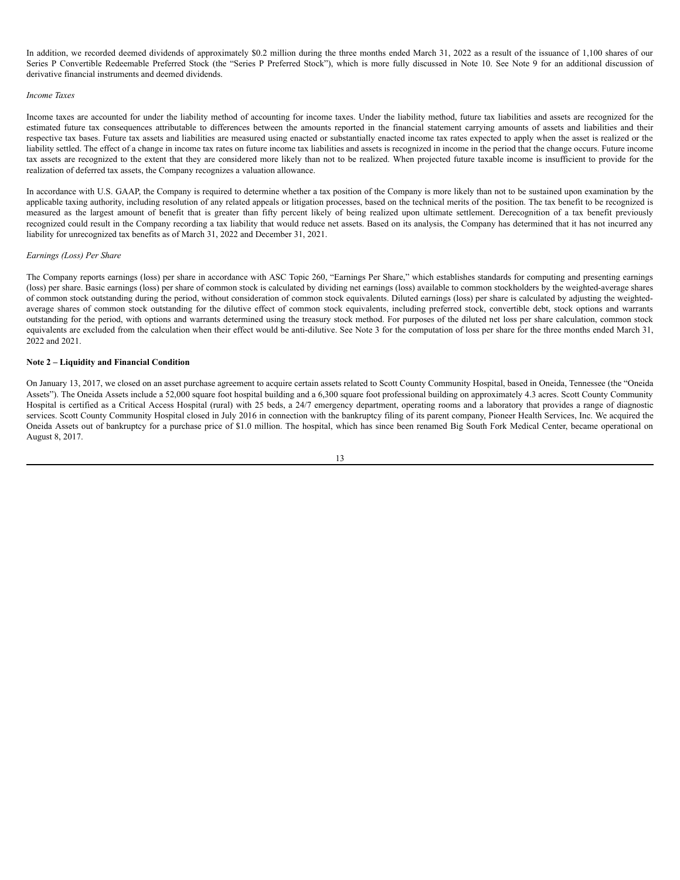In addition, we recorded deemed dividends of approximately $0.2 million during the three months ended March 31, 2022 as a result of the issuance of 1,100 shares of our Series P Convertible Redeemable Preferred Stock (the "Series P Preferred Stock"), which is more fully discussed in Note 10. See Note 9 for an additional discussion of derivative financial instruments and deemed dividends.

*Income Taxes*

Income taxes are accounted for under the liability method of accounting for income taxes. Under the liability method, future tax liabilities and assets are recognized for the estimated future tax consequences attributable to differences between the amounts reported in the financial statement carrying amounts of assets and liabilities and their respective tax bases. Future tax assets and liabilities are measured using enacted or substantially enacted income tax rates expected to apply when the asset is realized or the liability settled. The effect of a change in income tax rates on future income tax liabilities and assets is recognized in income in the period that the change occurs. Future income tax assets are recognized to the extent that they are considered more likely than not to be realized. When projected future taxable income is insufficient to provide for the realization of deferred tax assets, the Company recognizes a valuation allowance.

In accordance with U.S. GAAP, the Company is required to determine whether a tax position of the Company is more likely than not to be sustained upon examination by the applicable taxing authority, including resolution of any related appeals or litigation processes, based on the technical merits of the position. The tax benefit to be recognized is measured as the largest amount of benefit that is greater than fifty percent likely of being realized upon ultimate settlement. Derecognition of a tax benefit previously recognized could result in the Company recording a tax liability that would reduce net assets. Based on its analysis, the Company has determined that it has not incurred any liability for unrecognized tax benefits as of March 31, 2022 and December 31, 2021.

*Earnings (Loss) Per Share*

The Company reports earnings (loss) per share in accordance with ASC Topic 260, "Earnings Per Share," which establishes standards for computing and presenting earnings (loss) per share. Basic earnings (loss) per share of common stock is calculated by dividing net earnings (loss) available to common stockholders by the weighted-average shares of common stock outstanding during the period, without consideration of common stock equivalents. Diluted earnings (loss) per share is calculated by adjusting the weighted-average shares of common stock outstanding for the dilutive effect of common stock equivalents, including preferred stock, convertible debt, stock options and warrants outstanding for the period, with options and warrants determined using the treasury stock method. For purposes of the diluted net loss per share calculation, common stock equivalents are excluded from the calculation when their effect would be anti-dilutive. See Note 3 for the computation of loss per share for the three months ended March 31, 2022 and 2021.

**Note 2 – Liquidity and Financial Condition**

On January 13, 2017, we closed on an asset purchase agreement to acquire certain assets related to Scott County Community Hospital, based in Oneida, Tennessee (the "Oneida Assets"). The Oneida Assets include a 52,000 square foot hospital building and a 6,300 square foot professional building on approximately 4.3 acres. Scott County Community Hospital is certified as a Critical Access Hospital (rural) with 25 beds, a 24/7 emergency department, operating rooms and a laboratory that provides a range of diagnostic services. Scott County Community Hospital closed in July 2016 in connection with the bankruptcy filing of its parent company, Pioneer Health Services, Inc. We acquired the Oneida Assets out of bankruptcy for a purchase price of $1.0 million. The hospital, which has since been renamed Big South Fork Medical Center, became operational on August 8, 2017.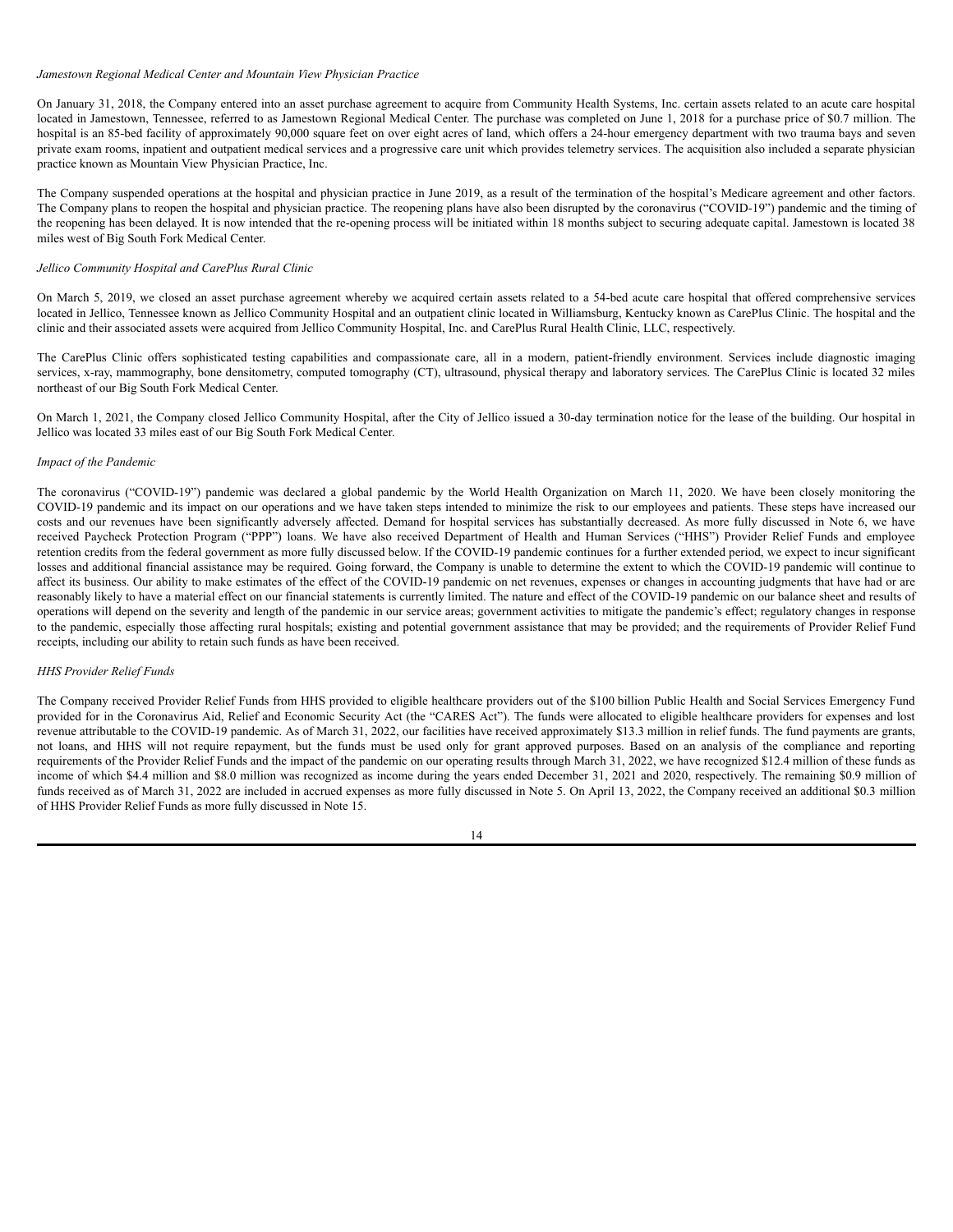*Jamestown Regional Medical Center and Mountain View Physician Practice*

On January 31, 2018, the Company entered into an asset purchase agreement to acquire from Community Health Systems, Inc. certain assets related to an acute care hospital located in Jamestown, Tennessee, referred to as Jamestown Regional Medical Center. The purchase was completed on June 1, 2018 for a purchase price of $0.7 million. The hospital is an 85-bed facility of approximately 90,000 square feet on over eight acres of land, which offers a 24-hour emergency department with two trauma bays and seven private exam rooms, inpatient and outpatient medical services and a progressive care unit which provides telemetry services. The acquisition also included a separate physician practice known as Mountain View Physician Practice, Inc.

The Company suspended operations at the hospital and physician practice in June 2019, as a result of the termination of the hospital's Medicare agreement and other factors. The Company plans to reopen the hospital and physician practice. The reopening plans have also been disrupted by the coronavirus ("COVID-19") pandemic and the timing of the reopening has been delayed. It is now intended that the re-opening process will be initiated within 18 months subject to securing adequate capital. Jamestown is located 38 miles west of Big South Fork Medical Center.

*Jellico Community Hospital and CarePlus Rural Clinic*

On March 5, 2019, we closed an asset purchase agreement whereby we acquired certain assets related to a 54-bed acute care hospital that offered comprehensive services located in Jellico, Tennessee known as Jellico Community Hospital and an outpatient clinic located in Williamsburg, Kentucky known as CarePlus Clinic. The hospital and the clinic and their associated assets were acquired from Jellico Community Hospital, Inc. and CarePlus Rural Health Clinic, LLC, respectively.

The CarePlus Clinic offers sophisticated testing capabilities and compassionate care, all in a modern, patient-friendly environment. Services include diagnostic imaging services, x-ray, mammography, bone densitometry, computed tomography (CT), ultrasound, physical therapy and laboratory services. The CarePlus Clinic is located 32 miles northeast of our Big South Fork Medical Center.

On March 1, 2021, the Company closed Jellico Community Hospital, after the City of Jellico issued a 30-day termination notice for the lease of the building. Our hospital in Jellico was located 33 miles east of our Big South Fork Medical Center.

*Impact of the Pandemic*

The coronavirus ("COVID-19") pandemic was declared a global pandemic by the World Health Organization on March 11, 2020. We have been closely monitoring the COVID-19 pandemic and its impact on our operations and we have taken steps intended to minimize the risk to our employees and patients. These steps have increased our costs and our revenues have been significantly adversely affected. Demand for hospital services has substantially decreased. As more fully discussed in Note 6, we have received Paycheck Protection Program ("PPP") loans. We have also received Department of Health and Human Services ("HHS") Provider Relief Funds and employee retention credits from the federal government as more fully discussed below. If the COVID-19 pandemic continues for a further extended period, we expect to incur significant losses and additional financial assistance may be required. Going forward, the Company is unable to determine the extent to which the COVID-19 pandemic will continue to affect its business. Our ability to make estimates of the effect of the COVID-19 pandemic on net revenues, expenses or changes in accounting judgments that have had or are reasonably likely to have a material effect on our financial statements is currently limited. The nature and effect of the COVID-19 pandemic on our balance sheet and results of operations will depend on the severity and length of the pandemic in our service areas; government activities to mitigate the pandemic's effect; regulatory changes in response to the pandemic, especially those affecting rural hospitals; existing and potential government assistance that may be provided; and the requirements of Provider Relief Fund receipts, including our ability to retain such funds as have been received.

*HHS Provider Relief Funds*

The Company received Provider Relief Funds from HHS provided to eligible healthcare providers out of the $100 billion Public Health and Social Services Emergency Fund provided for in the Coronavirus Aid, Relief and Economic Security Act (the "CARES Act"). The funds were allocated to eligible healthcare providers for expenses and lost revenue attributable to the COVID-19 pandemic. As of March 31, 2022, our facilities have received approximately $13.3 million in relief funds. The fund payments are grants, not loans, and HHS will not require repayment, but the funds must be used only for grant approved purposes. Based on an analysis of the compliance and reporting requirements of the Provider Relief Funds and the impact of the pandemic on our operating results through March 31, 2022, we have recognized $12.4 million of these funds as income of which $4.4 million and $8.0 million was recognized as income during the years ended December 31, 2021 and 2020, respectively. The remaining $0.9 million of funds received as of March 31, 2022 are included in accrued expenses as more fully discussed in Note 5. On April 13, 2022, the Company received an additional $0.3 million of HHS Provider Relief Funds as more fully discussed in Note 15.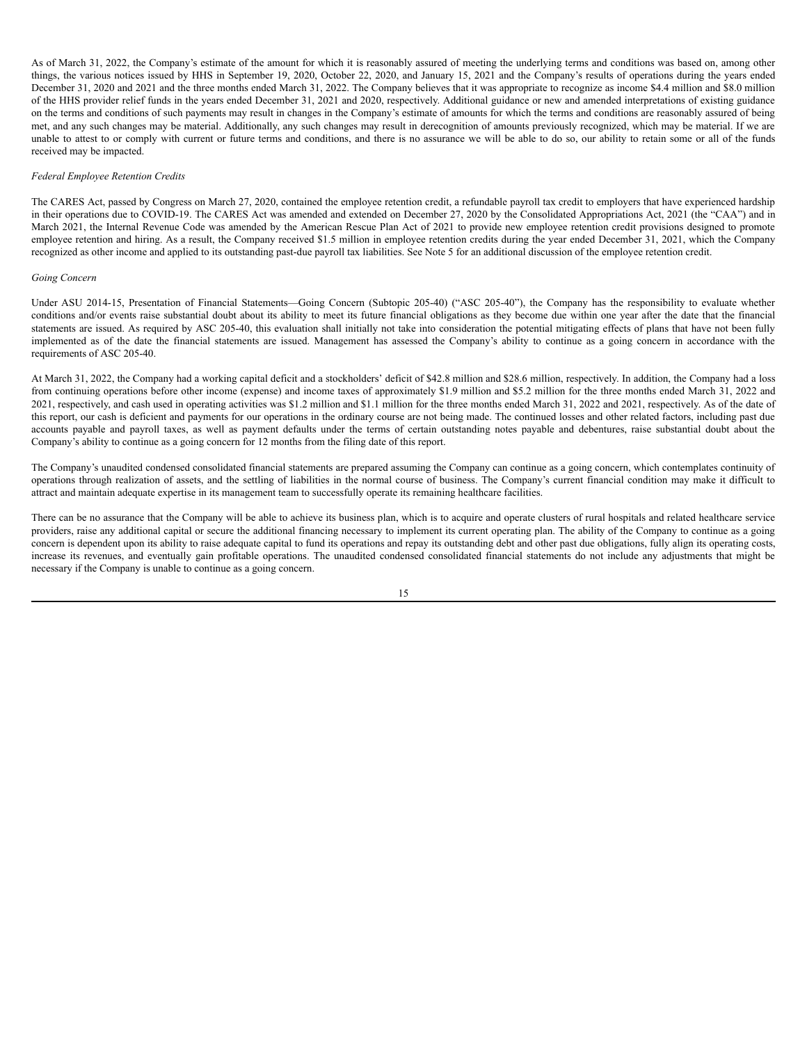As of March 31, 2022, the Company's estimate of the amount for which it is reasonably assured of meeting the underlying terms and conditions was based on, among other things, the various notices issued by HHS in September 19, 2020, October 22, 2020, and January 15, 2021 and the Company's results of operations during the years ended December 31, 2020 and 2021 and the three months ended March 31, 2022. The Company believes that it was appropriate to recognize as income $4.4 million and $8.0 million of the HHS provider relief funds in the years ended December 31, 2021 and 2020, respectively. Additional guidance or new and amended interpretations of existing guidance on the terms and conditions of such payments may result in changes in the Company's estimate of amounts for which the terms and conditions are reasonably assured of being met, and any such changes may be material. Additionally, any such changes may result in derecognition of amounts previously recognized, which may be material. If we are unable to attest to or comply with current or future terms and conditions, and there is no assurance we will be able to do so, our ability to retain some or all of the funds received may be impacted.

*Federal Employee Retention Credits*

The CARES Act, passed by Congress on March 27, 2020, contained the employee retention credit, a refundable payroll tax credit to employers that have experienced hardship in their operations due to COVID-19. The CARES Act was amended and extended on December 27, 2020 by the Consolidated Appropriations Act, 2021 (the "CAA") and in March 2021, the Internal Revenue Code was amended by the American Rescue Plan Act of 2021 to provide new employee retention credit provisions designed to promote employee retention and hiring. As a result, the Company received $1.5 million in employee retention credits during the year ended December 31, 2021, which the Company recognized as other income and applied to its outstanding past-due payroll tax liabilities. See Note 5 for an additional discussion of the employee retention credit.

*Going Concern*

Under ASU 2014-15, Presentation of Financial Statements—Going Concern (Subtopic 205-40) ("ASC 205-40"), the Company has the responsibility to evaluate whether conditions and/or events raise substantial doubt about its ability to meet its future financial obligations as they become due within one year after the date that the financial statements are issued. As required by ASC 205-40, this evaluation shall initially not take into consideration the potential mitigating effects of plans that have not been fully implemented as of the date the financial statements are issued. Management has assessed the Company's ability to continue as a going concern in accordance with the requirements of ASC 205-40.

At March 31, 2022, the Company had a working capital deficit and a stockholders' deficit of $42.8 million and $28.6 million, respectively. In addition, the Company had a loss from continuing operations before other income (expense) and income taxes of approximately $1.9 million and $5.2 million for the three months ended March 31, 2022 and 2021, respectively, and cash used in operating activities was $1.2 million and $1.1 million for the three months ended March 31, 2022 and 2021, respectively. As of the date of this report, our cash is deficient and payments for our operations in the ordinary course are not being made. The continued losses and other related factors, including past due accounts payable and payroll taxes, as well as payment defaults under the terms of certain outstanding notes payable and debentures, raise substantial doubt about the Company's ability to continue as a going concern for 12 months from the filing date of this report.

The Company's unaudited condensed consolidated financial statements are prepared assuming the Company can continue as a going concern, which contemplates continuity of operations through realization of assets, and the settling of liabilities in the normal course of business. The Company's current financial condition may make it difficult to attract and maintain adequate expertise in its management team to successfully operate its remaining healthcare facilities.

There can be no assurance that the Company will be able to achieve its business plan, which is to acquire and operate clusters of rural hospitals and related healthcare service providers, raise any additional capital or secure the additional financing necessary to implement its current operating plan. The ability of the Company to continue as a going concern is dependent upon its ability to raise adequate capital to fund its operations and repay its outstanding debt and other past due obligations, fully align its operating costs, increase its revenues, and eventually gain profitable operations. The unaudited condensed consolidated financial statements do not include any adjustments that might be necessary if the Company is unable to continue as a going concern.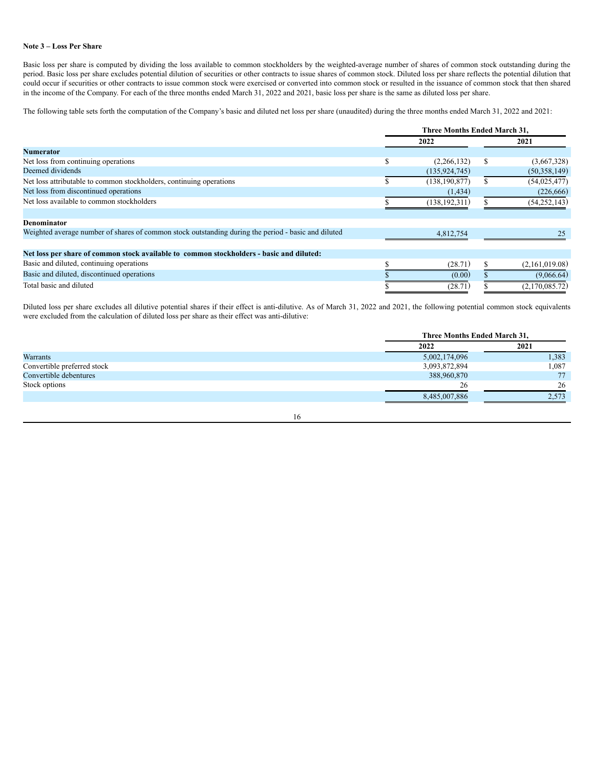**Note 3 – Loss Per Share**

Basic loss per share is computed by dividing the loss available to common stockholders by the weighted-average number of shares of common stock outstanding during the period. Basic loss per share excludes potential dilution of securities or other contracts to issue shares of common stock. Diluted loss per share reflects the potential dilution that could occur if securities or other contracts to issue common stock were exercised or converted into common stock or resulted in the issuance of common stock that then shared in the income of the Company. For each of the three months ended March 31, 2022 and 2021, basic loss per share is the same as diluted loss per share.

The following table sets forth the computation of the Company's basic and diluted net loss per share (unaudited) during the three months ended March 31, 2022 and 2021:

| | Three Months Ended March 31, 2022 | Three Months Ended March 31, 2021 |
|---|---|---|
| **Numerator** | | |
| Net loss from continuing operations | $ (2,266,132) | $ (3,667,328) |
| Deemed dividends | (135,924,745) | (50,358,149) |
| Net loss attributable to common stockholders, continuing operations | $ (138,190,877) | $ (54,025,477) |
| Net loss from discontinued operations | (1,434) | (226,666) |
| Net loss available to common stockholders | $ (138,192,311) | $ (54,252,143) |
| | | |
| **Denominator** | | |
| Weighted average number of shares of common stock outstanding during the period - basic and diluted | 4,812,754 | 25 |
| | | |
| **Net loss per share of common stock available to common stockholders - basic and diluted:** | | |
| Basic and diluted, continuing operations | $ (28.71) | $ (2,161,019.08) |
| Basic and diluted, discontinued operations | $ (0.00) | $ (9,066.64) |
| Total basic and diluted | $ (28.71) | $ (2,170,085.72) |

Diluted loss per share excludes all dilutive potential shares if their effect is anti-dilutive. As of March 31, 2022 and 2021, the following potential common stock equivalents were excluded from the calculation of diluted loss per share as their effect was anti-dilutive:

| | Three Months Ended March 31, 2022 | Three Months Ended March 31, 2021 |
|---|---|---|
| Warrants | 5,002,174,096 | 1,383 |
| Convertible preferred stock | 3,093,872,894 | 1,087 |
| Convertible debentures | 388,960,870 | 77 |
| Stock options | 26 | 26 |
| | 8,485,007,886 | 2,573 |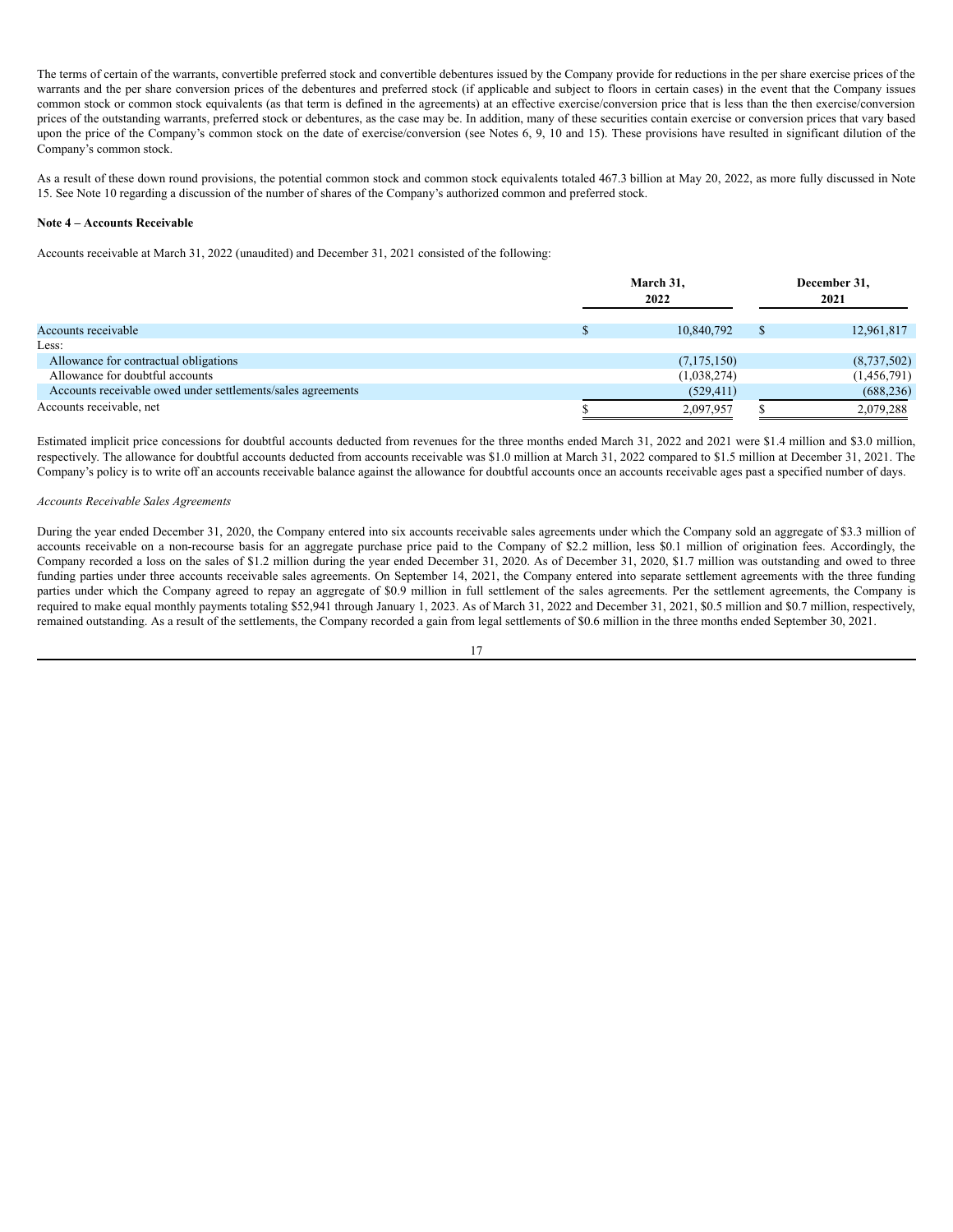The terms of certain of the warrants, convertible preferred stock and convertible debentures issued by the Company provide for reductions in the per share exercise prices of the warrants and the per share conversion prices of the debentures and preferred stock (if applicable and subject to floors in certain cases) in the event that the Company issues common stock or common stock equivalents (as that term is defined in the agreements) at an effective exercise/conversion price that is less than the then exercise/conversion prices of the outstanding warrants, preferred stock or debentures, as the case may be. In addition, many of these securities contain exercise or conversion prices that vary based upon the price of the Company's common stock on the date of exercise/conversion (see Notes 6, 9, 10 and 15). These provisions have resulted in significant dilution of the Company's common stock.

As a result of these down round provisions, the potential common stock and common stock equivalents totaled 467.3 billion at May 20, 2022, as more fully discussed in Note 15. See Note 10 regarding a discussion of the number of shares of the Company's authorized common and preferred stock.

**Note 4 – Accounts Receivable**

Accounts receivable at March 31, 2022 (unaudited) and December 31, 2021 consisted of the following:

| | March 31, 2022 | December 31, 2021 |
|---|---|---|
| Accounts receivable | $ 10,840,792 | $ 12,961,817 |
| Less: | | |
| Allowance for contractual obligations | (7,175,150) | (8,737,502) |
| Allowance for doubtful accounts | (1,038,274) | (1,456,791) |
| Accounts receivable owed under settlements/sales agreements | (529,411) | (688,236) |
| Accounts receivable, net | $ 2,097,957 | $ 2,079,288 |

Estimated implicit price concessions for doubtful accounts deducted from revenues for the three months ended March 31, 2022 and 2021 were $1.4 million and $3.0 million, respectively. The allowance for doubtful accounts deducted from accounts receivable was $1.0 million at March 31, 2022 compared to $1.5 million at December 31, 2021. The Company's policy is to write off an accounts receivable balance against the allowance for doubtful accounts once an accounts receivable ages past a specified number of days.

*Accounts Receivable Sales Agreements*

During the year ended December 31, 2020, the Company entered into six accounts receivable sales agreements under which the Company sold an aggregate of $3.3 million of accounts receivable on a non-recourse basis for an aggregate purchase price paid to the Company of $2.2 million, less $0.1 million of origination fees. Accordingly, the Company recorded a loss on the sales of $1.2 million during the year ended December 31, 2020. As of December 31, 2020, $1.7 million was outstanding and owed to three funding parties under three accounts receivable sales agreements. On September 14, 2021, the Company entered into separate settlement agreements with the three funding parties under which the Company agreed to repay an aggregate of $0.9 million in full settlement of the sales agreements. Per the settlement agreements, the Company is required to make equal monthly payments totaling $52,941 through January 1, 2023. As of March 31, 2022 and December 31, 2021, $0.5 million and $0.7 million, respectively, remained outstanding. As a result of the settlements, the Company recorded a gain from legal settlements of $0.6 million in the three months ended September 30, 2021.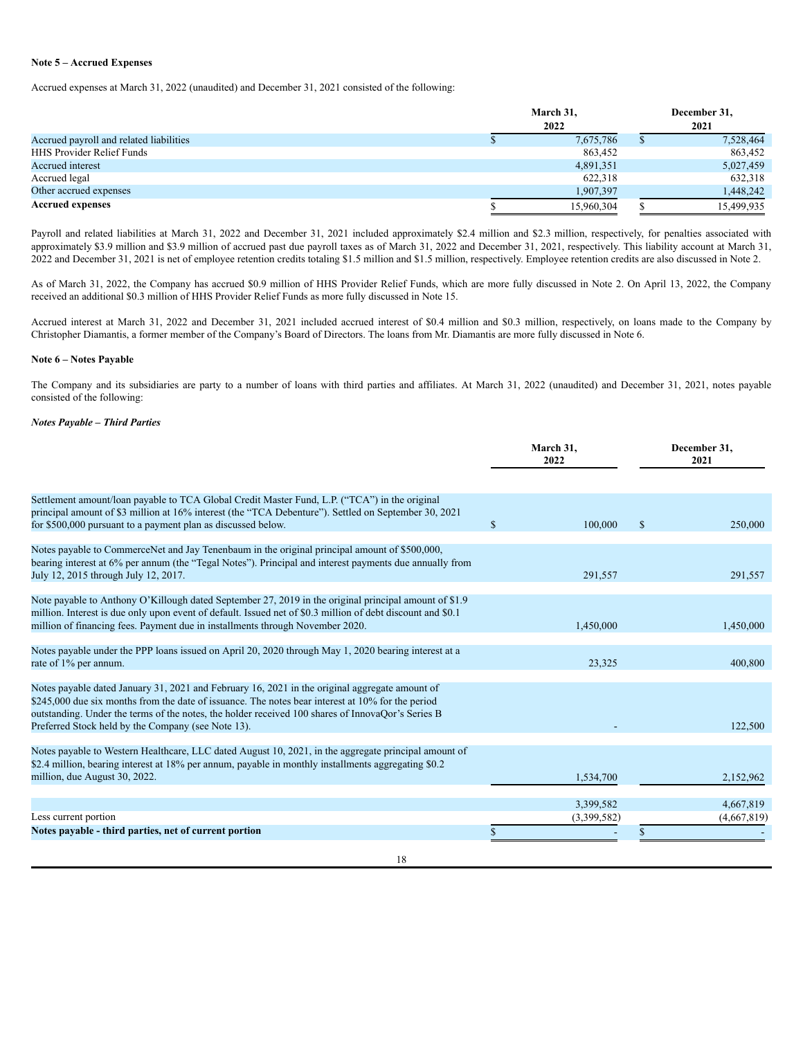### Note 5 – Accrued Expenses

Accrued expenses at March 31, 2022 (unaudited) and December 31, 2021 consisted of the following:

| | March 31, 2022 | December 31, 2021 |
|---|---|---|
| Accrued payroll and related liabilities | $ 7,675,786 | $ 7,528,464 |
| HHS Provider Relief Funds | 863,452 | 863,452 |
| Accrued interest | 4,891,351 | 5,027,459 |
| Accrued legal | 622,318 | 632,318 |
| Other accrued expenses | 1,907,397 | 1,448,242 |
| **Accrued expenses** | $ 15,960,304 | $ 15,499,935 |

Payroll and related liabilities at March 31, 2022 and December 31, 2021 included approximately $2.4 million and $2.3 million, respectively, for penalties associated with approximately $3.9 million and $3.9 million of accrued past due payroll taxes as of March 31, 2022 and December 31, 2021, respectively. This liability account at March 31, 2022 and December 31, 2021 is net of employee retention credits totaling $1.5 million and $1.5 million, respectively. Employee retention credits are also discussed in Note 2.

As of March 31, 2022, the Company has accrued $0.9 million of HHS Provider Relief Funds, which are more fully discussed in Note 2. On April 13, 2022, the Company received an additional $0.3 million of HHS Provider Relief Funds as more fully discussed in Note 15.

Accrued interest at March 31, 2022 and December 31, 2021 included accrued interest of $0.4 million and $0.3 million, respectively, on loans made to the Company by Christopher Diamantis, a former member of the Company's Board of Directors. The loans from Mr. Diamantis are more fully discussed in Note 6.

### Note 6 – Notes Payable

The Company and its subsidiaries are party to a number of loans with third parties and affiliates. At March 31, 2022 (unaudited) and December 31, 2021, notes payable consisted of the following:

***Notes Payable – Third Parties***

| | March 31, 2022 | December 31, 2021 |
|---|---|---|
| Settlement amount/loan payable to TCA Global Credit Master Fund, L.P. ("TCA") in the original principal amount of $3 million at 16% interest (the "TCA Debenture"). Settled on September 30, 2021 for $500,000 pursuant to a payment plan as discussed below. | $ 100,000 | $ 250,000 |
| Notes payable to CommerceNet and Jay Tenenbaum in the original principal amount of $500,000, bearing interest at 6% per annum (the "Tegal Notes"). Principal and interest payments due annually from July 12, 2015 through July 12, 2017. | 291,557 | 291,557 |
| Note payable to Anthony O'Killough dated September 27, 2019 in the original principal amount of $1.9 million. Interest is due only upon event of default. Issued net of $0.3 million of debt discount and $0.1 million of financing fees. Payment due in installments through November 2020. | 1,450,000 | 1,450,000 |
| Notes payable under the PPP loans issued on April 20, 2020 through May 1, 2020 bearing interest at a rate of 1% per annum. | 23,325 | 400,800 |
| Notes payable dated January 31, 2021 and February 16, 2021 in the original aggregate amount of $245,000 due six months from the date of issuance. The notes bear interest at 10% for the period outstanding. Under the terms of the notes, the holder received 100 shares of InnovaQor's Series B Preferred Stock held by the Company (see Note 13). | - | 122,500 |
| Notes payable to Western Healthcare, LLC dated August 10, 2021, in the aggregate principal amount of $2.4 million, bearing interest at 18% per annum, payable in monthly installments aggregating $0.2 million, due August 30, 2022. | 1,534,700 | 2,152,962 |
| | 3,399,582 | 4,667,819 |
| Less current portion | (3,399,582) | (4,667,819) |
| **Notes payable - third parties, net of current portion** | $ - | $ - |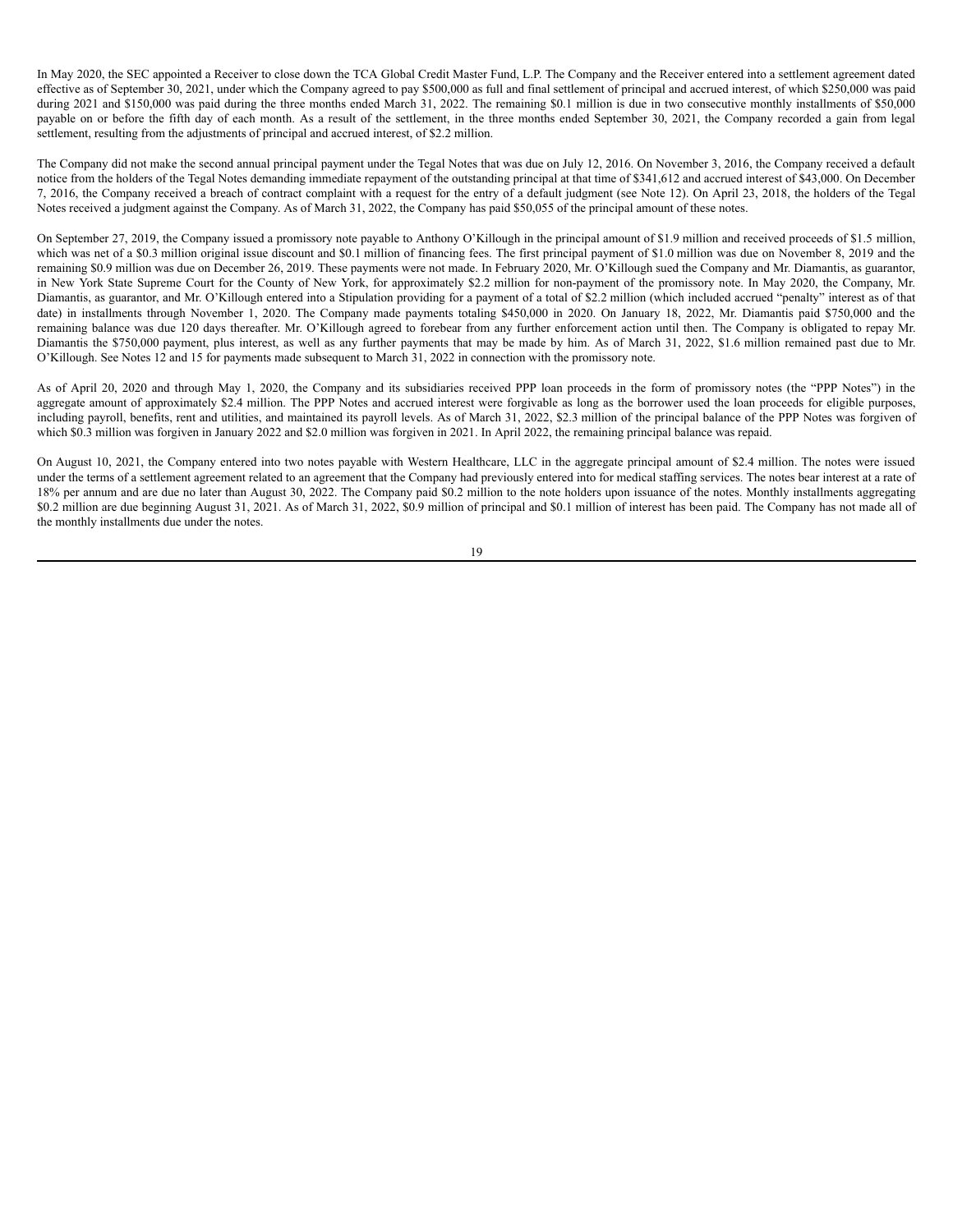In May 2020, the SEC appointed a Receiver to close down the TCA Global Credit Master Fund, L.P. The Company and the Receiver entered into a settlement agreement dated effective as of September 30, 2021, under which the Company agreed to pay $500,000 as full and final settlement of principal and accrued interest, of which $250,000 was paid during 2021 and $150,000 was paid during the three months ended March 31, 2022. The remaining $0.1 million is due in two consecutive monthly installments of $50,000 payable on or before the fifth day of each month. As a result of the settlement, in the three months ended September 30, 2021, the Company recorded a gain from legal settlement, resulting from the adjustments of principal and accrued interest, of $2.2 million.

The Company did not make the second annual principal payment under the Tegal Notes that was due on July 12, 2016. On November 3, 2016, the Company received a default notice from the holders of the Tegal Notes demanding immediate repayment of the outstanding principal at that time of $341,612 and accrued interest of $43,000. On December 7, 2016, the Company received a breach of contract complaint with a request for the entry of a default judgment (see Note 12). On April 23, 2018, the holders of the Tegal Notes received a judgment against the Company. As of March 31, 2022, the Company has paid $50,055 of the principal amount of these notes.

On September 27, 2019, the Company issued a promissory note payable to Anthony O'Killough in the principal amount of $1.9 million and received proceeds of $1.5 million, which was net of a $0.3 million original issue discount and $0.1 million of financing fees. The first principal payment of $1.0 million was due on November 8, 2019 and the remaining $0.9 million was due on December 26, 2019. These payments were not made. In February 2020, Mr. O'Killough sued the Company and Mr. Diamantis, as guarantor, in New York State Supreme Court for the County of New York, for approximately $2.2 million for non-payment of the promissory note. In May 2020, the Company, Mr. Diamantis, as guarantor, and Mr. O'Killough entered into a Stipulation providing for a payment of a total of $2.2 million (which included accrued "penalty" interest as of that date) in installments through November 1, 2020. The Company made payments totaling $450,000 in 2020. On January 18, 2022, Mr. Diamantis paid $750,000 and the remaining balance was due 120 days thereafter. Mr. O'Killough agreed to forebear from any further enforcement action until then. The Company is obligated to repay Mr. Diamantis the $750,000 payment, plus interest, as well as any further payments that may be made by him. As of March 31, 2022, $1.6 million remained past due to Mr. O'Killough. See Notes 12 and 15 for payments made subsequent to March 31, 2022 in connection with the promissory note.

As of April 20, 2020 and through May 1, 2020, the Company and its subsidiaries received PPP loan proceeds in the form of promissory notes (the "PPP Notes") in the aggregate amount of approximately $2.4 million. The PPP Notes and accrued interest were forgivable as long as the borrower used the loan proceeds for eligible purposes, including payroll, benefits, rent and utilities, and maintained its payroll levels. As of March 31, 2022, $2.3 million of the principal balance of the PPP Notes was forgiven of which $0.3 million was forgiven in January 2022 and $2.0 million was forgiven in 2021. In April 2022, the remaining principal balance was repaid.

On August 10, 2021, the Company entered into two notes payable with Western Healthcare, LLC in the aggregate principal amount of $2.4 million. The notes were issued under the terms of a settlement agreement related to an agreement that the Company had previously entered into for medical staffing services. The notes bear interest at a rate of 18% per annum and are due no later than August 30, 2022. The Company paid $0.2 million to the note holders upon issuance of the notes. Monthly installments aggregating $0.2 million are due beginning August 31, 2021. As of March 31, 2022, $0.9 million of principal and $0.1 million of interest has been paid. The Company has not made all of the monthly installments due under the notes.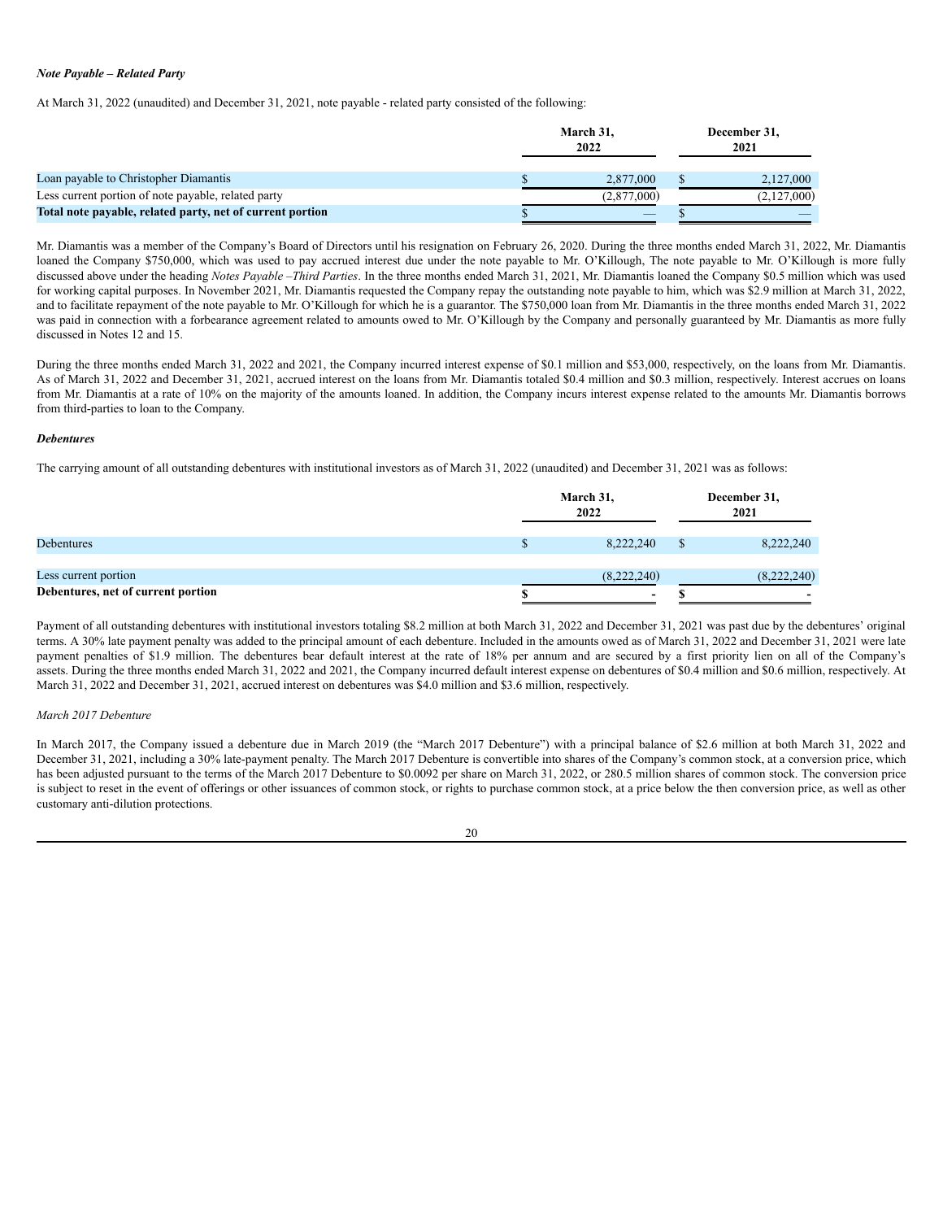*Note Payable – Related Party*

At March 31, 2022 (unaudited) and December 31, 2021, note payable - related party consisted of the following:

| | March 31, 2022 | December 31, 2021 |
|---|---|---|
| Loan payable to Christopher Diamantis | $ 2,877,000 | $ 2,127,000 |
| Less current portion of note payable, related party | (2,877,000) | (2,127,000) |
| **Total note payable, related party, net of current portion** | $ — | $ — |

Mr. Diamantis was a member of the Company's Board of Directors until his resignation on February 26, 2020. During the three months ended March 31, 2022, Mr. Diamantis loaned the Company $750,000, which was used to pay accrued interest due under the note payable to Mr. O'Killough, The note payable to Mr. O'Killough is more fully discussed above under the heading *Notes Payable –Third Parties*. In the three months ended March 31, 2021, Mr. Diamantis loaned the Company $0.5 million which was used for working capital purposes. In November 2021, Mr. Diamantis requested the Company repay the outstanding note payable to him, which was $2.9 million at March 31, 2022, and to facilitate repayment of the note payable to Mr. O'Killough for which he is a guarantor. The $750,000 loan from Mr. Diamantis in the three months ended March 31, 2022 was paid in connection with a forbearance agreement related to amounts owed to Mr. O'Killough by the Company and personally guaranteed by Mr. Diamantis as more fully discussed in Notes 12 and 15.

During the three months ended March 31, 2022 and 2021, the Company incurred interest expense of $0.1 million and $53,000, respectively, on the loans from Mr. Diamantis. As of March 31, 2022 and December 31, 2021, accrued interest on the loans from Mr. Diamantis totaled $0.4 million and $0.3 million, respectively. Interest accrues on loans from Mr. Diamantis at a rate of 10% on the majority of the amounts loaned. In addition, the Company incurs interest expense related to the amounts Mr. Diamantis borrows from third-parties to loan to the Company.

***Debentures***

The carrying amount of all outstanding debentures with institutional investors as of March 31, 2022 (unaudited) and December 31, 2021 was as follows:

| | March 31, 2022 | December 31, 2021 |
|---|---|---|
| Debentures | $ 8,222,240 | $ 8,222,240 |
| Less current portion | (8,222,240) | (8,222,240) |
| **Debentures, net of current portion** | **$ -** | **$ -** |

Payment of all outstanding debentures with institutional investors totaling $8.2 million at both March 31, 2022 and December 31, 2021 was past due by the debentures' original terms. A 30% late payment penalty was added to the principal amount of each debenture. Included in the amounts owed as of March 31, 2022 and December 31, 2021 were late payment penalties of $1.9 million. The debentures bear default interest at the rate of 18% per annum and are secured by a first priority lien on all of the Company's assets. During the three months ended March 31, 2022 and 2021, the Company incurred default interest expense on debentures of $0.4 million and $0.6 million, respectively. At March 31, 2022 and December 31, 2021, accrued interest on debentures was $4.0 million and $3.6 million, respectively.

*March 2017 Debenture*

In March 2017, the Company issued a debenture due in March 2019 (the "March 2017 Debenture") with a principal balance of $2.6 million at both March 31, 2022 and December 31, 2021, including a 30% late-payment penalty. The March 2017 Debenture is convertible into shares of the Company's common stock, at a conversion price, which has been adjusted pursuant to the terms of the March 2017 Debenture to $0.0092 per share on March 31, 2022, or 280.5 million shares of common stock. The conversion price is subject to reset in the event of offerings or other issuances of common stock, or rights to purchase common stock, at a price below the then conversion price, as well as other customary anti-dilution protections.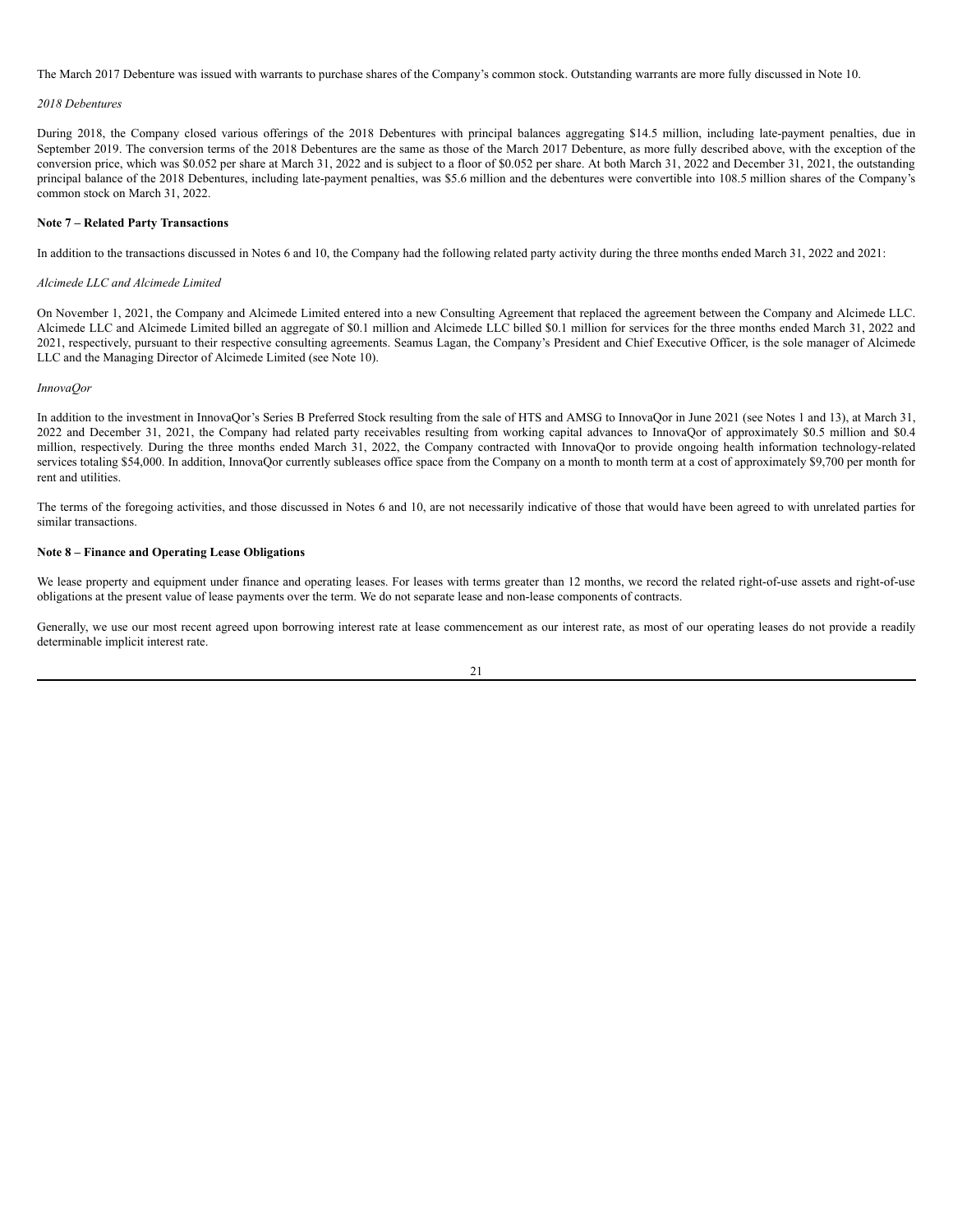The March 2017 Debenture was issued with warrants to purchase shares of the Company's common stock. Outstanding warrants are more fully discussed in Note 10.

*2018 Debentures*

During 2018, the Company closed various offerings of the 2018 Debentures with principal balances aggregating $14.5 million, including late-payment penalties, due in September 2019. The conversion terms of the 2018 Debentures are the same as those of the March 2017 Debenture, as more fully described above, with the exception of the conversion price, which was $0.052 per share at March 31, 2022 and is subject to a floor of $0.052 per share. At both March 31, 2022 and December 31, 2021, the outstanding principal balance of the 2018 Debentures, including late-payment penalties, was $5.6 million and the debentures were convertible into 108.5 million shares of the Company's common stock on March 31, 2022.

**Note 7 – Related Party Transactions**

In addition to the transactions discussed in Notes 6 and 10, the Company had the following related party activity during the three months ended March 31, 2022 and 2021:

*Alcimede LLC and Alcimede Limited*

On November 1, 2021, the Company and Alcimede Limited entered into a new Consulting Agreement that replaced the agreement between the Company and Alcimede LLC. Alcimede LLC and Alcimede Limited billed an aggregate of $0.1 million and Alcimede LLC billed $0.1 million for services for the three months ended March 31, 2022 and 2021, respectively, pursuant to their respective consulting agreements. Seamus Lagan, the Company's President and Chief Executive Officer, is the sole manager of Alcimede LLC and the Managing Director of Alcimede Limited (see Note 10).

*InnovaQor*

In addition to the investment in InnovaQor's Series B Preferred Stock resulting from the sale of HTS and AMSG to InnovaQor in June 2021 (see Notes 1 and 13), at March 31, 2022 and December 31, 2021, the Company had related party receivables resulting from working capital advances to InnovaQor of approximately $0.5 million and $0.4 million, respectively. During the three months ended March 31, 2022, the Company contracted with InnovaQor to provide ongoing health information technology-related services totaling $54,000. In addition, InnovaQor currently subleases office space from the Company on a month to month term at a cost of approximately $9,700 per month for rent and utilities.

The terms of the foregoing activities, and those discussed in Notes 6 and 10, are not necessarily indicative of those that would have been agreed to with unrelated parties for similar transactions.

**Note 8 – Finance and Operating Lease Obligations**

We lease property and equipment under finance and operating leases. For leases with terms greater than 12 months, we record the related right-of-use assets and right-of-use obligations at the present value of lease payments over the term. We do not separate lease and non-lease components of contracts.

Generally, we use our most recent agreed upon borrowing interest rate at lease commencement as our interest rate, as most of our operating leases do not provide a readily determinable implicit interest rate.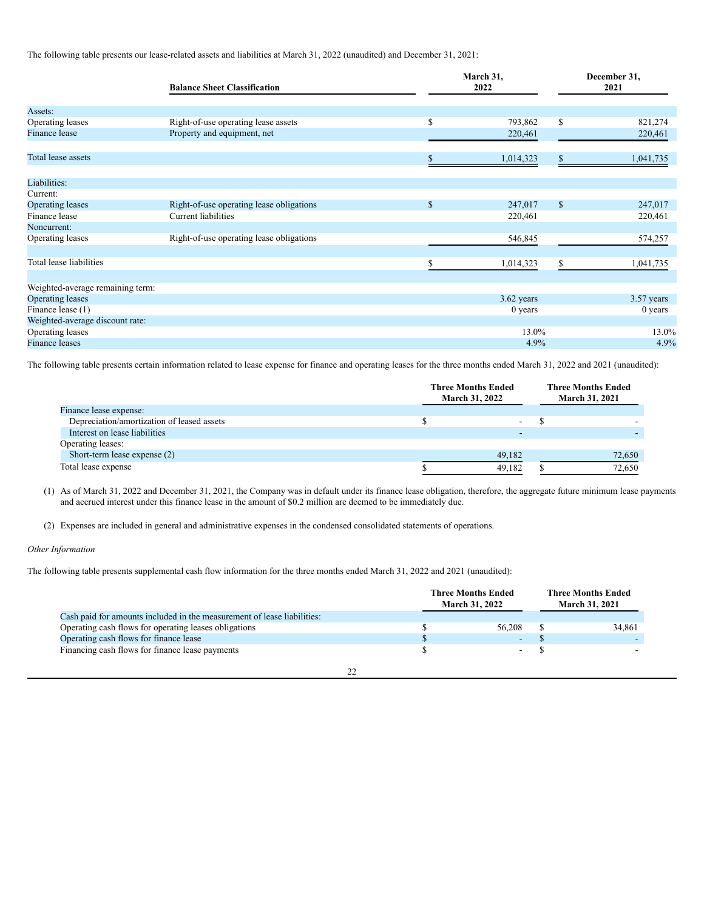The following table presents our lease-related assets and liabilities at March 31, 2022 (unaudited) and December 31, 2021:

| | Balance Sheet Classification | March 31, 2022 | December 31, 2021 |
|---|---|---|---|
| Assets: | | | |
| Operating leases | Right-of-use operating lease assets | $ 793,862 | $ 821,274 |
| Finance lease | Property and equipment, net | 220,461 | 220,461 |
| Total lease assets | | $ 1,014,323 | $ 1,041,735 |
| Liabilities: | | | |
| Current: | | | |
| Operating leases | Right-of-use operating lease obligations | $ 247,017 | $ 247,017 |
| Finance lease | Current liabilities | 220,461 | 220,461 |
| Noncurrent: | | | |
| Operating leases | Right-of-use operating lease obligations | 546,845 | 574,257 |
| Total lease liabilities | | $ 1,014,323 | $ 1,041,735 |
| Weighted-average remaining term: | | | |
| Operating leases | | 3.62 years | 3.57 years |
| Finance lease (1) | | 0 years | 0 years |
| Weighted-average discount rate: | | | |
| Operating leases | | 13.0% | 13.0% |
| Finance leases | | 4.9% | 4.9% |

The following table presents certain information related to lease expense for finance and operating leases for the three months ended March 31, 2022 and 2021 (unaudited):

| | Three Months Ended March 31, 2022 | Three Months Ended March 31, 2021 |
|---|---|---|
| Finance lease expense: | | |
| Depreciation/amortization of leased assets | $ - | $ - |
| Interest on lease liabilities | - | - |
| Operating leases: | | |
| Short-term lease expense (2) | 49,182 | 72,650 |
| Total lease expense | $ 49,182 | $ 72,650 |

(1) As of March 31, 2022 and December 31, 2021, the Company was in default under its finance lease obligation, therefore, the aggregate future minimum lease payments and accrued interest under this finance lease in the amount of $0.2 million are deemed to be immediately due.

(2) Expenses are included in general and administrative expenses in the condensed consolidated statements of operations.

*Other Information*

The following table presents supplemental cash flow information for the three months ended March 31, 2022 and 2021 (unaudited):

| | Three Months Ended March 31, 2022 | Three Months Ended March 31, 2021 |
|---|---|---|
| Cash paid for amounts included in the measurement of lease liabilities: | | |
| Operating cash flows for operating leases obligations | $ 56,208 | $ 34,861 |
| Operating cash flows for finance lease | $ - | $ - |
| Financing cash flows for finance lease payments | $ - | $ - |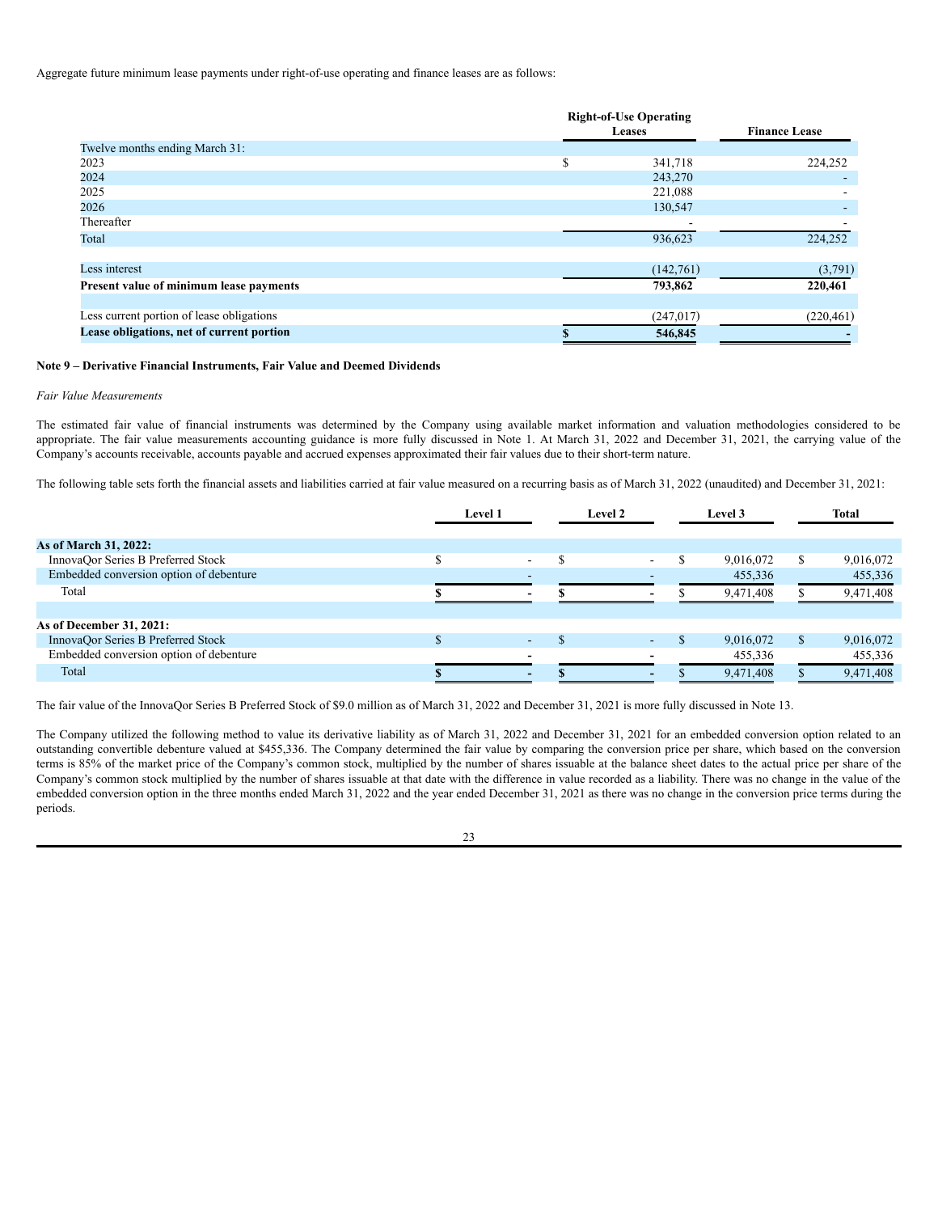Aggregate future minimum lease payments under right-of-use operating and finance leases are as follows:

| | Right-of-Use Operating Leases | Finance Lease |
|---|---|---|
| Twelve months ending March 31: | | |
| 2023 | $ 341,718 | 224,252 |
| 2024 | 243,270 | - |
| 2025 | 221,088 | - |
| 2026 | 130,547 | - |
| Thereafter | - | - |
| Total | 936,623 | 224,252 |
| | | |
| Less interest | (142,761) | (3,791) |
| **Present value of minimum lease payments** | **793,862** | **220,461** |
| | | |
| Less current portion of lease obligations | (247,017) | (220,461) |
| **Lease obligations, net of current portion** | **$ 546,845** | **-** |

**Note 9 – Derivative Financial Instruments, Fair Value and Deemed Dividends**

*Fair Value Measurements*

The estimated fair value of financial instruments was determined by the Company using available market information and valuation methodologies considered to be appropriate. The fair value measurements accounting guidance is more fully discussed in Note 1. At March 31, 2022 and December 31, 2021, the carrying value of the Company's accounts receivable, accounts payable and accrued expenses approximated their fair values due to their short-term nature.

The following table sets forth the financial assets and liabilities carried at fair value measured on a recurring basis as of March 31, 2022 (unaudited) and December 31, 2021:

| | Level 1 | Level 2 | Level 3 | Total |
|---|---|---|---|---|
| **As of March 31, 2022:** | | | | |
| InnovaQor Series B Preferred Stock | $ - | $ - | $ 9,016,072 | $ 9,016,072 |
| Embedded conversion option of debenture | - | - | 455,336 | 455,336 |
| Total | **$ -** | **$ -** | $ 9,471,408 | $ 9,471,408 |
| | | | | |
| **As of December 31, 2021:** | | | | |
| InnovaQor Series B Preferred Stock | $ - | $ - | $ 9,016,072 | $ 9,016,072 |
| Embedded conversion option of debenture | - | - | 455,336 | 455,336 |
| Total | **$ -** | **$ -** | $ 9,471,408 | $ 9,471,408 |

The fair value of the InnovaQor Series B Preferred Stock of $9.0 million as of March 31, 2022 and December 31, 2021 is more fully discussed in Note 13.

The Company utilized the following method to value its derivative liability as of March 31, 2022 and December 31, 2021 for an embedded conversion option related to an outstanding convertible debenture valued at $455,336. The Company determined the fair value by comparing the conversion price per share, which based on the conversion terms is 85% of the market price of the Company's common stock, multiplied by the number of shares issuable at the balance sheet dates to the actual price per share of the Company's common stock multiplied by the number of shares issuable at that date with the difference in value recorded as a liability. There was no change in the value of the embedded conversion option in the three months ended March 31, 2022 and the year ended December 31, 2021 as there was no change in the conversion price terms during the periods.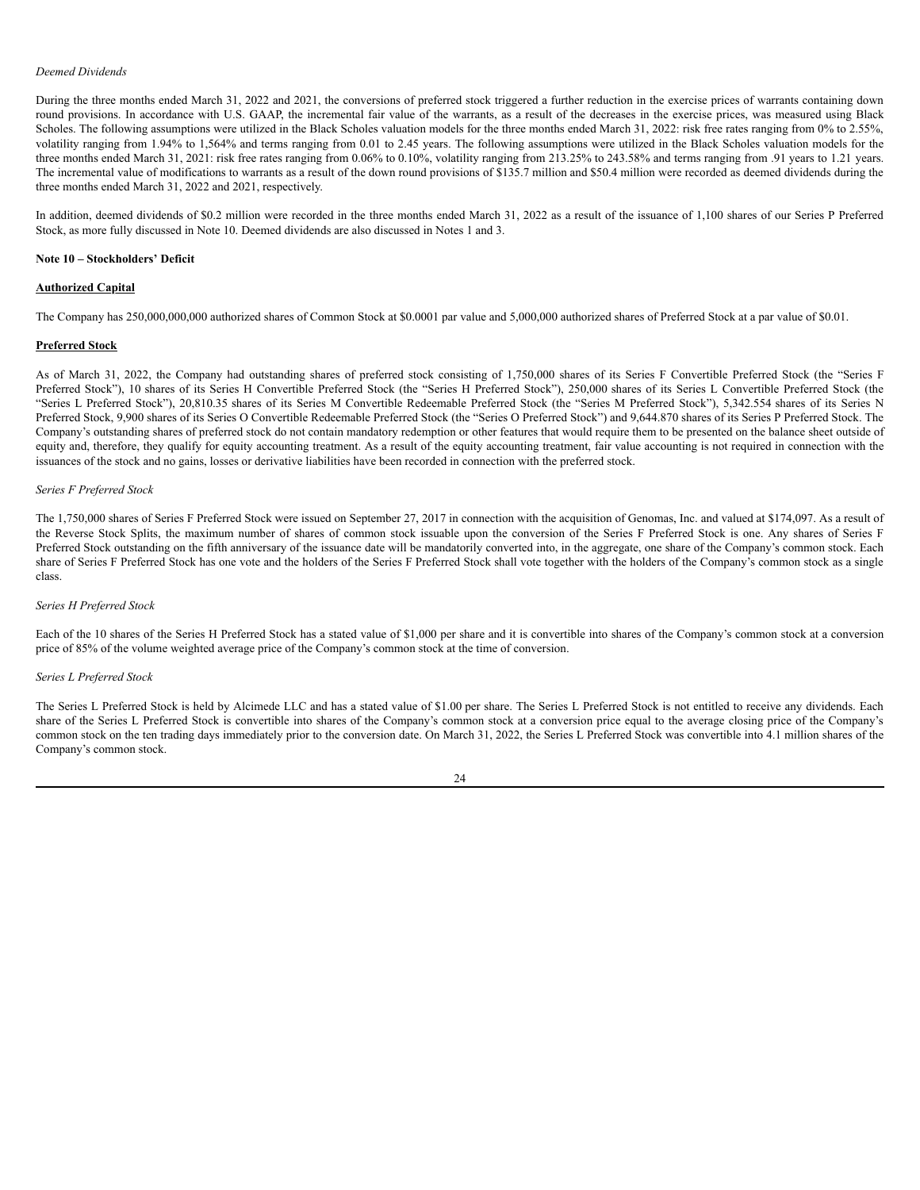*Deemed Dividends*

During the three months ended March 31, 2022 and 2021, the conversions of preferred stock triggered a further reduction in the exercise prices of warrants containing down round provisions. In accordance with U.S. GAAP, the incremental fair value of the warrants, as a result of the decreases in the exercise prices, was measured using Black Scholes. The following assumptions were utilized in the Black Scholes valuation models for the three months ended March 31, 2022: risk free rates ranging from 0% to 2.55%, volatility ranging from 1.94% to 1,564% and terms ranging from 0.01 to 2.45 years. The following assumptions were utilized in the Black Scholes valuation models for the three months ended March 31, 2021: risk free rates ranging from 0.06% to 0.10%, volatility ranging from 213.25% to 243.58% and terms ranging from .91 years to 1.21 years. The incremental value of modifications to warrants as a result of the down round provisions of $135.7 million and $50.4 million were recorded as deemed dividends during the three months ended March 31, 2022 and 2021, respectively.

In addition, deemed dividends of $0.2 million were recorded in the three months ended March 31, 2022 as a result of the issuance of 1,100 shares of our Series P Preferred Stock, as more fully discussed in Note 10. Deemed dividends are also discussed in Notes 1 and 3.

**Note 10 – Stockholders' Deficit**

**Authorized Capital**

The Company has 250,000,000,000 authorized shares of Common Stock at $0.0001 par value and 5,000,000 authorized shares of Preferred Stock at a par value of $0.01.

**Preferred Stock**

As of March 31, 2022, the Company had outstanding shares of preferred stock consisting of 1,750,000 shares of its Series F Convertible Preferred Stock (the "Series F Preferred Stock"), 10 shares of its Series H Convertible Preferred Stock (the "Series H Preferred Stock"), 250,000 shares of its Series L Convertible Preferred Stock (the "Series L Preferred Stock"), 20,810.35 shares of its Series M Convertible Redeemable Preferred Stock (the "Series M Preferred Stock"), 5,342.554 shares of its Series N Preferred Stock, 9,900 shares of its Series O Convertible Redeemable Preferred Stock (the "Series O Preferred Stock") and 9,644.870 shares of its Series P Preferred Stock. The Company's outstanding shares of preferred stock do not contain mandatory redemption or other features that would require them to be presented on the balance sheet outside of equity and, therefore, they qualify for equity accounting treatment. As a result of the equity accounting treatment, fair value accounting is not required in connection with the issuances of the stock and no gains, losses or derivative liabilities have been recorded in connection with the preferred stock.

*Series F Preferred Stock*

The 1,750,000 shares of Series F Preferred Stock were issued on September 27, 2017 in connection with the acquisition of Genomas, Inc. and valued at $174,097. As a result of the Reverse Stock Splits, the maximum number of shares of common stock issuable upon the conversion of the Series F Preferred Stock is one. Any shares of Series F Preferred Stock outstanding on the fifth anniversary of the issuance date will be mandatorily converted into, in the aggregate, one share of the Company's common stock. Each share of Series F Preferred Stock has one vote and the holders of the Series F Preferred Stock shall vote together with the holders of the Company's common stock as a single class.

*Series H Preferred Stock*

Each of the 10 shares of the Series H Preferred Stock has a stated value of $1,000 per share and it is convertible into shares of the Company's common stock at a conversion price of 85% of the volume weighted average price of the Company's common stock at the time of conversion.

*Series L Preferred Stock*

The Series L Preferred Stock is held by Alcimede LLC and has a stated value of $1.00 per share. The Series L Preferred Stock is not entitled to receive any dividends. Each share of the Series L Preferred Stock is convertible into shares of the Company's common stock at a conversion price equal to the average closing price of the Company's common stock on the ten trading days immediately prior to the conversion date. On March 31, 2022, the Series L Preferred Stock was convertible into 4.1 million shares of the Company's common stock.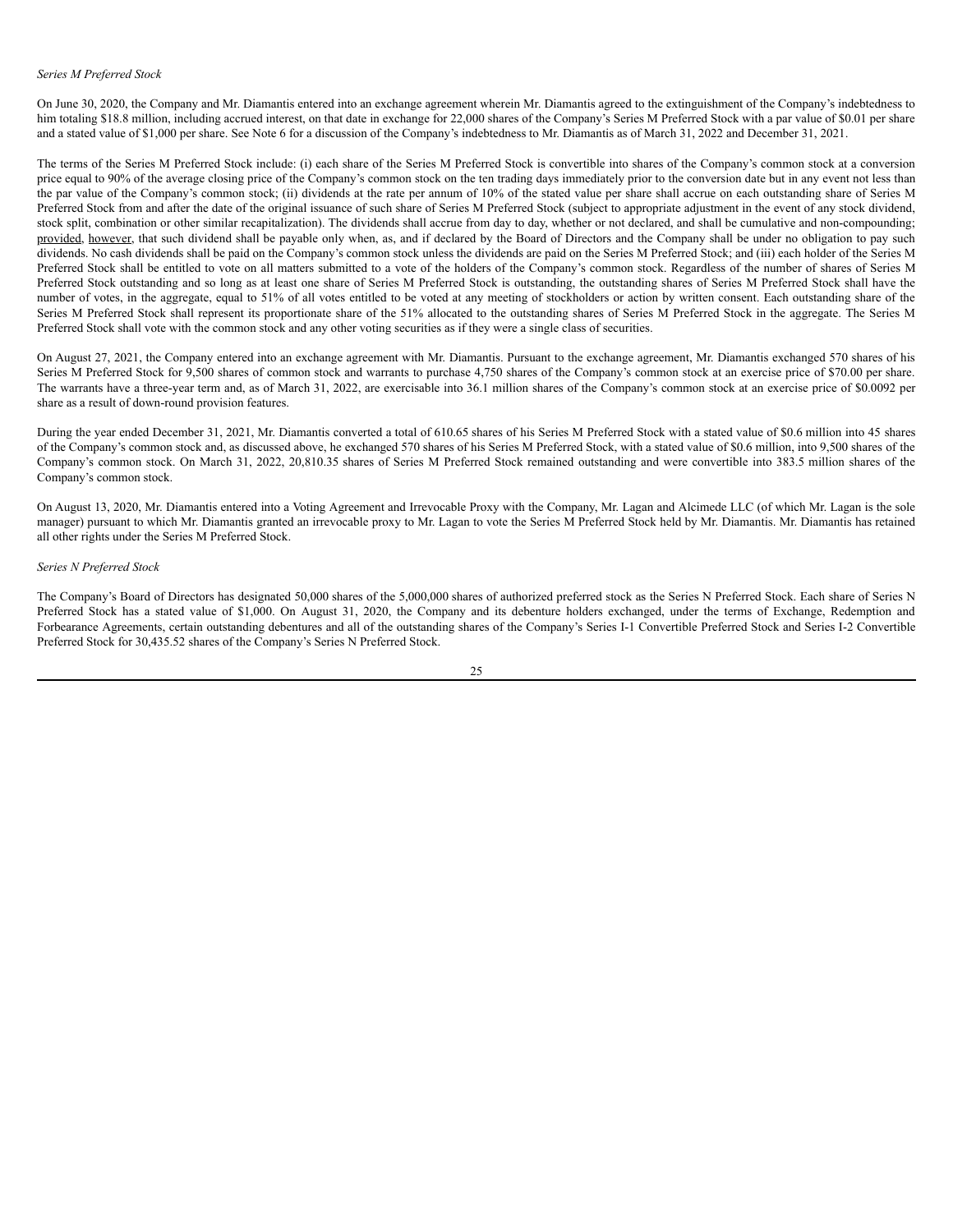*Series M Preferred Stock*

On June 30, 2020, the Company and Mr. Diamantis entered into an exchange agreement wherein Mr. Diamantis agreed to the extinguishment of the Company's indebtedness to him totaling $18.8 million, including accrued interest, on that date in exchange for 22,000 shares of the Company's Series M Preferred Stock with a par value of $0.01 per share and a stated value of $1,000 per share. See Note 6 for a discussion of the Company's indebtedness to Mr. Diamantis as of March 31, 2022 and December 31, 2021.

The terms of the Series M Preferred Stock include: (i) each share of the Series M Preferred Stock is convertible into shares of the Company's common stock at a conversion price equal to 90% of the average closing price of the Company's common stock on the ten trading days immediately prior to the conversion date but in any event not less than the par value of the Company's common stock; (ii) dividends at the rate per annum of 10% of the stated value per share shall accrue on each outstanding share of Series M Preferred Stock from and after the date of the original issuance of such share of Series M Preferred Stock (subject to appropriate adjustment in the event of any stock dividend, stock split, combination or other similar recapitalization). The dividends shall accrue from day to day, whether or not declared, and shall be cumulative and non-compounding; provided, however, that such dividend shall be payable only when, as, and if declared by the Board of Directors and the Company shall be under no obligation to pay such dividends. No cash dividends shall be paid on the Company's common stock unless the dividends are paid on the Series M Preferred Stock; and (iii) each holder of the Series M Preferred Stock shall be entitled to vote on all matters submitted to a vote of the holders of the Company's common stock. Regardless of the number of shares of Series M Preferred Stock outstanding and so long as at least one share of Series M Preferred Stock is outstanding, the outstanding shares of Series M Preferred Stock shall have the number of votes, in the aggregate, equal to 51% of all votes entitled to be voted at any meeting of stockholders or action by written consent. Each outstanding share of the Series M Preferred Stock shall represent its proportionate share of the 51% allocated to the outstanding shares of Series M Preferred Stock in the aggregate. The Series M Preferred Stock shall vote with the common stock and any other voting securities as if they were a single class of securities.

On August 27, 2021, the Company entered into an exchange agreement with Mr. Diamantis. Pursuant to the exchange agreement, Mr. Diamantis exchanged 570 shares of his Series M Preferred Stock for 9,500 shares of common stock and warrants to purchase 4,750 shares of the Company's common stock at an exercise price of $70.00 per share. The warrants have a three-year term and, as of March 31, 2022, are exercisable into 36.1 million shares of the Company's common stock at an exercise price of $0.0092 per share as a result of down-round provision features.

During the year ended December 31, 2021, Mr. Diamantis converted a total of 610.65 shares of his Series M Preferred Stock with a stated value of $0.6 million into 45 shares of the Company's common stock and, as discussed above, he exchanged 570 shares of his Series M Preferred Stock, with a stated value of $0.6 million, into 9,500 shares of the Company's common stock. On March 31, 2022, 20,810.35 shares of Series M Preferred Stock remained outstanding and were convertible into 383.5 million shares of the Company's common stock.

On August 13, 2020, Mr. Diamantis entered into a Voting Agreement and Irrevocable Proxy with the Company, Mr. Lagan and Alcimede LLC (of which Mr. Lagan is the sole manager) pursuant to which Mr. Diamantis granted an irrevocable proxy to Mr. Lagan to vote the Series M Preferred Stock held by Mr. Diamantis. Mr. Diamantis has retained all other rights under the Series M Preferred Stock.

*Series N Preferred Stock*

The Company's Board of Directors has designated 50,000 shares of the 5,000,000 shares of authorized preferred stock as the Series N Preferred Stock. Each share of Series N Preferred Stock has a stated value of $1,000. On August 31, 2020, the Company and its debenture holders exchanged, under the terms of Exchange, Redemption and Forbearance Agreements, certain outstanding debentures and all of the outstanding shares of the Company's Series I-1 Convertible Preferred Stock and Series I-2 Convertible Preferred Stock for 30,435.52 shares of the Company's Series N Preferred Stock.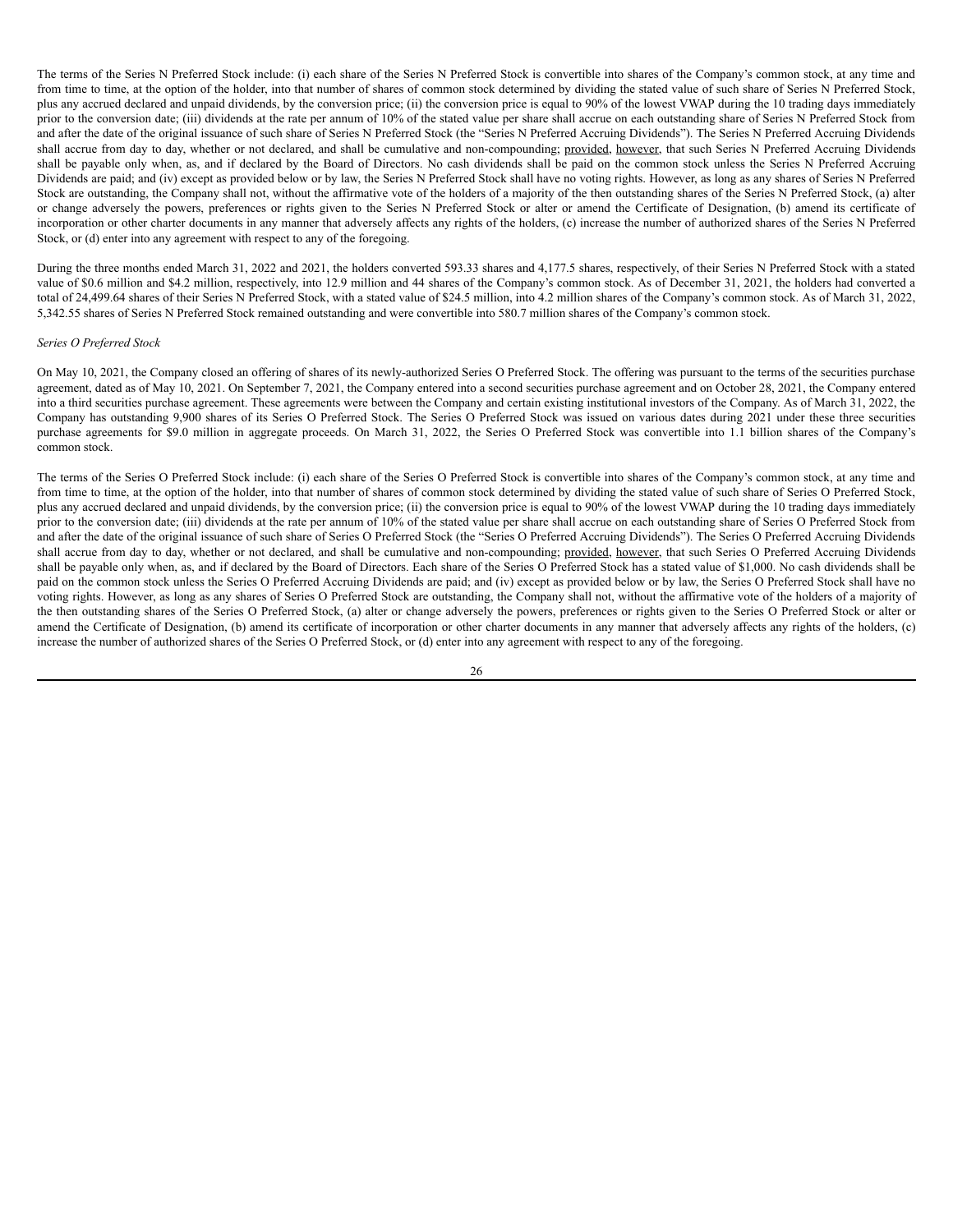The terms of the Series N Preferred Stock include: (i) each share of the Series N Preferred Stock is convertible into shares of the Company's common stock, at any time and from time to time, at the option of the holder, into that number of shares of common stock determined by dividing the stated value of such share of Series N Preferred Stock, plus any accrued declared and unpaid dividends, by the conversion price; (ii) the conversion price is equal to 90% of the lowest VWAP during the 10 trading days immediately prior to the conversion date; (iii) dividends at the rate per annum of 10% of the stated value per share shall accrue on each outstanding share of Series N Preferred Stock from and after the date of the original issuance of such share of Series N Preferred Stock (the "Series N Preferred Accruing Dividends"). The Series N Preferred Accruing Dividends shall accrue from day to day, whether or not declared, and shall be cumulative and non-compounding; provided, however, that such Series N Preferred Accruing Dividends shall be payable only when, as, and if declared by the Board of Directors. No cash dividends shall be paid on the common stock unless the Series N Preferred Accruing Dividends are paid; and (iv) except as provided below or by law, the Series N Preferred Stock shall have no voting rights. However, as long as any shares of Series N Preferred Stock are outstanding, the Company shall not, without the affirmative vote of the holders of a majority of the then outstanding shares of the Series N Preferred Stock, (a) alter or change adversely the powers, preferences or rights given to the Series N Preferred Stock or alter or amend the Certificate of Designation, (b) amend its certificate of incorporation or other charter documents in any manner that adversely affects any rights of the holders, (c) increase the number of authorized shares of the Series N Preferred Stock, or (d) enter into any agreement with respect to any of the foregoing.

During the three months ended March 31, 2022 and 2021, the holders converted 593.33 shares and 4,177.5 shares, respectively, of their Series N Preferred Stock with a stated value of $0.6 million and $4.2 million, respectively, into 12.9 million and 44 shares of the Company's common stock. As of December 31, 2021, the holders had converted a total of 24,499.64 shares of their Series N Preferred Stock, with a stated value of $24.5 million, into 4.2 million shares of the Company's common stock. As of March 31, 2022, 5,342.55 shares of Series N Preferred Stock remained outstanding and were convertible into 580.7 million shares of the Company's common stock.

*Series O Preferred Stock*

On May 10, 2021, the Company closed an offering of shares of its newly-authorized Series O Preferred Stock. The offering was pursuant to the terms of the securities purchase agreement, dated as of May 10, 2021. On September 7, 2021, the Company entered into a second securities purchase agreement and on October 28, 2021, the Company entered into a third securities purchase agreement. These agreements were between the Company and certain existing institutional investors of the Company. As of March 31, 2022, the Company has outstanding 9,900 shares of its Series O Preferred Stock. The Series O Preferred Stock was issued on various dates during 2021 under these three securities purchase agreements for $9.0 million in aggregate proceeds. On March 31, 2022, the Series O Preferred Stock was convertible into 1.1 billion shares of the Company's common stock.

The terms of the Series O Preferred Stock include: (i) each share of the Series O Preferred Stock is convertible into shares of the Company's common stock, at any time and from time to time, at the option of the holder, into that number of shares of common stock determined by dividing the stated value of such share of Series O Preferred Stock, plus any accrued declared and unpaid dividends, by the conversion price; (ii) the conversion price is equal to 90% of the lowest VWAP during the 10 trading days immediately prior to the conversion date; (iii) dividends at the rate per annum of 10% of the stated value per share shall accrue on each outstanding share of Series O Preferred Stock from and after the date of the original issuance of such share of Series O Preferred Stock (the "Series O Preferred Accruing Dividends"). The Series O Preferred Accruing Dividends shall accrue from day to day, whether or not declared, and shall be cumulative and non-compounding; provided, however, that such Series O Preferred Accruing Dividends shall be payable only when, as, and if declared by the Board of Directors. Each share of the Series O Preferred Stock has a stated value of $1,000. No cash dividends shall be paid on the common stock unless the Series O Preferred Accruing Dividends are paid; and (iv) except as provided below or by law, the Series O Preferred Stock shall have no voting rights. However, as long as any shares of Series O Preferred Stock are outstanding, the Company shall not, without the affirmative vote of the holders of a majority of the then outstanding shares of the Series O Preferred Stock, (a) alter or change adversely the powers, preferences or rights given to the Series O Preferred Stock or alter or amend the Certificate of Designation, (b) amend its certificate of incorporation or other charter documents in any manner that adversely affects any rights of the holders, (c) increase the number of authorized shares of the Series O Preferred Stock, or (d) enter into any agreement with respect to any of the foregoing.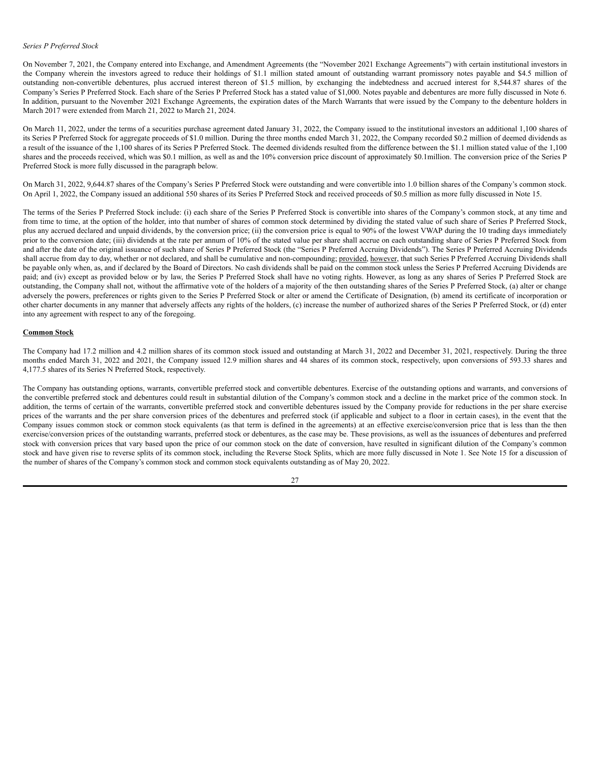*Series P Preferred Stock*

On November 7, 2021, the Company entered into Exchange, and Amendment Agreements (the "November 2021 Exchange Agreements") with certain institutional investors in the Company wherein the investors agreed to reduce their holdings of $1.1 million stated amount of outstanding warrant promissory notes payable and $4.5 million of outstanding non-convertible debentures, plus accrued interest thereon of $1.5 million, by exchanging the indebtedness and accrued interest for 8,544.87 shares of the Company's Series P Preferred Stock. Each share of the Series P Preferred Stock has a stated value of $1,000. Notes payable and debentures are more fully discussed in Note 6. In addition, pursuant to the November 2021 Exchange Agreements, the expiration dates of the March Warrants that were issued by the Company to the debenture holders in March 2017 were extended from March 21, 2022 to March 21, 2024.

On March 11, 2022, under the terms of a securities purchase agreement dated January 31, 2022, the Company issued to the institutional investors an additional 1,100 shares of its Series P Preferred Stock for aggregate proceeds of $1.0 million. During the three months ended March 31, 2022, the Company recorded $0.2 million of deemed dividends as a result of the issuance of the 1,100 shares of its Series P Preferred Stock. The deemed dividends resulted from the difference between the $1.1 million stated value of the 1,100 shares and the proceeds received, which was $0.1 million, as well as and the 10% conversion price discount of approximately $0.1million. The conversion price of the Series P Preferred Stock is more fully discussed in the paragraph below.

On March 31, 2022, 9,644.87 shares of the Company's Series P Preferred Stock were outstanding and were convertible into 1.0 billion shares of the Company's common stock. On April 1, 2022, the Company issued an additional 550 shares of its Series P Preferred Stock and received proceeds of $0.5 million as more fully discussed in Note 15.

The terms of the Series P Preferred Stock include: (i) each share of the Series P Preferred Stock is convertible into shares of the Company's common stock, at any time and from time to time, at the option of the holder, into that number of shares of common stock determined by dividing the stated value of such share of Series P Preferred Stock, plus any accrued declared and unpaid dividends, by the conversion price; (ii) the conversion price is equal to 90% of the lowest VWAP during the 10 trading days immediately prior to the conversion date; (iii) dividends at the rate per annum of 10% of the stated value per share shall accrue on each outstanding share of Series P Preferred Stock from and after the date of the original issuance of such share of Series P Preferred Stock (the "Series P Preferred Accruing Dividends"). The Series P Preferred Accruing Dividends shall accrue from day to day, whether or not declared, and shall be cumulative and non-compounding; provided, however, that such Series P Preferred Accruing Dividends shall be payable only when, as, and if declared by the Board of Directors. No cash dividends shall be paid on the common stock unless the Series P Preferred Accruing Dividends are paid; and (iv) except as provided below or by law, the Series P Preferred Stock shall have no voting rights. However, as long as any shares of Series P Preferred Stock are outstanding, the Company shall not, without the affirmative vote of the holders of a majority of the then outstanding shares of the Series P Preferred Stock, (a) alter or change adversely the powers, preferences or rights given to the Series P Preferred Stock or alter or amend the Certificate of Designation, (b) amend its certificate of incorporation or other charter documents in any manner that adversely affects any rights of the holders, (c) increase the number of authorized shares of the Series P Preferred Stock, or (d) enter into any agreement with respect to any of the foregoing.

**Common Stock**

The Company had 17.2 million and 4.2 million shares of its common stock issued and outstanding at March 31, 2022 and December 31, 2021, respectively. During the three months ended March 31, 2022 and 2021, the Company issued 12.9 million shares and 44 shares of its common stock, respectively, upon conversions of 593.33 shares and 4,177.5 shares of its Series N Preferred Stock, respectively.

The Company has outstanding options, warrants, convertible preferred stock and convertible debentures. Exercise of the outstanding options and warrants, and conversions of the convertible preferred stock and debentures could result in substantial dilution of the Company's common stock and a decline in the market price of the common stock. In addition, the terms of certain of the warrants, convertible preferred stock and convertible debentures issued by the Company provide for reductions in the per share exercise prices of the warrants and the per share conversion prices of the debentures and preferred stock (if applicable and subject to a floor in certain cases), in the event that the Company issues common stock or common stock equivalents (as that term is defined in the agreements) at an effective exercise/conversion price that is less than the then exercise/conversion prices of the outstanding warrants, preferred stock or debentures, as the case may be. These provisions, as well as the issuances of debentures and preferred stock with conversion prices that vary based upon the price of our common stock on the date of conversion, have resulted in significant dilution of the Company's common stock and have given rise to reverse splits of its common stock, including the Reverse Stock Splits, which are more fully discussed in Note 1. See Note 15 for a discussion of the number of shares of the Company's common stock and common stock equivalents outstanding as of May 20, 2022.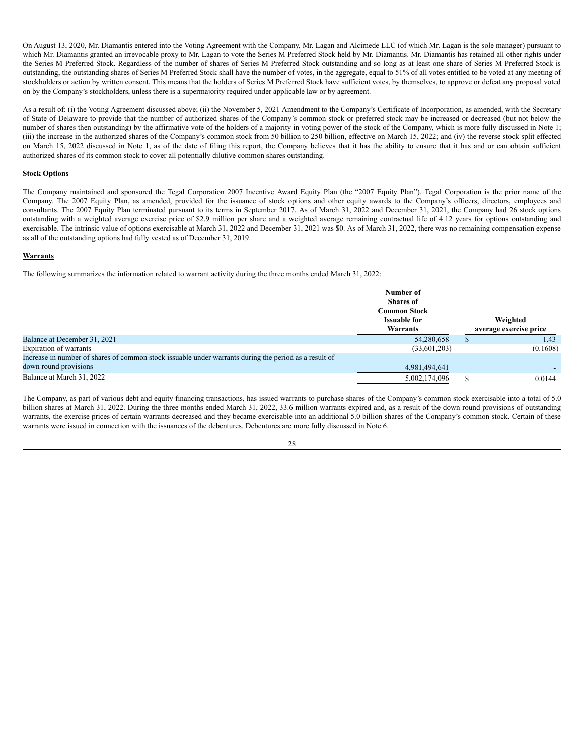On August 13, 2020, Mr. Diamantis entered into the Voting Agreement with the Company, Mr. Lagan and Alcimede LLC (of which Mr. Lagan is the sole manager) pursuant to which Mr. Diamantis granted an irrevocable proxy to Mr. Lagan to vote the Series M Preferred Stock held by Mr. Diamantis. Mr. Diamantis has retained all other rights under the Series M Preferred Stock. Regardless of the number of shares of Series M Preferred Stock outstanding and so long as at least one share of Series M Preferred Stock is outstanding, the outstanding shares of Series M Preferred Stock shall have the number of votes, in the aggregate, equal to 51% of all votes entitled to be voted at any meeting of stockholders or action by written consent. This means that the holders of Series M Preferred Stock have sufficient votes, by themselves, to approve or defeat any proposal voted on by the Company's stockholders, unless there is a supermajority required under applicable law or by agreement.

As a result of: (i) the Voting Agreement discussed above; (ii) the November 5, 2021 Amendment to the Company's Certificate of Incorporation, as amended, with the Secretary of State of Delaware to provide that the number of authorized shares of the Company's common stock or preferred stock may be increased or decreased (but not below the number of shares then outstanding) by the affirmative vote of the holders of a majority in voting power of the stock of the Company, which is more fully discussed in Note 1; (iii) the increase in the authorized shares of the Company's common stock from 50 billion to 250 billion, effective on March 15, 2022; and (iv) the reverse stock split effected on March 15, 2022 discussed in Note 1, as of the date of filing this report, the Company believes that it has the ability to ensure that it has and or can obtain sufficient authorized shares of its common stock to cover all potentially dilutive common shares outstanding.

**Stock Options**

The Company maintained and sponsored the Tegal Corporation 2007 Incentive Award Equity Plan (the "2007 Equity Plan"). Tegal Corporation is the prior name of the Company. The 2007 Equity Plan, as amended, provided for the issuance of stock options and other equity awards to the Company's officers, directors, employees and consultants. The 2007 Equity Plan terminated pursuant to its terms in September 2017. As of March 31, 2022 and December 31, 2021, the Company had 26 stock options outstanding with a weighted average exercise price of $2.9 million per share and a weighted average remaining contractual life of 4.12 years for options outstanding and exercisable. The intrinsic value of options exercisable at March 31, 2022 and December 31, 2021 was $0. As of March 31, 2022, there was no remaining compensation expense as all of the outstanding options had fully vested as of December 31, 2019.

**Warrants**

The following summarizes the information related to warrant activity during the three months ended March 31, 2022:

| | Number of Shares of Common Stock Issuable for Warrants | Weighted average exercise price |
|---|---|---|
| Balance at December 31, 2021 | 54,280,658 | $ 1.43 |
| Expiration of warrants | (33,601,203) | (0.1608) |
| Increase in number of shares of common stock issuable under warrants during the period as a result of down round provisions | 4,981,494,641 | - |
| Balance at March 31, 2022 | 5,002,174,096 | $ 0.0144 |

The Company, as part of various debt and equity financing transactions, has issued warrants to purchase shares of the Company's common stock exercisable into a total of 5.0 billion shares at March 31, 2022. During the three months ended March 31, 2022, 33.6 million warrants expired and, as a result of the down round provisions of outstanding warrants, the exercise prices of certain warrants decreased and they became exercisable into an additional 5.0 billion shares of the Company's common stock. Certain of these warrants were issued in connection with the issuances of the debentures. Debentures are more fully discussed in Note 6.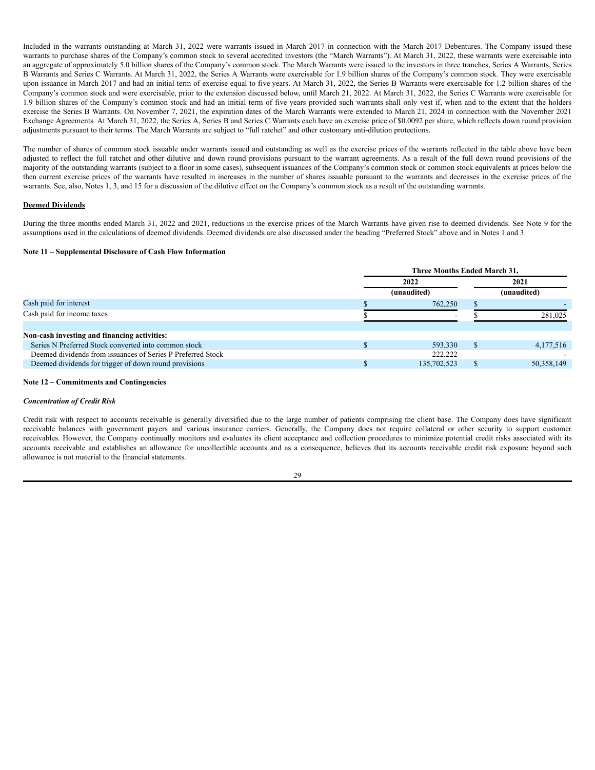Included in the warrants outstanding at March 31, 2022 were warrants issued in March 2017 in connection with the March 2017 Debentures. The Company issued these warrants to purchase shares of the Company's common stock to several accredited investors (the "March Warrants"). At March 31, 2022, these warrants were exercisable into an aggregate of approximately 5.0 billion shares of the Company's common stock. The March Warrants were issued to the investors in three tranches, Series A Warrants, Series B Warrants and Series C Warrants. At March 31, 2022, the Series A Warrants were exercisable for 1.9 billion shares of the Company's common stock. They were exercisable upon issuance in March 2017 and had an initial term of exercise equal to five years. At March 31, 2022, the Series B Warrants were exercisable for 1.2 billion shares of the Company's common stock and were exercisable, prior to the extension discussed below, until March 21, 2022. At March 31, 2022, the Series C Warrants were exercisable for 1.9 billion shares of the Company's common stock and had an initial term of five years provided such warrants shall only vest if, when and to the extent that the holders exercise the Series B Warrants. On November 7, 2021, the expiration dates of the March Warrants were extended to March 21, 2024 in connection with the November 2021 Exchange Agreements. At March 31, 2022, the Series A, Series B and Series C Warrants each have an exercise price of $0.0092 per share, which reflects down round provision adjustments pursuant to their terms. The March Warrants are subject to "full ratchet" and other customary anti-dilution protections.

The number of shares of common stock issuable under warrants issued and outstanding as well as the exercise prices of the warrants reflected in the table above have been adjusted to reflect the full ratchet and other dilutive and down round provisions pursuant to the warrant agreements. As a result of the full down round provisions of the majority of the outstanding warrants (subject to a floor in some cases), subsequent issuances of the Company's common stock or common stock equivalents at prices below the then current exercise prices of the warrants have resulted in increases in the number of shares issuable pursuant to the warrants and decreases in the exercise prices of the warrants. See, also, Notes 1, 3, and 15 for a discussion of the dilutive effect on the Company's common stock as a result of the outstanding warrants.

**Deemed Dividends**

During the three months ended March 31, 2022 and 2021, reductions in the exercise prices of the March Warrants have given rise to deemed dividends. See Note 9 for the assumptions used in the calculations of deemed dividends. Deemed dividends are also discussed under the heading "Preferred Stock" above and in Notes 1 and 3.

**Note 11 – Supplemental Disclosure of Cash Flow Information**

| | Three Months Ended March 31, | |
|---|---|---|
| | 2022 (unaudited) | 2021 (unaudited) |
| Cash paid for interest | $ 762,250 | $ - |
| Cash paid for income taxes | $ - | $ 281,025 |
| | | |
| **Non-cash investing and financing activities:** | | |
| Series N Preferred Stock converted into common stock | $ 593,330 | $ 4,177,516 |
| Deemed dividends from issuances of Series P Preferred Stock | 222,222 | - |
| Deemed dividends for trigger of down round provisions | $ 135,702,523 | $ 50,358,149 |

**Note 12 – Commitments and Contingencies**

***Concentration of Credit Risk***

Credit risk with respect to accounts receivable is generally diversified due to the large number of patients comprising the client base. The Company does have significant receivable balances with government payers and various insurance carriers. Generally, the Company does not require collateral or other security to support customer receivables. However, the Company continually monitors and evaluates its client acceptance and collection procedures to minimize potential credit risks associated with its accounts receivable and establishes an allowance for uncollectible accounts and as a consequence, believes that its accounts receivable credit risk exposure beyond such allowance is not material to the financial statements.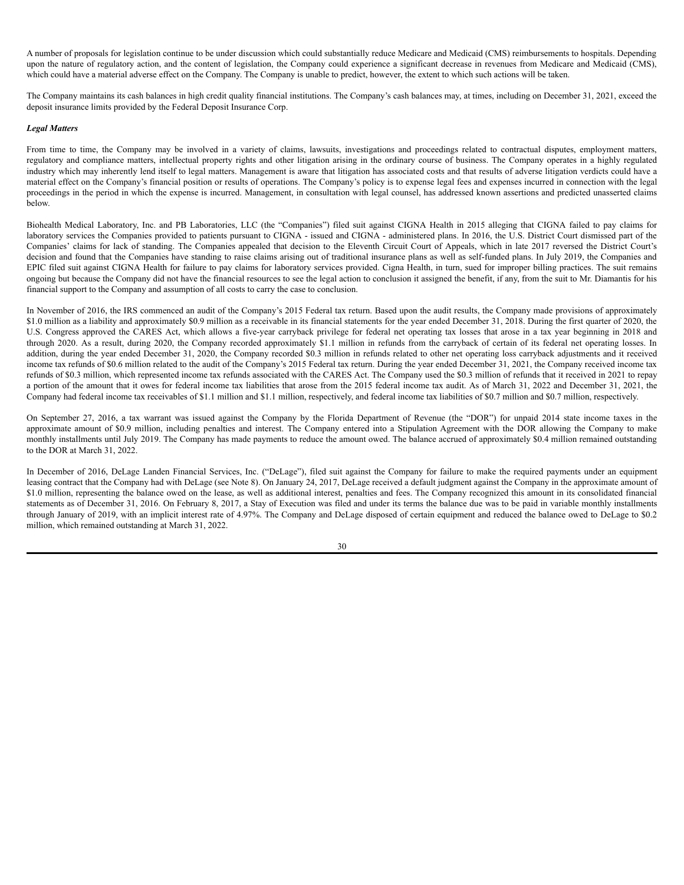A number of proposals for legislation continue to be under discussion which could substantially reduce Medicare and Medicaid (CMS) reimbursements to hospitals. Depending upon the nature of regulatory action, and the content of legislation, the Company could experience a significant decrease in revenues from Medicare and Medicaid (CMS), which could have a material adverse effect on the Company. The Company is unable to predict, however, the extent to which such actions will be taken.

The Company maintains its cash balances in high credit quality financial institutions. The Company's cash balances may, at times, including on December 31, 2021, exceed the deposit insurance limits provided by the Federal Deposit Insurance Corp.

***Legal Matters***

From time to time, the Company may be involved in a variety of claims, lawsuits, investigations and proceedings related to contractual disputes, employment matters, regulatory and compliance matters, intellectual property rights and other litigation arising in the ordinary course of business. The Company operates in a highly regulated industry which may inherently lend itself to legal matters. Management is aware that litigation has associated costs and that results of adverse litigation verdicts could have a material effect on the Company's financial position or results of operations. The Company's policy is to expense legal fees and expenses incurred in connection with the legal proceedings in the period in which the expense is incurred. Management, in consultation with legal counsel, has addressed known assertions and predicted unasserted claims below.

Biohealth Medical Laboratory, Inc. and PB Laboratories, LLC (the "Companies") filed suit against CIGNA Health in 2015 alleging that CIGNA failed to pay claims for laboratory services the Companies provided to patients pursuant to CIGNA - issued and CIGNA - administered plans. In 2016, the U.S. District Court dismissed part of the Companies' claims for lack of standing. The Companies appealed that decision to the Eleventh Circuit Court of Appeals, which in late 2017 reversed the District Court's decision and found that the Companies have standing to raise claims arising out of traditional insurance plans as well as self-funded plans. In July 2019, the Companies and EPIC filed suit against CIGNA Health for failure to pay claims for laboratory services provided. Cigna Health, in turn, sued for improper billing practices. The suit remains ongoing but because the Company did not have the financial resources to see the legal action to conclusion it assigned the benefit, if any, from the suit to Mr. Diamantis for his financial support to the Company and assumption of all costs to carry the case to conclusion.

In November of 2016, the IRS commenced an audit of the Company's 2015 Federal tax return. Based upon the audit results, the Company made provisions of approximately $1.0 million as a liability and approximately $0.9 million as a receivable in its financial statements for the year ended December 31, 2018. During the first quarter of 2020, the U.S. Congress approved the CARES Act, which allows a five-year carryback privilege for federal net operating tax losses that arose in a tax year beginning in 2018 and through 2020. As a result, during 2020, the Company recorded approximately $1.1 million in refunds from the carryback of certain of its federal net operating losses. In addition, during the year ended December 31, 2020, the Company recorded $0.3 million in refunds related to other net operating loss carryback adjustments and it received income tax refunds of $0.6 million related to the audit of the Company's 2015 Federal tax return. During the year ended December 31, 2021, the Company received income tax refunds of $0.3 million, which represented income tax refunds associated with the CARES Act. The Company used the $0.3 million of refunds that it received in 2021 to repay a portion of the amount that it owes for federal income tax liabilities that arose from the 2015 federal income tax audit. As of March 31, 2022 and December 31, 2021, the Company had federal income tax receivables of $1.1 million and $1.1 million, respectively, and federal income tax liabilities of $0.7 million and $0.7 million, respectively.

On September 27, 2016, a tax warrant was issued against the Company by the Florida Department of Revenue (the "DOR") for unpaid 2014 state income taxes in the approximate amount of $0.9 million, including penalties and interest. The Company entered into a Stipulation Agreement with the DOR allowing the Company to make monthly installments until July 2019. The Company has made payments to reduce the amount owed. The balance accrued of approximately $0.4 million remained outstanding to the DOR at March 31, 2022.

In December of 2016, DeLage Landen Financial Services, Inc. ("DeLage"), filed suit against the Company for failure to make the required payments under an equipment leasing contract that the Company had with DeLage (see Note 8). On January 24, 2017, DeLage received a default judgment against the Company in the approximate amount of $1.0 million, representing the balance owed on the lease, as well as additional interest, penalties and fees. The Company recognized this amount in its consolidated financial statements as of December 31, 2016. On February 8, 2017, a Stay of Execution was filed and under its terms the balance due was to be paid in variable monthly installments through January of 2019, with an implicit interest rate of 4.97%. The Company and DeLage disposed of certain equipment and reduced the balance owed to DeLage to $0.2 million, which remained outstanding at March 31, 2022.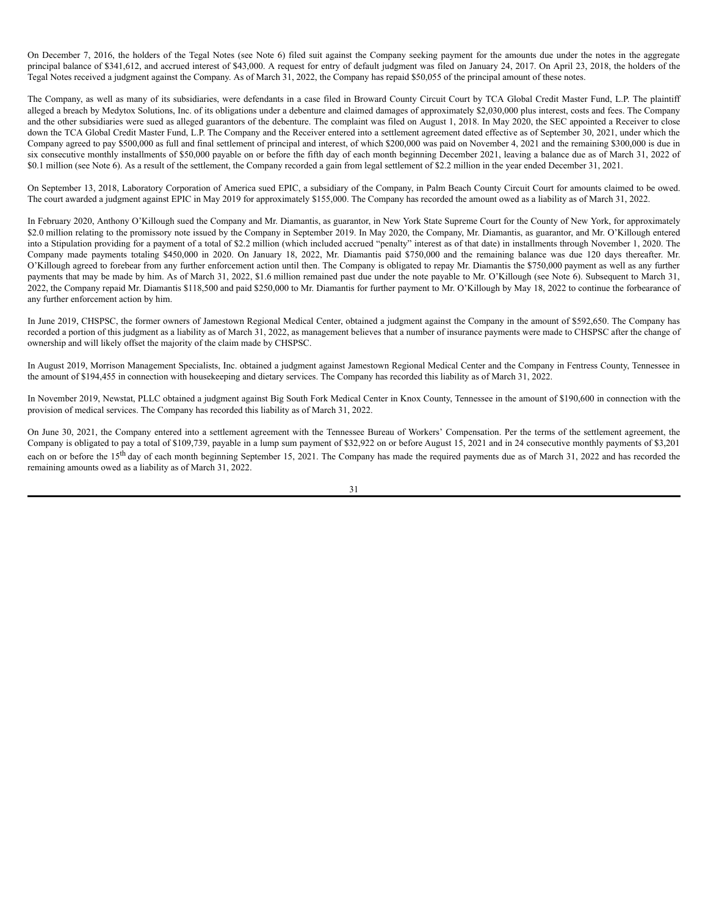On December 7, 2016, the holders of the Tegal Notes (see Note 6) filed suit against the Company seeking payment for the amounts due under the notes in the aggregate principal balance of $341,612, and accrued interest of $43,000. A request for entry of default judgment was filed on January 24, 2017. On April 23, 2018, the holders of the Tegal Notes received a judgment against the Company. As of March 31, 2022, the Company has repaid $50,055 of the principal amount of these notes.

The Company, as well as many of its subsidiaries, were defendants in a case filed in Broward County Circuit Court by TCA Global Credit Master Fund, L.P. The plaintiff alleged a breach by Medytox Solutions, Inc. of its obligations under a debenture and claimed damages of approximately $2,030,000 plus interest, costs and fees. The Company and the other subsidiaries were sued as alleged guarantors of the debenture. The complaint was filed on August 1, 2018. In May 2020, the SEC appointed a Receiver to close down the TCA Global Credit Master Fund, L.P. The Company and the Receiver entered into a settlement agreement dated effective as of September 30, 2021, under which the Company agreed to pay $500,000 as full and final settlement of principal and interest, of which $200,000 was paid on November 4, 2021 and the remaining $300,000 is due in six consecutive monthly installments of $50,000 payable on or before the fifth day of each month beginning December 2021, leaving a balance due as of March 31, 2022 of $0.1 million (see Note 6). As a result of the settlement, the Company recorded a gain from legal settlement of $2.2 million in the year ended December 31, 2021.

On September 13, 2018, Laboratory Corporation of America sued EPIC, a subsidiary of the Company, in Palm Beach County Circuit Court for amounts claimed to be owed. The court awarded a judgment against EPIC in May 2019 for approximately $155,000. The Company has recorded the amount owed as a liability as of March 31, 2022.

In February 2020, Anthony O'Killough sued the Company and Mr. Diamantis, as guarantor, in New York State Supreme Court for the County of New York, for approximately $2.0 million relating to the promissory note issued by the Company in September 2019. In May 2020, the Company, Mr. Diamantis, as guarantor, and Mr. O'Killough entered into a Stipulation providing for a payment of a total of $2.2 million (which included accrued "penalty" interest as of that date) in installments through November 1, 2020. The Company made payments totaling $450,000 in 2020. On January 18, 2022, Mr. Diamantis paid $750,000 and the remaining balance was due 120 days thereafter. Mr. O'Killough agreed to forebear from any further enforcement action until then. The Company is obligated to repay Mr. Diamantis the $750,000 payment as well as any further payments that may be made by him. As of March 31, 2022, $1.6 million remained past due under the note payable to Mr. O'Killough (see Note 6). Subsequent to March 31, 2022, the Company repaid Mr. Diamantis $118,500 and paid $250,000 to Mr. Diamantis for further payment to Mr. O'Killough by May 18, 2022 to continue the forbearance of any further enforcement action by him.

In June 2019, CHSPSC, the former owners of Jamestown Regional Medical Center, obtained a judgment against the Company in the amount of $592,650. The Company has recorded a portion of this judgment as a liability as of March 31, 2022, as management believes that a number of insurance payments were made to CHSPSC after the change of ownership and will likely offset the majority of the claim made by CHSPSC.

In August 2019, Morrison Management Specialists, Inc. obtained a judgment against Jamestown Regional Medical Center and the Company in Fentress County, Tennessee in the amount of $194,455 in connection with housekeeping and dietary services. The Company has recorded this liability as of March 31, 2022.

In November 2019, Newstat, PLLC obtained a judgment against Big South Fork Medical Center in Knox County, Tennessee in the amount of $190,600 in connection with the provision of medical services. The Company has recorded this liability as of March 31, 2022.

On June 30, 2021, the Company entered into a settlement agreement with the Tennessee Bureau of Workers' Compensation. Per the terms of the settlement agreement, the Company is obligated to pay a total of $109,739, payable in a lump sum payment of $32,922 on or before August 15, 2021 and in 24 consecutive monthly payments of $3,201 each on or before the 15th day of each month beginning September 15, 2021. The Company has made the required payments due as of March 31, 2022 and has recorded the remaining amounts owed as a liability as of March 31, 2022.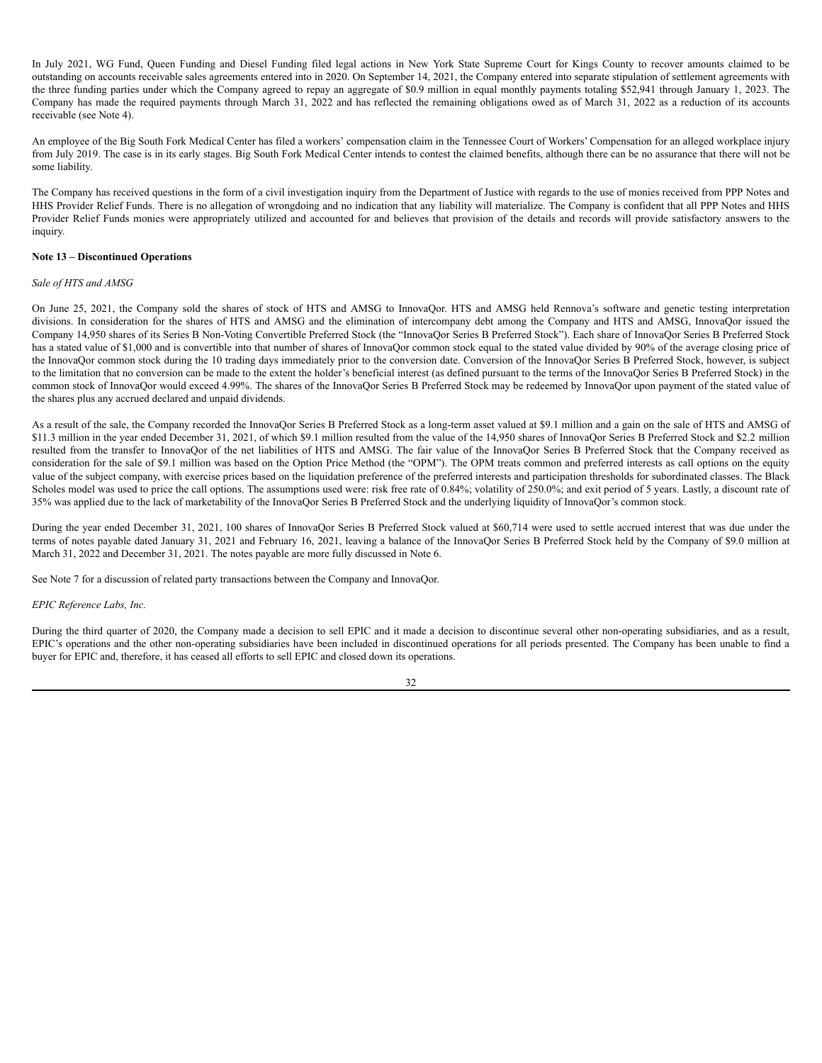In July 2021, WG Fund, Queen Funding and Diesel Funding filed legal actions in New York State Supreme Court for Kings County to recover amounts claimed to be outstanding on accounts receivable sales agreements entered into in 2020. On September 14, 2021, the Company entered into separate stipulation of settlement agreements with the three funding parties under which the Company agreed to repay an aggregate of $0.9 million in equal monthly payments totaling $52,941 through January 1, 2023. The Company has made the required payments through March 31, 2022 and has reflected the remaining obligations owed as of March 31, 2022 as a reduction of its accounts receivable (see Note 4).

An employee of the Big South Fork Medical Center has filed a workers' compensation claim in the Tennessee Court of Workers' Compensation for an alleged workplace injury from July 2019. The case is in its early stages. Big South Fork Medical Center intends to contest the claimed benefits, although there can be no assurance that there will not be some liability.

The Company has received questions in the form of a civil investigation inquiry from the Department of Justice with regards to the use of monies received from PPP Notes and HHS Provider Relief Funds. There is no allegation of wrongdoing and no indication that any liability will materialize. The Company is confident that all PPP Notes and HHS Provider Relief Funds monies were appropriately utilized and accounted for and believes that provision of the details and records will provide satisfactory answers to the inquiry.

**Note 13 – Discontinued Operations**

*Sale of HTS and AMSG*

On June 25, 2021, the Company sold the shares of stock of HTS and AMSG to InnovaQor. HTS and AMSG held Rennova's software and genetic testing interpretation divisions. In consideration for the shares of HTS and AMSG and the elimination of intercompany debt among the Company and HTS and AMSG, InnovaQor issued the Company 14,950 shares of its Series B Non-Voting Convertible Preferred Stock (the "InnovaQor Series B Preferred Stock"). Each share of InnovaQor Series B Preferred Stock has a stated value of $1,000 and is convertible into that number of shares of InnovaQor common stock equal to the stated value divided by 90% of the average closing price of the InnovaQor common stock during the 10 trading days immediately prior to the conversion date. Conversion of the InnovaQor Series B Preferred Stock, however, is subject to the limitation that no conversion can be made to the extent the holder's beneficial interest (as defined pursuant to the terms of the InnovaQor Series B Preferred Stock) in the common stock of InnovaQor would exceed 4.99%. The shares of the InnovaQor Series B Preferred Stock may be redeemed by InnovaQor upon payment of the stated value of the shares plus any accrued declared and unpaid dividends.

As a result of the sale, the Company recorded the InnovaQor Series B Preferred Stock as a long-term asset valued at $9.1 million and a gain on the sale of HTS and AMSG of $11.3 million in the year ended December 31, 2021, of which $9.1 million resulted from the value of the 14,950 shares of InnovaQor Series B Preferred Stock and $2.2 million resulted from the transfer to InnovaQor of the net liabilities of HTS and AMSG. The fair value of the InnovaQor Series B Preferred Stock that the Company received as consideration for the sale of $9.1 million was based on the Option Price Method (the "OPM"). The OPM treats common and preferred interests as call options on the equity value of the subject company, with exercise prices based on the liquidation preference of the preferred interests and participation thresholds for subordinated classes. The Black Scholes model was used to price the call options. The assumptions used were: risk free rate of 0.84%; volatility of 250.0%; and exit period of 5 years. Lastly, a discount rate of 35% was applied due to the lack of marketability of the InnovaQor Series B Preferred Stock and the underlying liquidity of InnovaQor's common stock.

During the year ended December 31, 2021, 100 shares of InnovaQor Series B Preferred Stock valued at $60,714 were used to settle accrued interest that was due under the terms of notes payable dated January 31, 2021 and February 16, 2021, leaving a balance of the InnovaQor Series B Preferred Stock held by the Company of $9.0 million at March 31, 2022 and December 31, 2021. The notes payable are more fully discussed in Note 6.

See Note 7 for a discussion of related party transactions between the Company and InnovaQor.

*EPIC Reference Labs, Inc.*

During the third quarter of 2020, the Company made a decision to sell EPIC and it made a decision to discontinue several other non-operating subsidiaries, and as a result, EPIC's operations and the other non-operating subsidiaries have been included in discontinued operations for all periods presented. The Company has been unable to find a buyer for EPIC and, therefore, it has ceased all efforts to sell EPIC and closed down its operations.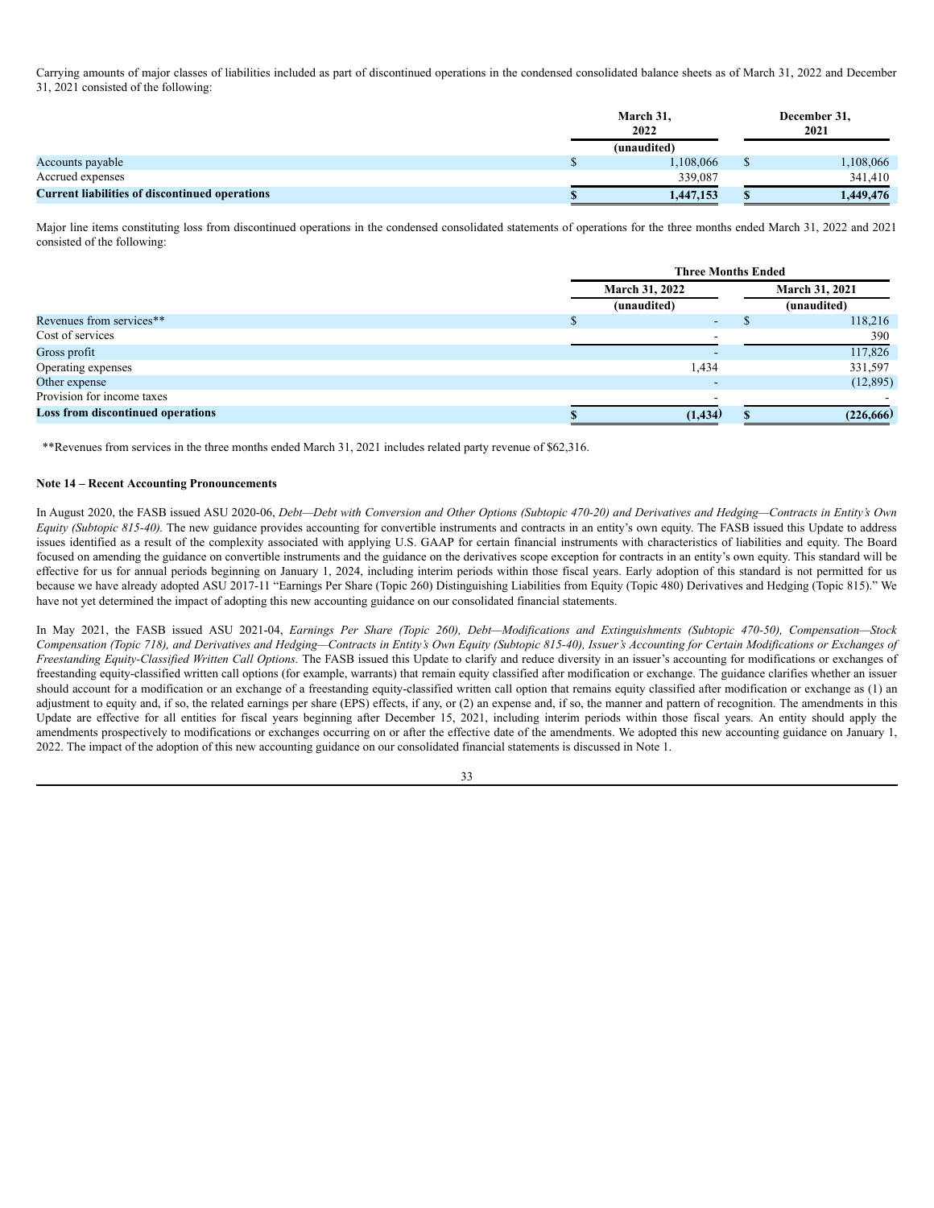Carrying amounts of major classes of liabilities included as part of discontinued operations in the condensed consolidated balance sheets as of March 31, 2022 and December 31, 2021 consisted of the following:

| | March 31, 2022 | December 31, 2021 |
|---|---|---|
| | (unaudited) | |
| Accounts payable | $ 1,108,066 | $ 1,108,066 |
| Accrued expenses | 339,087 | 341,410 |
| **Current liabilities of discontinued operations** | **$ 1,447,153** | **$ 1,449,476** |

Major line items constituting loss from discontinued operations in the condensed consolidated statements of operations for the three months ended March 31, 2022 and 2021 consisted of the following:

| | Three Months Ended | |
|---|---|---|
| | March 31, 2022 | March 31, 2021 |
| | (unaudited) | (unaudited) |
| Revenues from services** | $ - | $ 118,216 |
| Cost of services | - | 390 |
| Gross profit | - | 117,826 |
| Operating expenses | 1,434 | 331,597 |
| Other expense | - | (12,895) |
| Provision for income taxes | - | - |
| **Loss from discontinued operations** | **$ (1,434)** | **$ (226,666)** |

**Revenues from services in the three months ended March 31, 2021 includes related party revenue of $62,316.

**Note 14 – Recent Accounting Pronouncements**

In August 2020, the FASB issued ASU 2020-06, *Debt—Debt with Conversion and Other Options (Subtopic 470-20) and Derivatives and Hedging—Contracts in Entity's Own Equity (Subtopic 815-40).* The new guidance provides accounting for convertible instruments and contracts in an entity's own equity. The FASB issued this Update to address issues identified as a result of the complexity associated with applying U.S. GAAP for certain financial instruments with characteristics of liabilities and equity. The Board focused on amending the guidance on convertible instruments and the guidance on the derivatives scope exception for contracts in an entity's own equity. This standard will be effective for us for annual periods beginning on January 1, 2024, including interim periods within those fiscal years. Early adoption of this standard is not permitted for us because we have already adopted ASU 2017-11 "Earnings Per Share (Topic 260) Distinguishing Liabilities from Equity (Topic 480) Derivatives and Hedging (Topic 815)." We have not yet determined the impact of adopting this new accounting guidance on our consolidated financial statements.

In May 2021, the FASB issued ASU 2021-04, *Earnings Per Share (Topic 260), Debt—Modifications and Extinguishments (Subtopic 470-50), Compensation—Stock Compensation (Topic 718), and Derivatives and Hedging—Contracts in Entity's Own Equity (Subtopic 815-40), Issuer's Accounting for Certain Modifications or Exchanges of Freestanding Equity-Classified Written Call Options.* The FASB issued this Update to clarify and reduce diversity in an issuer's accounting for modifications or exchanges of freestanding equity-classified written call options (for example, warrants) that remain equity classified after modification or exchange. The guidance clarifies whether an issuer should account for a modification or an exchange of a freestanding equity-classified written call option that remains equity classified after modification or exchange as (1) an adjustment to equity and, if so, the related earnings per share (EPS) effects, if any, or (2) an expense and, if so, the manner and pattern of recognition. The amendments in this Update are effective for all entities for fiscal years beginning after December 15, 2021, including interim periods within those fiscal years. An entity should apply the amendments prospectively to modifications or exchanges occurring on or after the effective date of the amendments. We adopted this new accounting guidance on January 1, 2022. The impact of the adoption of this new accounting guidance on our consolidated financial statements is discussed in Note 1.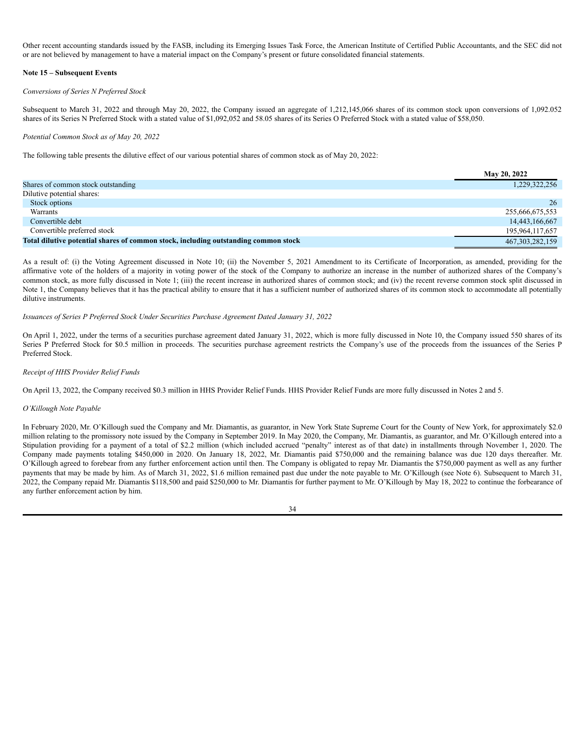Other recent accounting standards issued by the FASB, including its Emerging Issues Task Force, the American Institute of Certified Public Accountants, and the SEC did not or are not believed by management to have a material impact on the Company's present or future consolidated financial statements.

**Note 15 – Subsequent Events**

*Conversions of Series N Preferred Stock*

Subsequent to March 31, 2022 and through May 20, 2022, the Company issued an aggregate of 1,212,145,066 shares of its common stock upon conversions of 1,092.052 shares of its Series N Preferred Stock with a stated value of $1,092,052 and 58.05 shares of its Series O Preferred Stock with a stated value of $58,050.

*Potential Common Stock as of May 20, 2022*

The following table presents the dilutive effect of our various potential shares of common stock as of May 20, 2022:

| | May 20, 2022 |
|---|---|
| Shares of common stock outstanding | 1,229,322,256 |
| Dilutive potential shares: | |
| Stock options | 26 |
| Warrants | 255,666,675,553 |
| Convertible debt | 14,443,166,667 |
| Convertible preferred stock | 195,964,117,657 |
| **Total dilutive potential shares of common stock, including outstanding common stock** | 467,303,282,159 |

As a result of: (i) the Voting Agreement discussed in Note 10; (ii) the November 5, 2021 Amendment to its Certificate of Incorporation, as amended, providing for the affirmative vote of the holders of a majority in voting power of the stock of the Company to authorize an increase in the number of authorized shares of the Company's common stock, as more fully discussed in Note 1; (iii) the recent increase in authorized shares of common stock; and (iv) the recent reverse common stock split discussed in Note 1, the Company believes that it has the practical ability to ensure that it has a sufficient number of authorized shares of its common stock to accommodate all potentially dilutive instruments.

*Issuances of Series P Preferred Stock Under Securities Purchase Agreement Dated January 31, 2022*

On April 1, 2022, under the terms of a securities purchase agreement dated January 31, 2022, which is more fully discussed in Note 10, the Company issued 550 shares of its Series P Preferred Stock for $0.5 million in proceeds. The securities purchase agreement restricts the Company's use of the proceeds from the issuances of the Series P Preferred Stock.

*Receipt of HHS Provider Relief Funds*

On April 13, 2022, the Company received $0.3 million in HHS Provider Relief Funds. HHS Provider Relief Funds are more fully discussed in Notes 2 and 5.

*O'Killough Note Payable*

In February 2020, Mr. O'Killough sued the Company and Mr. Diamantis, as guarantor, in New York State Supreme Court for the County of New York, for approximately $2.0 million relating to the promissory note issued by the Company in September 2019. In May 2020, the Company, Mr. Diamantis, as guarantor, and Mr. O'Killough entered into a Stipulation providing for a payment of a total of $2.2 million (which included accrued "penalty" interest as of that date) in installments through November 1, 2020. The Company made payments totaling $450,000 in 2020. On January 18, 2022, Mr. Diamantis paid $750,000 and the remaining balance was due 120 days thereafter. Mr. O'Killough agreed to forebear from any further enforcement action until then. The Company is obligated to repay Mr. Diamantis the $750,000 payment as well as any further payments that may be made by him. As of March 31, 2022, $1.6 million remained past due under the note payable to Mr. O'Killough (see Note 6). Subsequent to March 31, 2022, the Company repaid Mr. Diamantis $118,500 and paid $250,000 to Mr. Diamantis for further payment to Mr. O'Killough by May 18, 2022 to continue the forbearance of any further enforcement action by him.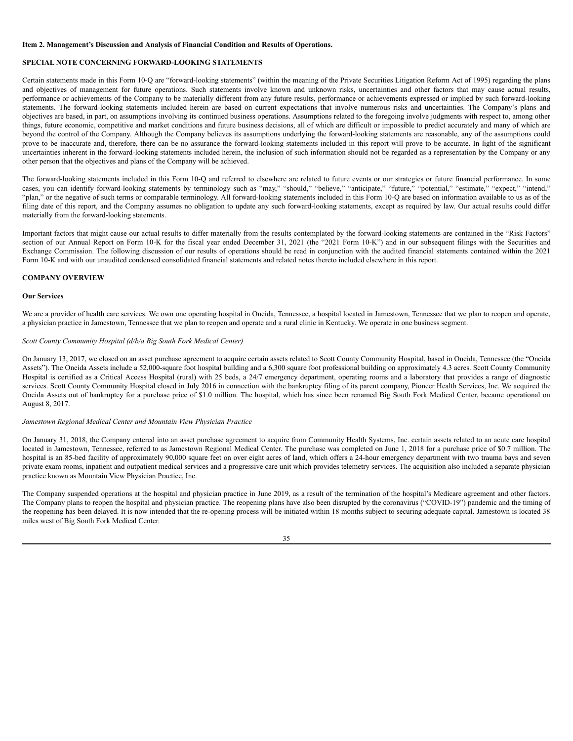**Item 2. Management's Discussion and Analysis of Financial Condition and Results of Operations.**

**SPECIAL NOTE CONCERNING FORWARD-LOOKING STATEMENTS**

Certain statements made in this Form 10-Q are "forward-looking statements" (within the meaning of the Private Securities Litigation Reform Act of 1995) regarding the plans and objectives of management for future operations. Such statements involve known and unknown risks, uncertainties and other factors that may cause actual results, performance or achievements of the Company to be materially different from any future results, performance or achievements expressed or implied by such forward-looking statements. The forward-looking statements included herein are based on current expectations that involve numerous risks and uncertainties. The Company's plans and objectives are based, in part, on assumptions involving its continued business operations. Assumptions related to the foregoing involve judgments with respect to, among other things, future economic, competitive and market conditions and future business decisions, all of which are difficult or impossible to predict accurately and many of which are beyond the control of the Company. Although the Company believes its assumptions underlying the forward-looking statements are reasonable, any of the assumptions could prove to be inaccurate and, therefore, there can be no assurance the forward-looking statements included in this report will prove to be accurate. In light of the significant uncertainties inherent in the forward-looking statements included herein, the inclusion of such information should not be regarded as a representation by the Company or any other person that the objectives and plans of the Company will be achieved.

The forward-looking statements included in this Form 10-Q and referred to elsewhere are related to future events or our strategies or future financial performance. In some cases, you can identify forward-looking statements by terminology such as "may," "should," "believe," "anticipate," "future," "potential," "estimate," "expect," "intend," "plan," or the negative of such terms or comparable terminology. All forward-looking statements included in this Form 10-Q are based on information available to us as of the filing date of this report, and the Company assumes no obligation to update any such forward-looking statements, except as required by law. Our actual results could differ materially from the forward-looking statements.

Important factors that might cause our actual results to differ materially from the results contemplated by the forward-looking statements are contained in the "Risk Factors" section of our Annual Report on Form 10-K for the fiscal year ended December 31, 2021 (the "2021 Form 10-K") and in our subsequent filings with the Securities and Exchange Commission. The following discussion of our results of operations should be read in conjunction with the audited financial statements contained within the 2021 Form 10-K and with our unaudited condensed consolidated financial statements and related notes thereto included elsewhere in this report.

**COMPANY OVERVIEW**

**Our Services**

We are a provider of health care services. We own one operating hospital in Oneida, Tennessee, a hospital located in Jamestown, Tennessee that we plan to reopen and operate, a physician practice in Jamestown, Tennessee that we plan to reopen and operate and a rural clinic in Kentucky. We operate in one business segment.

*Scott County Community Hospital (d/b/a Big South Fork Medical Center)*

On January 13, 2017, we closed on an asset purchase agreement to acquire certain assets related to Scott County Community Hospital, based in Oneida, Tennessee (the "Oneida Assets"). The Oneida Assets include a 52,000-square foot hospital building and a 6,300 square foot professional building on approximately 4.3 acres. Scott County Community Hospital is certified as a Critical Access Hospital (rural) with 25 beds, a 24/7 emergency department, operating rooms and a laboratory that provides a range of diagnostic services. Scott County Community Hospital closed in July 2016 in connection with the bankruptcy filing of its parent company, Pioneer Health Services, Inc. We acquired the Oneida Assets out of bankruptcy for a purchase price of $1.0 million. The hospital, which has since been renamed Big South Fork Medical Center, became operational on August 8, 2017.

*Jamestown Regional Medical Center and Mountain View Physician Practice*

On January 31, 2018, the Company entered into an asset purchase agreement to acquire from Community Health Systems, Inc. certain assets related to an acute care hospital located in Jamestown, Tennessee, referred to as Jamestown Regional Medical Center. The purchase was completed on June 1, 2018 for a purchase price of $0.7 million. The hospital is an 85-bed facility of approximately 90,000 square feet on over eight acres of land, which offers a 24-hour emergency department with two trauma bays and seven private exam rooms, inpatient and outpatient medical services and a progressive care unit which provides telemetry services. The acquisition also included a separate physician practice known as Mountain View Physician Practice, Inc.

The Company suspended operations at the hospital and physician practice in June 2019, as a result of the termination of the hospital's Medicare agreement and other factors. The Company plans to reopen the hospital and physician practice. The reopening plans have also been disrupted by the coronavirus ("COVID-19") pandemic and the timing of the reopening has been delayed. It is now intended that the re-opening process will be initiated within 18 months subject to securing adequate capital. Jamestown is located 38 miles west of Big South Fork Medical Center.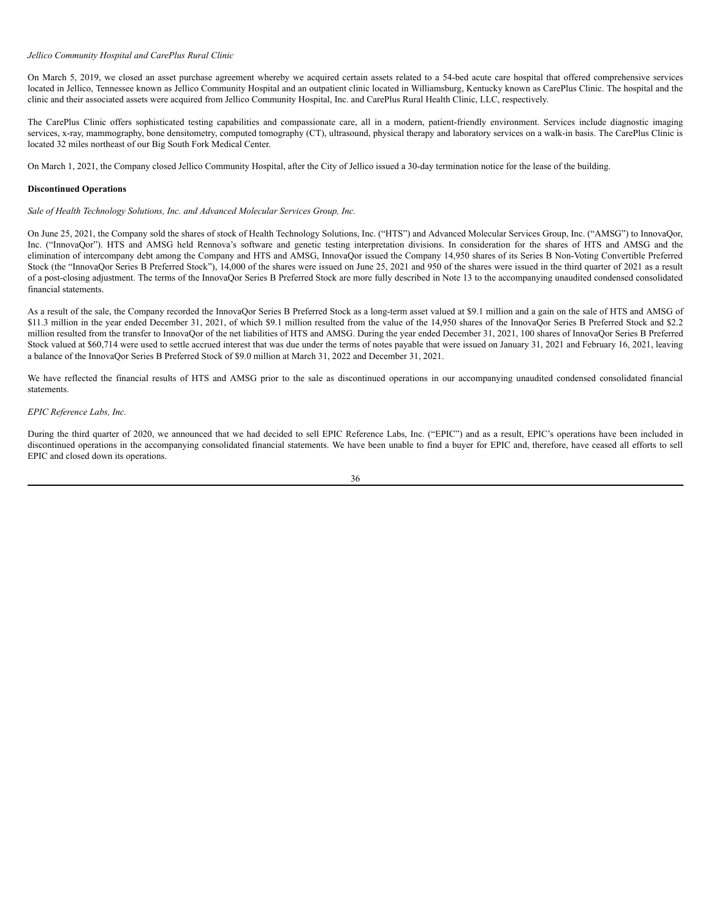*Jellico Community Hospital and CarePlus Rural Clinic*

On March 5, 2019, we closed an asset purchase agreement whereby we acquired certain assets related to a 54-bed acute care hospital that offered comprehensive services located in Jellico, Tennessee known as Jellico Community Hospital and an outpatient clinic located in Williamsburg, Kentucky known as CarePlus Clinic. The hospital and the clinic and their associated assets were acquired from Jellico Community Hospital, Inc. and CarePlus Rural Health Clinic, LLC, respectively.

The CarePlus Clinic offers sophisticated testing capabilities and compassionate care, all in a modern, patient-friendly environment. Services include diagnostic imaging services, x-ray, mammography, bone densitometry, computed tomography (CT), ultrasound, physical therapy and laboratory services on a walk-in basis. The CarePlus Clinic is located 32 miles northeast of our Big South Fork Medical Center.

On March 1, 2021, the Company closed Jellico Community Hospital, after the City of Jellico issued a 30-day termination notice for the lease of the building.

**Discontinued Operations**

*Sale of Health Technology Solutions, Inc. and Advanced Molecular Services Group, Inc.*

On June 25, 2021, the Company sold the shares of stock of Health Technology Solutions, Inc. ("HTS") and Advanced Molecular Services Group, Inc. ("AMSG") to InnovaQor, Inc. ("InnovaQor"). HTS and AMSG held Rennova's software and genetic testing interpretation divisions. In consideration for the shares of HTS and AMSG and the elimination of intercompany debt among the Company and HTS and AMSG, InnovaQor issued the Company 14,950 shares of its Series B Non-Voting Convertible Preferred Stock (the "InnovaQor Series B Preferred Stock"), 14,000 of the shares were issued on June 25, 2021 and 950 of the shares were issued in the third quarter of 2021 as a result of a post-closing adjustment. The terms of the InnovaQor Series B Preferred Stock are more fully described in Note 13 to the accompanying unaudited condensed consolidated financial statements.

As a result of the sale, the Company recorded the InnovaQor Series B Preferred Stock as a long-term asset valued at \$9.1 million and a gain on the sale of HTS and AMSG of \$11.3 million in the year ended December 31, 2021, of which \$9.1 million resulted from the value of the 14,950 shares of the InnovaQor Series B Preferred Stock and \$2.2 million resulted from the transfer to InnovaQor of the net liabilities of HTS and AMSG. During the year ended December 31, 2021, 100 shares of InnovaQor Series B Preferred Stock valued at \$60,714 were used to settle accrued interest that was due under the terms of notes payable that were issued on January 31, 2021 and February 16, 2021, leaving a balance of the InnovaQor Series B Preferred Stock of \$9.0 million at March 31, 2022 and December 31, 2021.

We have reflected the financial results of HTS and AMSG prior to the sale as discontinued operations in our accompanying unaudited condensed consolidated financial statements.

*EPIC Reference Labs, Inc.*

During the third quarter of 2020, we announced that we had decided to sell EPIC Reference Labs, Inc. ("EPIC") and as a result, EPIC's operations have been included in discontinued operations in the accompanying consolidated financial statements. We have been unable to find a buyer for EPIC and, therefore, have ceased all efforts to sell EPIC and closed down its operations.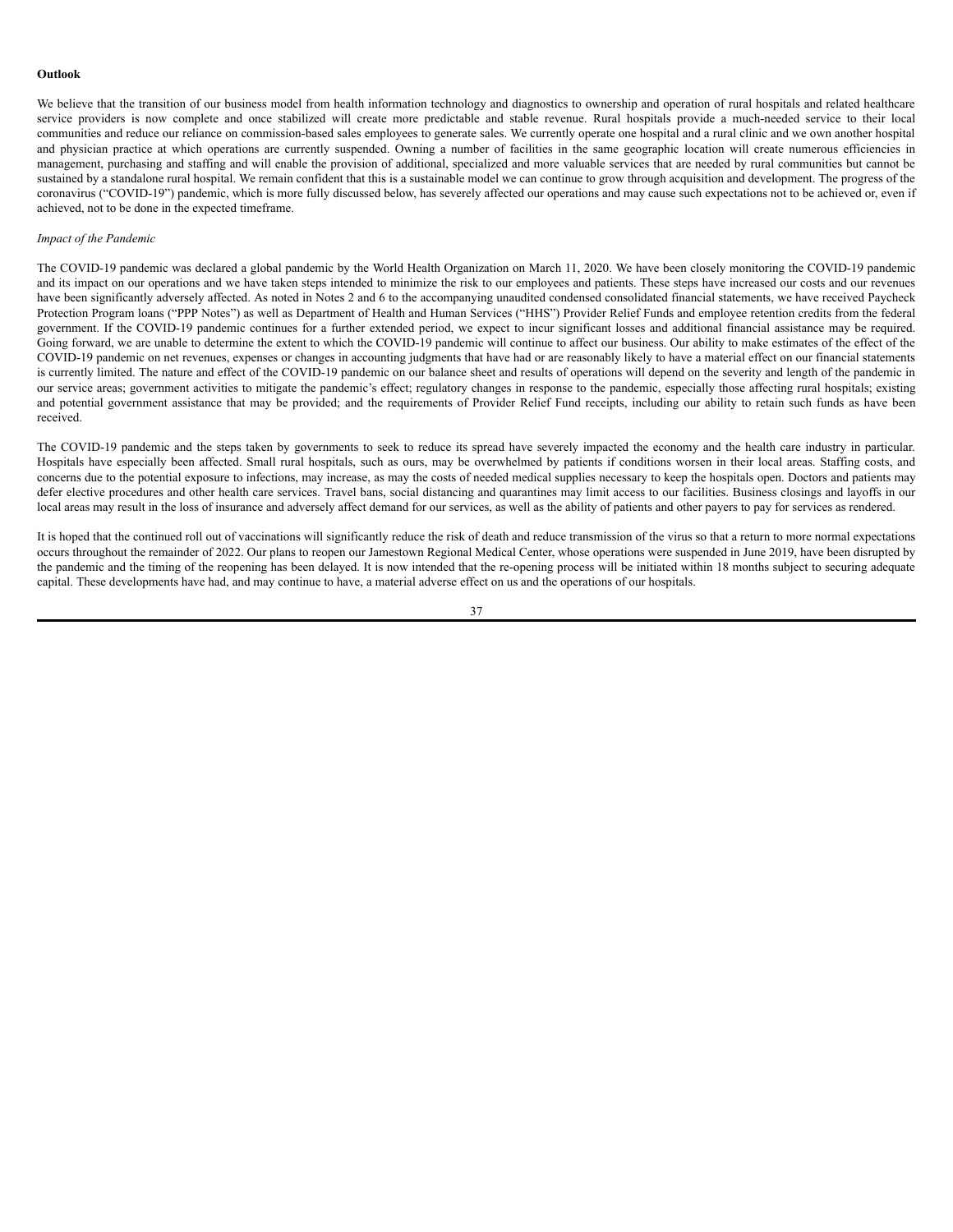**Outlook**

We believe that the transition of our business model from health information technology and diagnostics to ownership and operation of rural hospitals and related healthcare service providers is now complete and once stabilized will create more predictable and stable revenue. Rural hospitals provide a much-needed service to their local communities and reduce our reliance on commission-based sales employees to generate sales. We currently operate one hospital and a rural clinic and we own another hospital and physician practice at which operations are currently suspended. Owning a number of facilities in the same geographic location will create numerous efficiencies in management, purchasing and staffing and will enable the provision of additional, specialized and more valuable services that are needed by rural communities but cannot be sustained by a standalone rural hospital. We remain confident that this is a sustainable model we can continue to grow through acquisition and development. The progress of the coronavirus ("COVID-19") pandemic, which is more fully discussed below, has severely affected our operations and may cause such expectations not to be achieved or, even if achieved, not to be done in the expected timeframe.

*Impact of the Pandemic*

The COVID-19 pandemic was declared a global pandemic by the World Health Organization on March 11, 2020. We have been closely monitoring the COVID-19 pandemic and its impact on our operations and we have taken steps intended to minimize the risk to our employees and patients. These steps have increased our costs and our revenues have been significantly adversely affected. As noted in Notes 2 and 6 to the accompanying unaudited condensed consolidated financial statements, we have received Paycheck Protection Program loans ("PPP Notes") as well as Department of Health and Human Services ("HHS") Provider Relief Funds and employee retention credits from the federal government. If the COVID-19 pandemic continues for a further extended period, we expect to incur significant losses and additional financial assistance may be required. Going forward, we are unable to determine the extent to which the COVID-19 pandemic will continue to affect our business. Our ability to make estimates of the effect of the COVID-19 pandemic on net revenues, expenses or changes in accounting judgments that have had or are reasonably likely to have a material effect on our financial statements is currently limited. The nature and effect of the COVID-19 pandemic on our balance sheet and results of operations will depend on the severity and length of the pandemic in our service areas; government activities to mitigate the pandemic's effect; regulatory changes in response to the pandemic, especially those affecting rural hospitals; existing and potential government assistance that may be provided; and the requirements of Provider Relief Fund receipts, including our ability to retain such funds as have been received.

The COVID-19 pandemic and the steps taken by governments to seek to reduce its spread have severely impacted the economy and the health care industry in particular. Hospitals have especially been affected. Small rural hospitals, such as ours, may be overwhelmed by patients if conditions worsen in their local areas. Staffing costs, and concerns due to the potential exposure to infections, may increase, as may the costs of needed medical supplies necessary to keep the hospitals open. Doctors and patients may defer elective procedures and other health care services. Travel bans, social distancing and quarantines may limit access to our facilities. Business closings and layoffs in our local areas may result in the loss of insurance and adversely affect demand for our services, as well as the ability of patients and other payers to pay for services as rendered.

It is hoped that the continued roll out of vaccinations will significantly reduce the risk of death and reduce transmission of the virus so that a return to more normal expectations occurs throughout the remainder of 2022. Our plans to reopen our Jamestown Regional Medical Center, whose operations were suspended in June 2019, have been disrupted by the pandemic and the timing of the reopening has been delayed. It is now intended that the re-opening process will be initiated within 18 months subject to securing adequate capital. These developments have had, and may continue to have, a material adverse effect on us and the operations of our hospitals.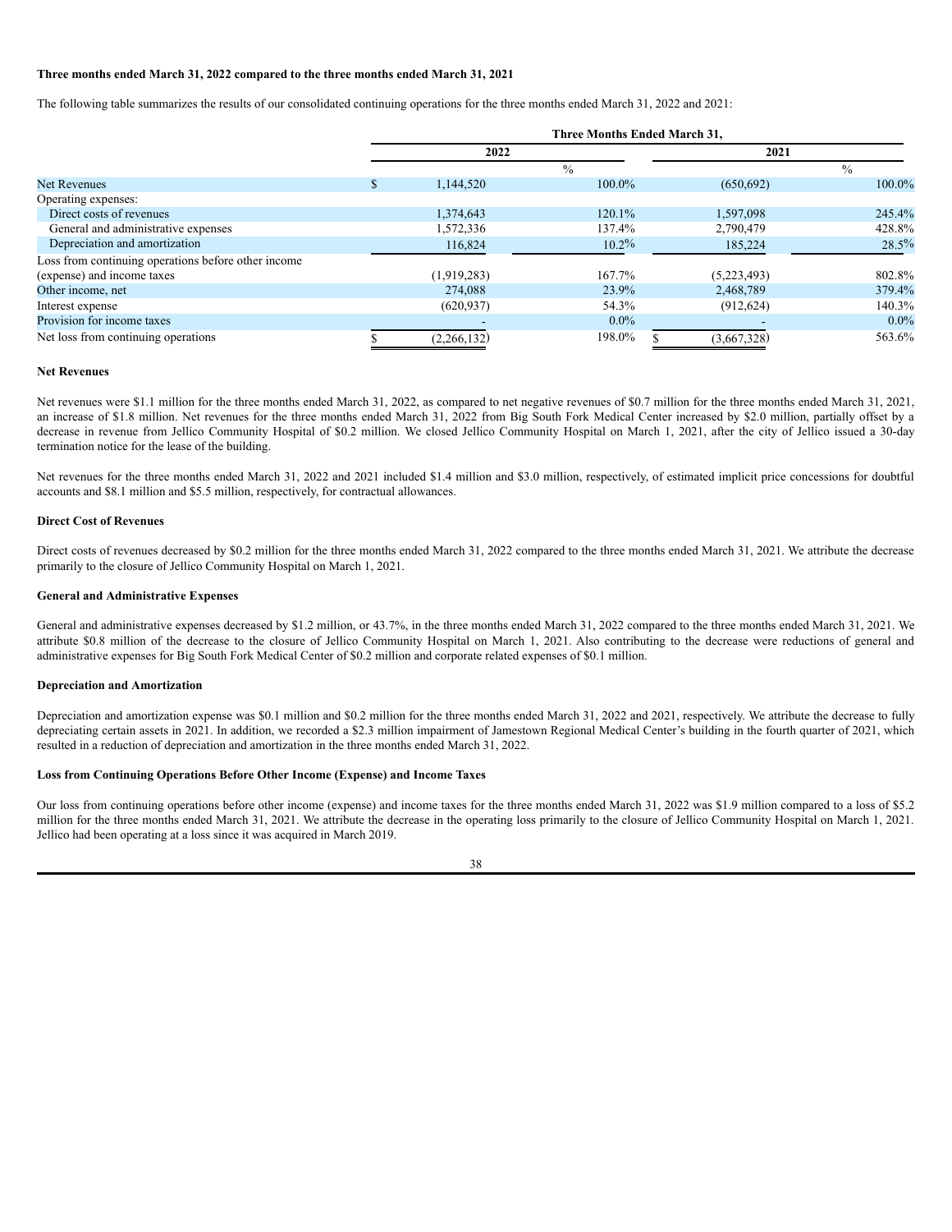**Three months ended March 31, 2022 compared to the three months ended March 31, 2021**

The following table summarizes the results of our consolidated continuing operations for the three months ended March 31, 2022 and 2021:

| | Three Months Ended March 31, | | | |
|---|---|---|---|---|
| | 2022 | | 2021 | |
| | | % | | % |
| Net Revenues | $ 1,144,520 | 100.0% | (650,692) | 100.0% |
| Operating expenses: | | | | |
| Direct costs of revenues | 1,374,643 | 120.1% | 1,597,098 | 245.4% |
| General and administrative expenses | 1,572,336 | 137.4% | 2,790,479 | 428.8% |
| Depreciation and amortization | 116,824 | 10.2% | 185,224 | 28.5% |
| Loss from continuing operations before other income (expense) and income taxes | (1,919,283) | 167.7% | (5,223,493) | 802.8% |
| Other income, net | 274,088 | 23.9% | 2,468,789 | 379.4% |
| Interest expense | (620,937) | 54.3% | (912,624) | 140.3% |
| Provision for income taxes | - | 0.0% | - | 0.0% |
| Net loss from continuing operations | $ (2,266,132) | 198.0% | $ (3,667,328) | 563.6% |

**Net Revenues**

Net revenues were $1.1 million for the three months ended March 31, 2022, as compared to net negative revenues of $0.7 million for the three months ended March 31, 2021, an increase of $1.8 million. Net revenues for the three months ended March 31, 2022 from Big South Fork Medical Center increased by $2.0 million, partially offset by a decrease in revenue from Jellico Community Hospital of $0.2 million. We closed Jellico Community Hospital on March 1, 2021, after the city of Jellico issued a 30-day termination notice for the lease of the building.

Net revenues for the three months ended March 31, 2022 and 2021 included $1.4 million and $3.0 million, respectively, of estimated implicit price concessions for doubtful accounts and $8.1 million and $5.5 million, respectively, for contractual allowances.

**Direct Cost of Revenues**

Direct costs of revenues decreased by $0.2 million for the three months ended March 31, 2022 compared to the three months ended March 31, 2021. We attribute the decrease primarily to the closure of Jellico Community Hospital on March 1, 2021.

**General and Administrative Expenses**

General and administrative expenses decreased by $1.2 million, or 43.7%, in the three months ended March 31, 2022 compared to the three months ended March 31, 2021. We attribute $0.8 million of the decrease to the closure of Jellico Community Hospital on March 1, 2021. Also contributing to the decrease were reductions of general and administrative expenses for Big South Fork Medical Center of $0.2 million and corporate related expenses of $0.1 million.

**Depreciation and Amortization**

Depreciation and amortization expense was $0.1 million and $0.2 million for the three months ended March 31, 2022 and 2021, respectively. We attribute the decrease to fully depreciating certain assets in 2021. In addition, we recorded a $2.3 million impairment of Jamestown Regional Medical Center's building in the fourth quarter of 2021, which resulted in a reduction of depreciation and amortization in the three months ended March 31, 2022.

**Loss from Continuing Operations Before Other Income (Expense) and Income Taxes**

Our loss from continuing operations before other income (expense) and income taxes for the three months ended March 31, 2022 was $1.9 million compared to a loss of $5.2 million for the three months ended March 31, 2021. We attribute the decrease in the operating loss primarily to the closure of Jellico Community Hospital on March 1, 2021. Jellico had been operating at a loss since it was acquired in March 2019.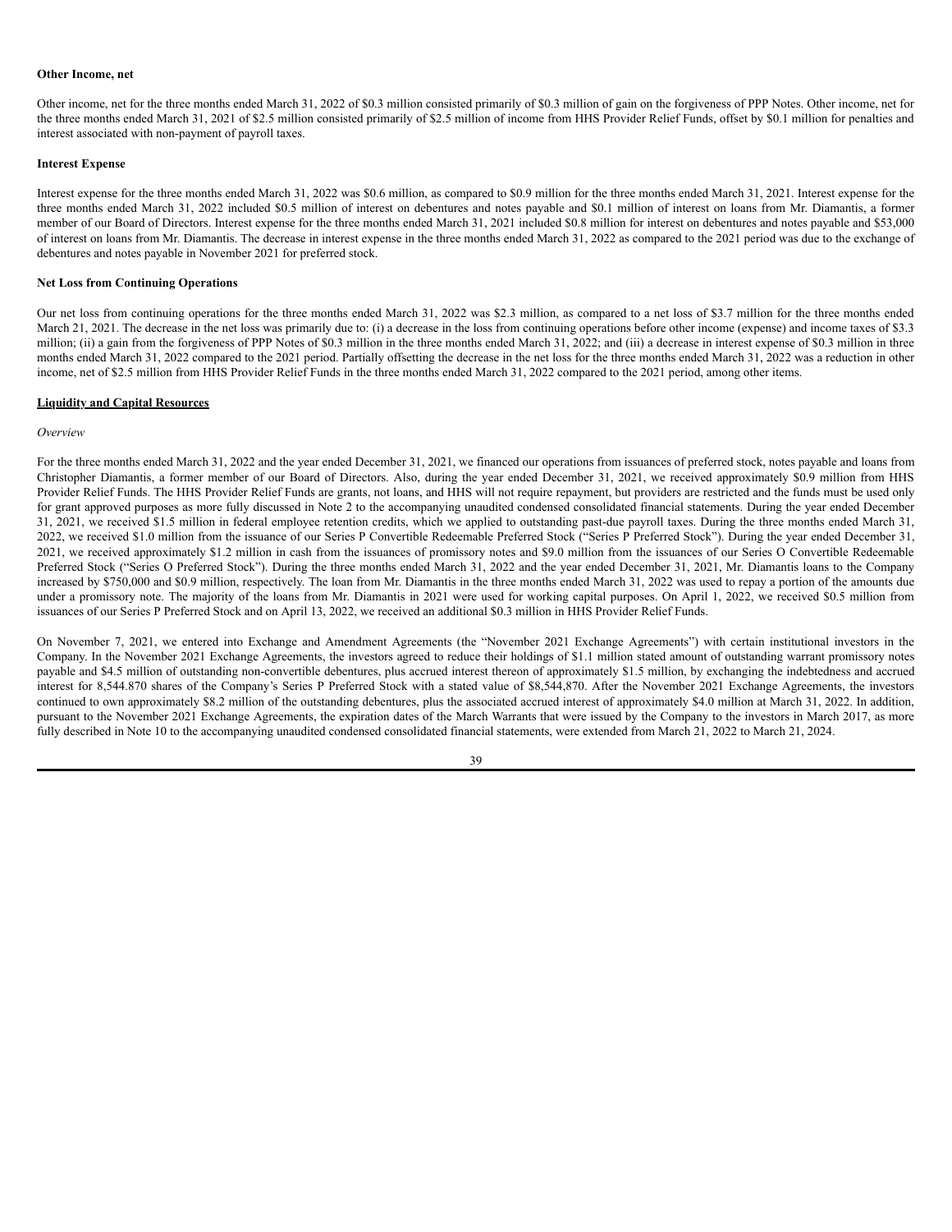**Other Income, net**

Other income, net for the three months ended March 31, 2022 of $0.3 million consisted primarily of $0.3 million of gain on the forgiveness of PPP Notes. Other income, net for the three months ended March 31, 2021 of $2.5 million consisted primarily of $2.5 million of income from HHS Provider Relief Funds, offset by $0.1 million for penalties and interest associated with non-payment of payroll taxes.

**Interest Expense**

Interest expense for the three months ended March 31, 2022 was $0.6 million, as compared to $0.9 million for the three months ended March 31, 2021. Interest expense for the three months ended March 31, 2022 included $0.5 million of interest on debentures and notes payable and $0.1 million of interest on loans from Mr. Diamantis, a former member of our Board of Directors. Interest expense for the three months ended March 31, 2021 included $0.8 million for interest on debentures and notes payable and $53,000 of interest on loans from Mr. Diamantis. The decrease in interest expense in the three months ended March 31, 2022 as compared to the 2021 period was due to the exchange of debentures and notes payable in November 2021 for preferred stock.

**Net Loss from Continuing Operations**

Our net loss from continuing operations for the three months ended March 31, 2022 was $2.3 million, as compared to a net loss of $3.7 million for the three months ended March 21, 2021. The decrease in the net loss was primarily due to: (i) a decrease in the loss from continuing operations before other income (expense) and income taxes of $3.3 million; (ii) a gain from the forgiveness of PPP Notes of $0.3 million in the three months ended March 31, 2022; and (iii) a decrease in interest expense of $0.3 million in three months ended March 31, 2022 compared to the 2021 period. Partially offsetting the decrease in the net loss for the three months ended March 31, 2022 was a reduction in other income, net of $2.5 million from HHS Provider Relief Funds in the three months ended March 31, 2022 compared to the 2021 period, among other items.

**Liquidity and Capital Resources**

*Overview*

For the three months ended March 31, 2022 and the year ended December 31, 2021, we financed our operations from issuances of preferred stock, notes payable and loans from Christopher Diamantis, a former member of our Board of Directors. Also, during the year ended December 31, 2021, we received approximately $0.9 million from HHS Provider Relief Funds. The HHS Provider Relief Funds are grants, not loans, and HHS will not require repayment, but providers are restricted and the funds must be used only for grant approved purposes as more fully discussed in Note 2 to the accompanying unaudited condensed consolidated financial statements. During the year ended December 31, 2021, we received $1.5 million in federal employee retention credits, which we applied to outstanding past-due payroll taxes. During the three months ended March 31, 2022, we received $1.0 million from the issuance of our Series P Convertible Redeemable Preferred Stock ("Series P Preferred Stock"). During the year ended December 31, 2021, we received approximately $1.2 million in cash from the issuances of promissory notes and $9.0 million from the issuances of our Series O Convertible Redeemable Preferred Stock ("Series O Preferred Stock"). During the three months ended March 31, 2022 and the year ended December 31, 2021, Mr. Diamantis loans to the Company increased by $750,000 and $0.9 million, respectively. The loan from Mr. Diamantis in the three months ended March 31, 2022 was used to repay a portion of the amounts due under a promissory note. The majority of the loans from Mr. Diamantis in 2021 were used for working capital purposes. On April 1, 2022, we received $0.5 million from issuances of our Series P Preferred Stock and on April 13, 2022, we received an additional $0.3 million in HHS Provider Relief Funds.

On November 7, 2021, we entered into Exchange and Amendment Agreements (the "November 2021 Exchange Agreements") with certain institutional investors in the Company. In the November 2021 Exchange Agreements, the investors agreed to reduce their holdings of $1.1 million stated amount of outstanding warrant promissory notes payable and $4.5 million of outstanding non-convertible debentures, plus accrued interest thereon of approximately $1.5 million, by exchanging the indebtedness and accrued interest for 8,544.870 shares of the Company's Series P Preferred Stock with a stated value of $8,544,870. After the November 2021 Exchange Agreements, the investors continued to own approximately $8.2 million of the outstanding debentures, plus the associated accrued interest of approximately $4.0 million at March 31, 2022. In addition, pursuant to the November 2021 Exchange Agreements, the expiration dates of the March Warrants that were issued by the Company to the investors in March 2017, as more fully described in Note 10 to the accompanying unaudited condensed consolidated financial statements, were extended from March 21, 2022 to March 21, 2024.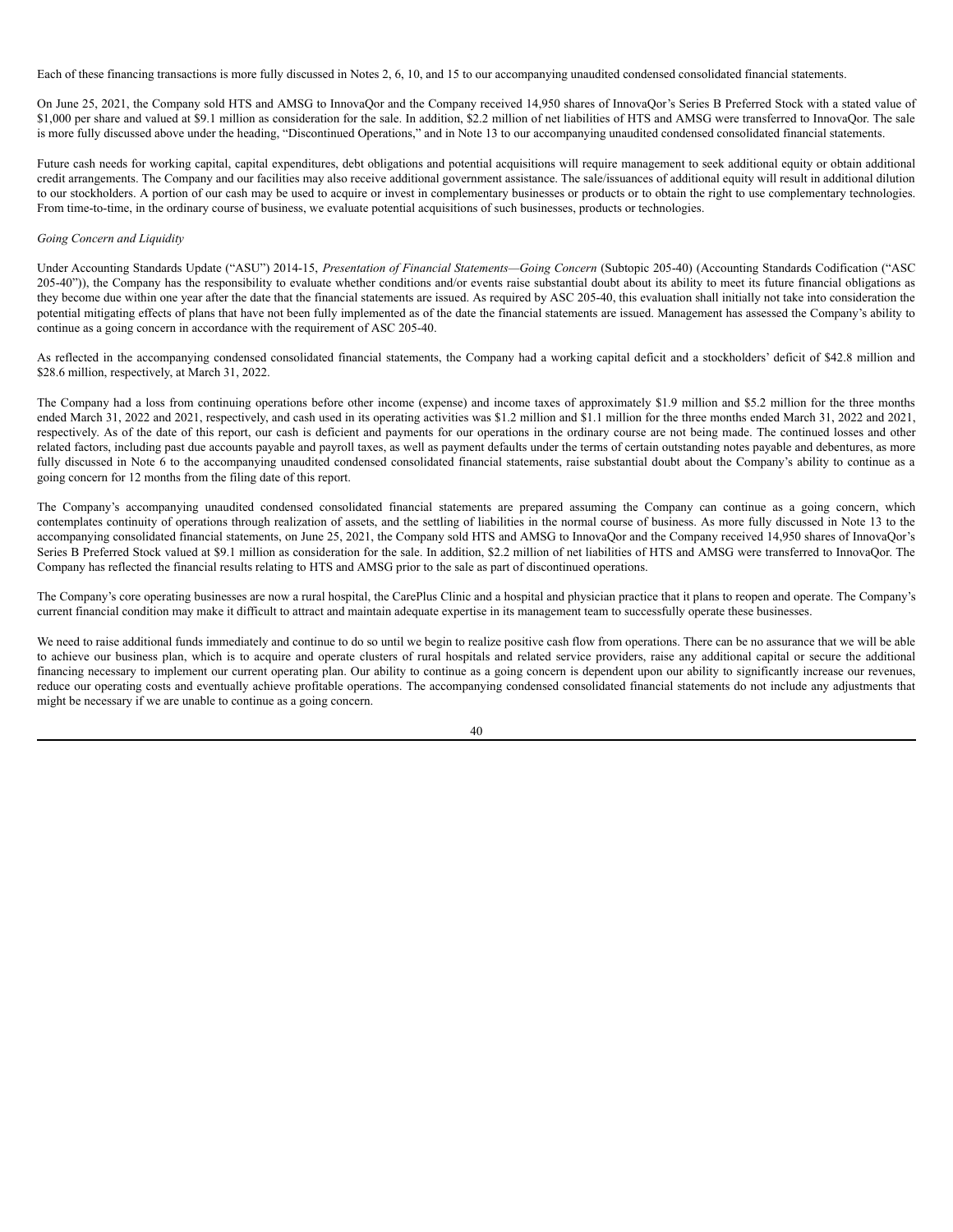Each of these financing transactions is more fully discussed in Notes 2, 6, 10, and 15 to our accompanying unaudited condensed consolidated financial statements.

On June 25, 2021, the Company sold HTS and AMSG to InnovaQor and the Company received 14,950 shares of InnovaQor's Series B Preferred Stock with a stated value of $1,000 per share and valued at $9.1 million as consideration for the sale. In addition, $2.2 million of net liabilities of HTS and AMSG were transferred to InnovaQor. The sale is more fully discussed above under the heading, "Discontinued Operations," and in Note 13 to our accompanying unaudited condensed consolidated financial statements.

Future cash needs for working capital, capital expenditures, debt obligations and potential acquisitions will require management to seek additional equity or obtain additional credit arrangements. The Company and our facilities may also receive additional government assistance. The sale/issuances of additional equity will result in additional dilution to our stockholders. A portion of our cash may be used to acquire or invest in complementary businesses or products or to obtain the right to use complementary technologies. From time-to-time, in the ordinary course of business, we evaluate potential acquisitions of such businesses, products or technologies.

*Going Concern and Liquidity*

Under Accounting Standards Update ("ASU") 2014-15, *Presentation of Financial Statements—Going Concern* (Subtopic 205-40) (Accounting Standards Codification ("ASC 205-40")), the Company has the responsibility to evaluate whether conditions and/or events raise substantial doubt about its ability to meet its future financial obligations as they become due within one year after the date that the financial statements are issued. As required by ASC 205-40, this evaluation shall initially not take into consideration the potential mitigating effects of plans that have not been fully implemented as of the date the financial statements are issued. Management has assessed the Company's ability to continue as a going concern in accordance with the requirement of ASC 205-40.

As reflected in the accompanying condensed consolidated financial statements, the Company had a working capital deficit and a stockholders' deficit of $42.8 million and $28.6 million, respectively, at March 31, 2022.

The Company had a loss from continuing operations before other income (expense) and income taxes of approximately $1.9 million and $5.2 million for the three months ended March 31, 2022 and 2021, respectively, and cash used in its operating activities was $1.2 million and $1.1 million for the three months ended March 31, 2022 and 2021, respectively. As of the date of this report, our cash is deficient and payments for our operations in the ordinary course are not being made. The continued losses and other related factors, including past due accounts payable and payroll taxes, as well as payment defaults under the terms of certain outstanding notes payable and debentures, as more fully discussed in Note 6 to the accompanying unaudited condensed consolidated financial statements, raise substantial doubt about the Company's ability to continue as a going concern for 12 months from the filing date of this report.

The Company's accompanying unaudited condensed consolidated financial statements are prepared assuming the Company can continue as a going concern, which contemplates continuity of operations through realization of assets, and the settling of liabilities in the normal course of business. As more fully discussed in Note 13 to the accompanying consolidated financial statements, on June 25, 2021, the Company sold HTS and AMSG to InnovaQor and the Company received 14,950 shares of InnovaQor's Series B Preferred Stock valued at $9.1 million as consideration for the sale. In addition, $2.2 million of net liabilities of HTS and AMSG were transferred to InnovaQor. The Company has reflected the financial results relating to HTS and AMSG prior to the sale as part of discontinued operations.

The Company's core operating businesses are now a rural hospital, the CarePlus Clinic and a hospital and physician practice that it plans to reopen and operate. The Company's current financial condition may make it difficult to attract and maintain adequate expertise in its management team to successfully operate these businesses.

We need to raise additional funds immediately and continue to do so until we begin to realize positive cash flow from operations. There can be no assurance that we will be able to achieve our business plan, which is to acquire and operate clusters of rural hospitals and related service providers, raise any additional capital or secure the additional financing necessary to implement our current operating plan. Our ability to continue as a going concern is dependent upon our ability to significantly increase our revenues, reduce our operating costs and eventually achieve profitable operations. The accompanying condensed consolidated financial statements do not include any adjustments that might be necessary if we are unable to continue as a going concern.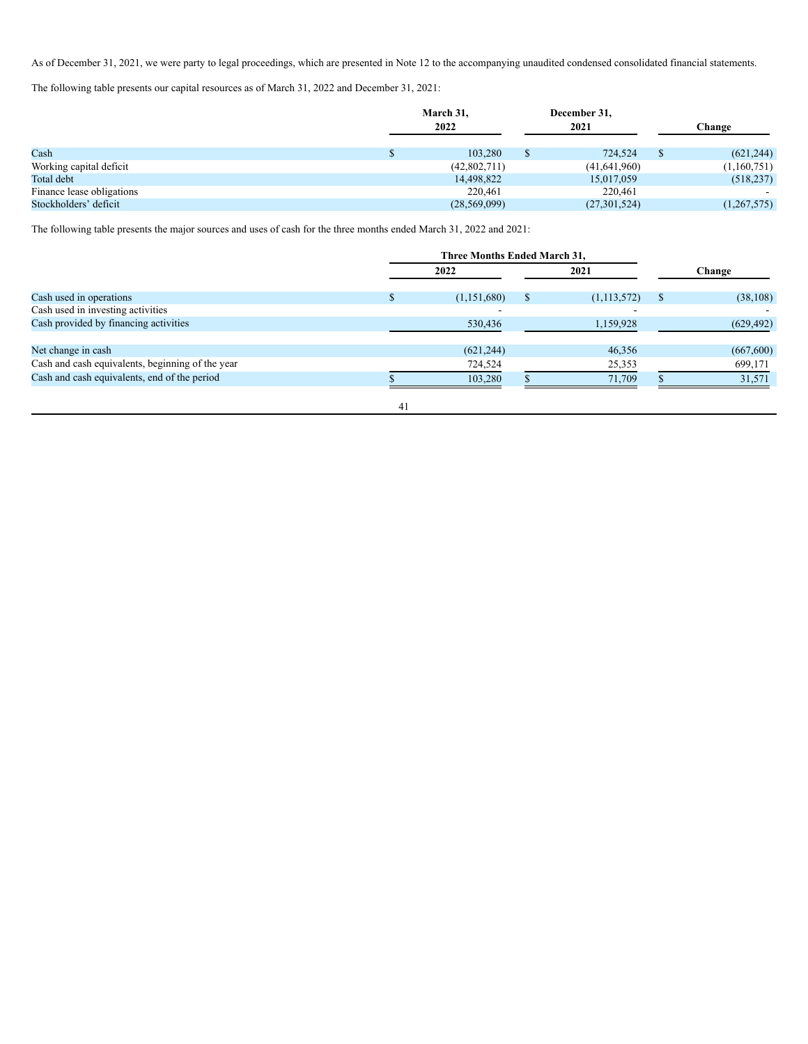As of December 31, 2021, we were party to legal proceedings, which are presented in Note 12 to the accompanying unaudited condensed consolidated financial statements.

The following table presents our capital resources as of March 31, 2022 and December 31, 2021:

| | March 31, 2022 | December 31, 2021 | Change |
|---|---|---|---|
| Cash | $ 103,280 | $ 724,524 | $ (621,244) |
| Working capital deficit | (42,802,711) | (41,641,960) | (1,160,751) |
| Total debt | 14,498,822 | 15,017,059 | (518,237) |
| Finance lease obligations | 220,461 | 220,461 | - |
| Stockholders' deficit | (28,569,099) | (27,301,524) | (1,267,575) |

The following table presents the major sources and uses of cash for the three months ended March 31, 2022 and 2021:

| | Three Months Ended March 31, | | |
|---|---|---|---|
| | 2022 | 2021 | Change |
| Cash used in operations | $ (1,151,680) | $ (1,113,572) | $ (38,108) |
| Cash used in investing activities | - | - | - |
| Cash provided by financing activities | 530,436 | 1,159,928 | (629,492) |
| Net change in cash | (621,244) | 46,356 | (667,600) |
| Cash and cash equivalents, beginning of the year | 724,524 | 25,353 | 699,171 |
| Cash and cash equivalents, end of the period | $ 103,280 | $ 71,709 | $ 31,571 |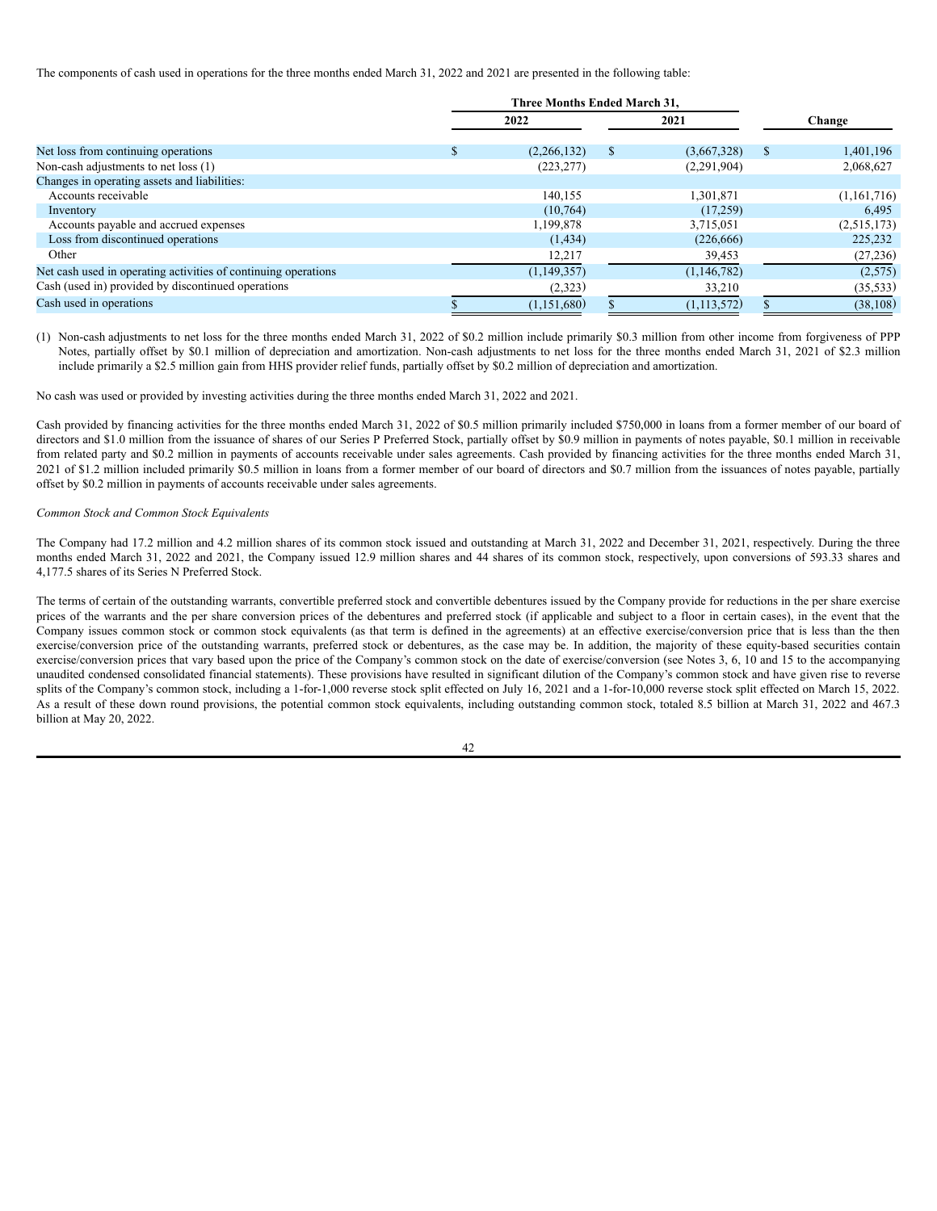The components of cash used in operations for the three months ended March 31, 2022 and 2021 are presented in the following table:

| | Three Months Ended March 31, | | |
|---|---|---|---|
| | 2022 | 2021 | Change |
| Net loss from continuing operations | $ (2,266,132) | $ (3,667,328) | $ 1,401,196 |
| Non-cash adjustments to net loss (1) | (223,277) | (2,291,904) | 2,068,627 |
| Changes in operating assets and liabilities: | | | |
| Accounts receivable | 140,155 | 1,301,871 | (1,161,716) |
| Inventory | (10,764) | (17,259) | 6,495 |
| Accounts payable and accrued expenses | 1,199,878 | 3,715,051 | (2,515,173) |
| Loss from discontinued operations | (1,434) | (226,666) | 225,232 |
| Other | 12,217 | 39,453 | (27,236) |
| Net cash used in operating activities of continuing operations | (1,149,357) | (1,146,782) | (2,575) |
| Cash (used in) provided by discontinued operations | (2,323) | 33,210 | (35,533) |
| Cash used in operations | $ (1,151,680) | $ (1,113,572) | $ (38,108) |

(1) Non-cash adjustments to net loss for the three months ended March 31, 2022 of $0.2 million include primarily $0.3 million from other income from forgiveness of PPP Notes, partially offset by $0.1 million of depreciation and amortization. Non-cash adjustments to net loss for the three months ended March 31, 2021 of $2.3 million include primarily a $2.5 million gain from HHS provider relief funds, partially offset by $0.2 million of depreciation and amortization.

No cash was used or provided by investing activities during the three months ended March 31, 2022 and 2021.

Cash provided by financing activities for the three months ended March 31, 2022 of $0.5 million primarily included $750,000 in loans from a former member of our board of directors and $1.0 million from the issuance of shares of our Series P Preferred Stock, partially offset by $0.9 million in payments of notes payable, $0.1 million in receivable from related party and $0.2 million in payments of accounts receivable under sales agreements. Cash provided by financing activities for the three months ended March 31, 2021 of $1.2 million included primarily $0.5 million in loans from a former member of our board of directors and $0.7 million from the issuances of notes payable, partially offset by $0.2 million in payments of accounts receivable under sales agreements.

*Common Stock and Common Stock Equivalents*

The Company had 17.2 million and 4.2 million shares of its common stock issued and outstanding at March 31, 2022 and December 31, 2021, respectively. During the three months ended March 31, 2022 and 2021, the Company issued 12.9 million shares and 44 shares of its common stock, respectively, upon conversions of 593.33 shares and 4,177.5 shares of its Series N Preferred Stock.

The terms of certain of the outstanding warrants, convertible preferred stock and convertible debentures issued by the Company provide for reductions in the per share exercise prices of the warrants and the per share conversion prices of the debentures and preferred stock (if applicable and subject to a floor in certain cases), in the event that the Company issues common stock or common stock equivalents (as that term is defined in the agreements) at an effective exercise/conversion price that is less than the then exercise/conversion price of the outstanding warrants, preferred stock or debentures, as the case may be. In addition, the majority of these equity-based securities contain exercise/conversion prices that vary based upon the price of the Company's common stock on the date of exercise/conversion (see Notes 3, 6, 10 and 15 to the accompanying unaudited condensed consolidated financial statements). These provisions have resulted in significant dilution of the Company's common stock and have given rise to reverse splits of the Company's common stock, including a 1-for-1,000 reverse stock split effected on July 16, 2021 and a 1-for-10,000 reverse stock split effected on March 15, 2022. As a result of these down round provisions, the potential common stock equivalents, including outstanding common stock, totaled 8.5 billion at March 31, 2022 and 467.3 billion at May 20, 2022.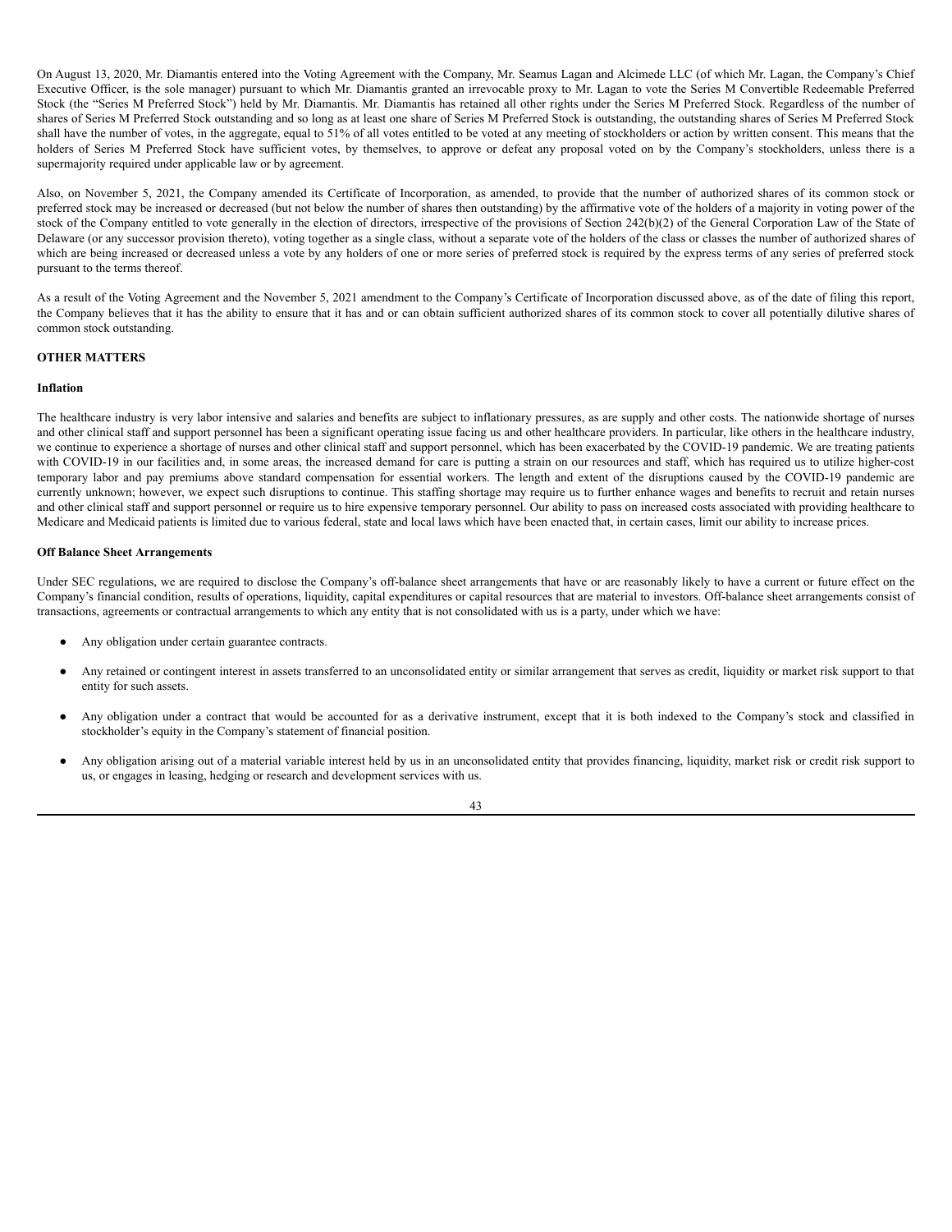On August 13, 2020, Mr. Diamantis entered into the Voting Agreement with the Company, Mr. Seamus Lagan and Alcimede LLC (of which Mr. Lagan, the Company's Chief Executive Officer, is the sole manager) pursuant to which Mr. Diamantis granted an irrevocable proxy to Mr. Lagan to vote the Series M Convertible Redeemable Preferred Stock (the "Series M Preferred Stock") held by Mr. Diamantis. Mr. Diamantis has retained all other rights under the Series M Preferred Stock. Regardless of the number of shares of Series M Preferred Stock outstanding and so long as at least one share of Series M Preferred Stock is outstanding, the outstanding shares of Series M Preferred Stock shall have the number of votes, in the aggregate, equal to 51% of all votes entitled to be voted at any meeting of stockholders or action by written consent. This means that the holders of Series M Preferred Stock have sufficient votes, by themselves, to approve or defeat any proposal voted on by the Company's stockholders, unless there is a supermajority required under applicable law or by agreement.

Also, on November 5, 2021, the Company amended its Certificate of Incorporation, as amended, to provide that the number of authorized shares of its common stock or preferred stock may be increased or decreased (but not below the number of shares then outstanding) by the affirmative vote of the holders of a majority in voting power of the stock of the Company entitled to vote generally in the election of directors, irrespective of the provisions of Section 242(b)(2) of the General Corporation Law of the State of Delaware (or any successor provision thereto), voting together as a single class, without a separate vote of the holders of the class or classes the number of authorized shares of which are being increased or decreased unless a vote by any holders of one or more series of preferred stock is required by the express terms of any series of preferred stock pursuant to the terms thereof.

As a result of the Voting Agreement and the November 5, 2021 amendment to the Company's Certificate of Incorporation discussed above, as of the date of filing this report, the Company believes that it has the ability to ensure that it has and or can obtain sufficient authorized shares of its common stock to cover all potentially dilutive shares of common stock outstanding.

## OTHER MATTERS

### Inflation

The healthcare industry is very labor intensive and salaries and benefits are subject to inflationary pressures, as are supply and other costs. The nationwide shortage of nurses and other clinical staff and support personnel has been a significant operating issue facing us and other healthcare providers. In particular, like others in the healthcare industry, we continue to experience a shortage of nurses and other clinical staff and support personnel, which has been exacerbated by the COVID-19 pandemic. We are treating patients with COVID-19 in our facilities and, in some areas, the increased demand for care is putting a strain on our resources and staff, which has required us to utilize higher-cost temporary labor and pay premiums above standard compensation for essential workers. The length and extent of the disruptions caused by the COVID-19 pandemic are currently unknown; however, we expect such disruptions to continue. This staffing shortage may require us to further enhance wages and benefits to recruit and retain nurses and other clinical staff and support personnel or require us to hire expensive temporary personnel. Our ability to pass on increased costs associated with providing healthcare to Medicare and Medicaid patients is limited due to various federal, state and local laws which have been enacted that, in certain cases, limit our ability to increase prices.

### Off Balance Sheet Arrangements

Under SEC regulations, we are required to disclose the Company's off-balance sheet arrangements that have or are reasonably likely to have a current or future effect on the Company's financial condition, results of operations, liquidity, capital expenditures or capital resources that are material to investors. Off-balance sheet arrangements consist of transactions, agreements or contractual arrangements to which any entity that is not consolidated with us is a party, under which we have:

- Any obligation under certain guarantee contracts.
- Any retained or contingent interest in assets transferred to an unconsolidated entity or similar arrangement that serves as credit, liquidity or market risk support to that entity for such assets.
- Any obligation under a contract that would be accounted for as a derivative instrument, except that it is both indexed to the Company's stock and classified in stockholder's equity in the Company's statement of financial position.
- Any obligation arising out of a material variable interest held by us in an unconsolidated entity that provides financing, liquidity, market risk or credit risk support to us, or engages in leasing, hedging or research and development services with us.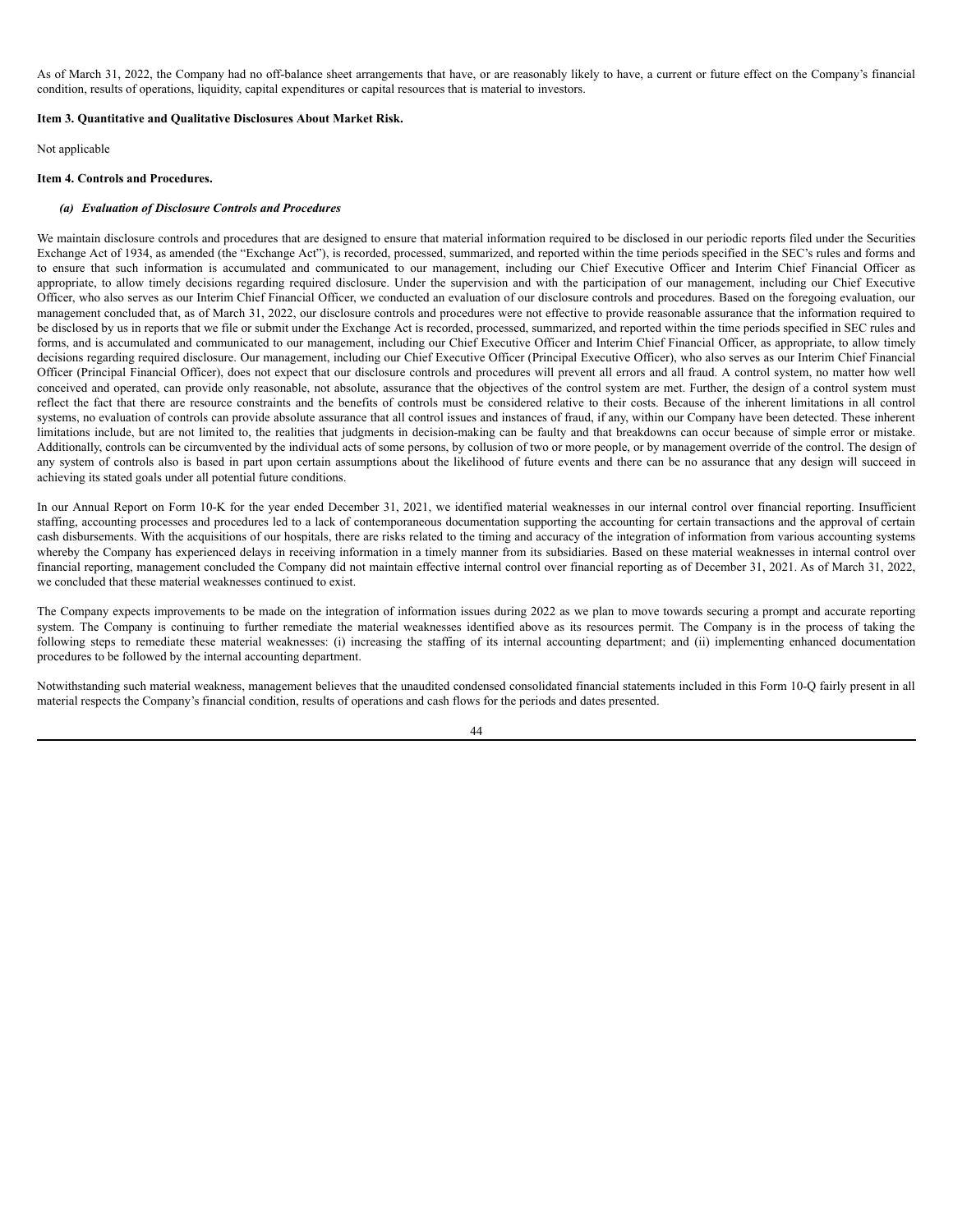As of March 31, 2022, the Company had no off-balance sheet arrangements that have, or are reasonably likely to have, a current or future effect on the Company's financial condition, results of operations, liquidity, capital expenditures or capital resources that is material to investors.

**Item 3. Quantitative and Qualitative Disclosures About Market Risk.**

Not applicable

**Item 4. Controls and Procedures.**

***(a) Evaluation of Disclosure Controls and Procedures***

We maintain disclosure controls and procedures that are designed to ensure that material information required to be disclosed in our periodic reports filed under the Securities Exchange Act of 1934, as amended (the "Exchange Act"), is recorded, processed, summarized, and reported within the time periods specified in the SEC's rules and forms and to ensure that such information is accumulated and communicated to our management, including our Chief Executive Officer and Interim Chief Financial Officer as appropriate, to allow timely decisions regarding required disclosure. Under the supervision and with the participation of our management, including our Chief Executive Officer, who also serves as our Interim Chief Financial Officer, we conducted an evaluation of our disclosure controls and procedures. Based on the foregoing evaluation, our management concluded that, as of March 31, 2022, our disclosure controls and procedures were not effective to provide reasonable assurance that the information required to be disclosed by us in reports that we file or submit under the Exchange Act is recorded, processed, summarized, and reported within the time periods specified in SEC rules and forms, and is accumulated and communicated to our management, including our Chief Executive Officer and Interim Chief Financial Officer, as appropriate, to allow timely decisions regarding required disclosure. Our management, including our Chief Executive Officer (Principal Executive Officer), who also serves as our Interim Chief Financial Officer (Principal Financial Officer), does not expect that our disclosure controls and procedures will prevent all errors and all fraud. A control system, no matter how well conceived and operated, can provide only reasonable, not absolute, assurance that the objectives of the control system are met. Further, the design of a control system must reflect the fact that there are resource constraints and the benefits of controls must be considered relative to their costs. Because of the inherent limitations in all control systems, no evaluation of controls can provide absolute assurance that all control issues and instances of fraud, if any, within our Company have been detected. These inherent limitations include, but are not limited to, the realities that judgments in decision-making can be faulty and that breakdowns can occur because of simple error or mistake. Additionally, controls can be circumvented by the individual acts of some persons, by collusion of two or more people, or by management override of the control. The design of any system of controls also is based in part upon certain assumptions about the likelihood of future events and there can be no assurance that any design will succeed in achieving its stated goals under all potential future conditions.

In our Annual Report on Form 10-K for the year ended December 31, 2021, we identified material weaknesses in our internal control over financial reporting. Insufficient staffing, accounting processes and procedures led to a lack of contemporaneous documentation supporting the accounting for certain transactions and the approval of certain cash disbursements. With the acquisitions of our hospitals, there are risks related to the timing and accuracy of the integration of information from various accounting systems whereby the Company has experienced delays in receiving information in a timely manner from its subsidiaries. Based on these material weaknesses in internal control over financial reporting, management concluded the Company did not maintain effective internal control over financial reporting as of December 31, 2021. As of March 31, 2022, we concluded that these material weaknesses continued to exist.

The Company expects improvements to be made on the integration of information issues during 2022 as we plan to move towards securing a prompt and accurate reporting system. The Company is continuing to further remediate the material weaknesses identified above as its resources permit. The Company is in the process of taking the following steps to remediate these material weaknesses: (i) increasing the staffing of its internal accounting department; and (ii) implementing enhanced documentation procedures to be followed by the internal accounting department.

Notwithstanding such material weakness, management believes that the unaudited condensed consolidated financial statements included in this Form 10-Q fairly present in all material respects the Company's financial condition, results of operations and cash flows for the periods and dates presented.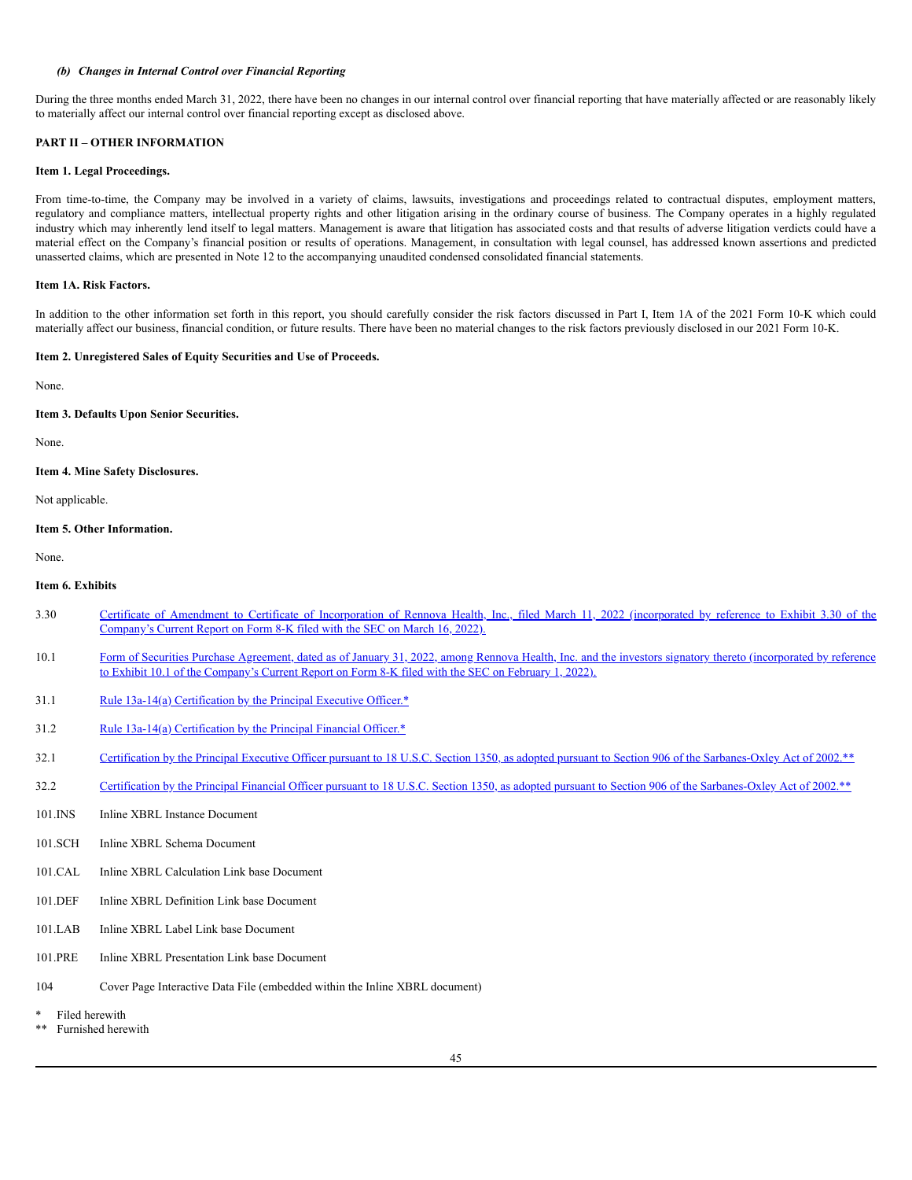***(b) Changes in Internal Control over Financial Reporting***

During the three months ended March 31, 2022, there have been no changes in our internal control over financial reporting that have materially affected or are reasonably likely to materially affect our internal control over financial reporting except as disclosed above.

**PART II – OTHER INFORMATION**

**Item 1. Legal Proceedings.**

From time-to-time, the Company may be involved in a variety of claims, lawsuits, investigations and proceedings related to contractual disputes, employment matters, regulatory and compliance matters, intellectual property rights and other litigation arising in the ordinary course of business. The Company operates in a highly regulated industry which may inherently lend itself to legal matters. Management is aware that litigation has associated costs and that results of adverse litigation verdicts could have a material effect on the Company's financial position or results of operations. Management, in consultation with legal counsel, has addressed known assertions and predicted unasserted claims, which are presented in Note 12 to the accompanying unaudited condensed consolidated financial statements.

**Item 1A. Risk Factors.**

In addition to the other information set forth in this report, you should carefully consider the risk factors discussed in Part I, Item 1A of the 2021 Form 10-K which could materially affect our business, financial condition, or future results. There have been no material changes to the risk factors previously disclosed in our 2021 Form 10-K.

**Item 2. Unregistered Sales of Equity Securities and Use of Proceeds.**

None.

**Item 3. Defaults Upon Senior Securities.**

None.

**Item 4. Mine Safety Disclosures.**

Not applicable.

**Item 5. Other Information.**

None.

**Item 6. Exhibits**

| | |
|---|---|
| 3.30 | Certificate of Amendment to Certificate of Incorporation of Rennova Health, Inc., filed March 11, 2022 (incorporated by reference to Exhibit 3.30 of the Company's Current Report on Form 8-K filed with the SEC on March 16, 2022). |
| 10.1 | Form of Securities Purchase Agreement, dated as of January 31, 2022, among Rennova Health, Inc. and the investors signatory thereto (incorporated by reference to Exhibit 10.1 of the Company's Current Report on Form 8-K filed with the SEC on February 1, 2022). |
| 31.1 | Rule 13a-14(a) Certification by the Principal Executive Officer.* |
| 31.2 | Rule 13a-14(a) Certification by the Principal Financial Officer.* |
| 32.1 | Certification by the Principal Executive Officer pursuant to 18 U.S.C. Section 1350, as adopted pursuant to Section 906 of the Sarbanes-Oxley Act of 2002.** |
| 32.2 | Certification by the Principal Financial Officer pursuant to 18 U.S.C. Section 1350, as adopted pursuant to Section 906 of the Sarbanes-Oxley Act of 2002.** |
| 101.INS | Inline XBRL Instance Document |
| 101.SCH | Inline XBRL Schema Document |
| 101.CAL | Inline XBRL Calculation Link base Document |
| 101.DEF | Inline XBRL Definition Link base Document |
| 101.LAB | Inline XBRL Label Link base Document |
| 101.PRE | Inline XBRL Presentation Link base Document |
| 104 | Cover Page Interactive Data File (embedded within the Inline XBRL document) |

\* Filed herewith

\** Furnished herewith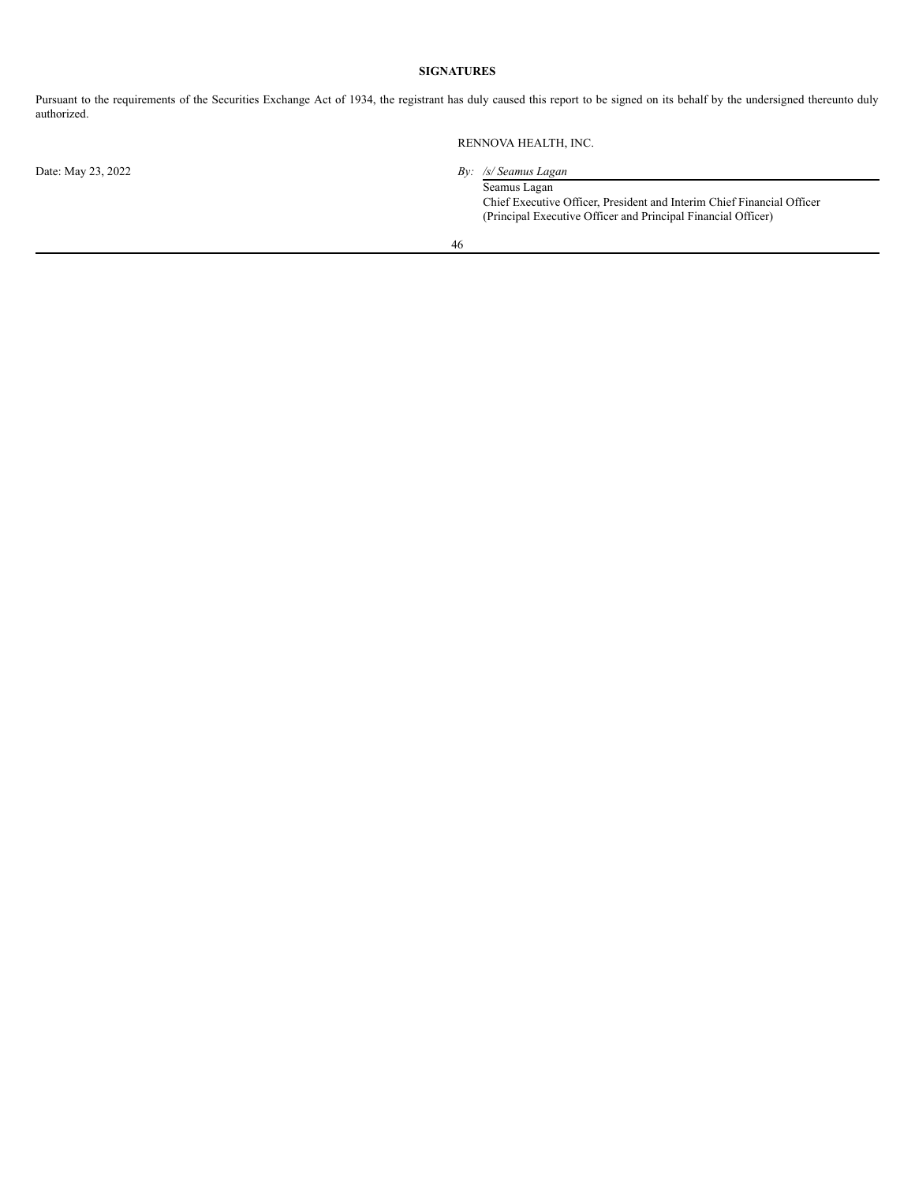## SIGNATURES

Pursuant to the requirements of the Securities Exchange Act of 1934, the registrant has duly caused this report to be signed on its behalf by the undersigned thereunto duly authorized.

RENNOVA HEALTH, INC.

Date: May 23, 2022

*By: /s/ Seamus Lagan*

Seamus Lagan
Chief Executive Officer, President and Interim Chief Financial Officer
(Principal Executive Officer and Principal Financial Officer)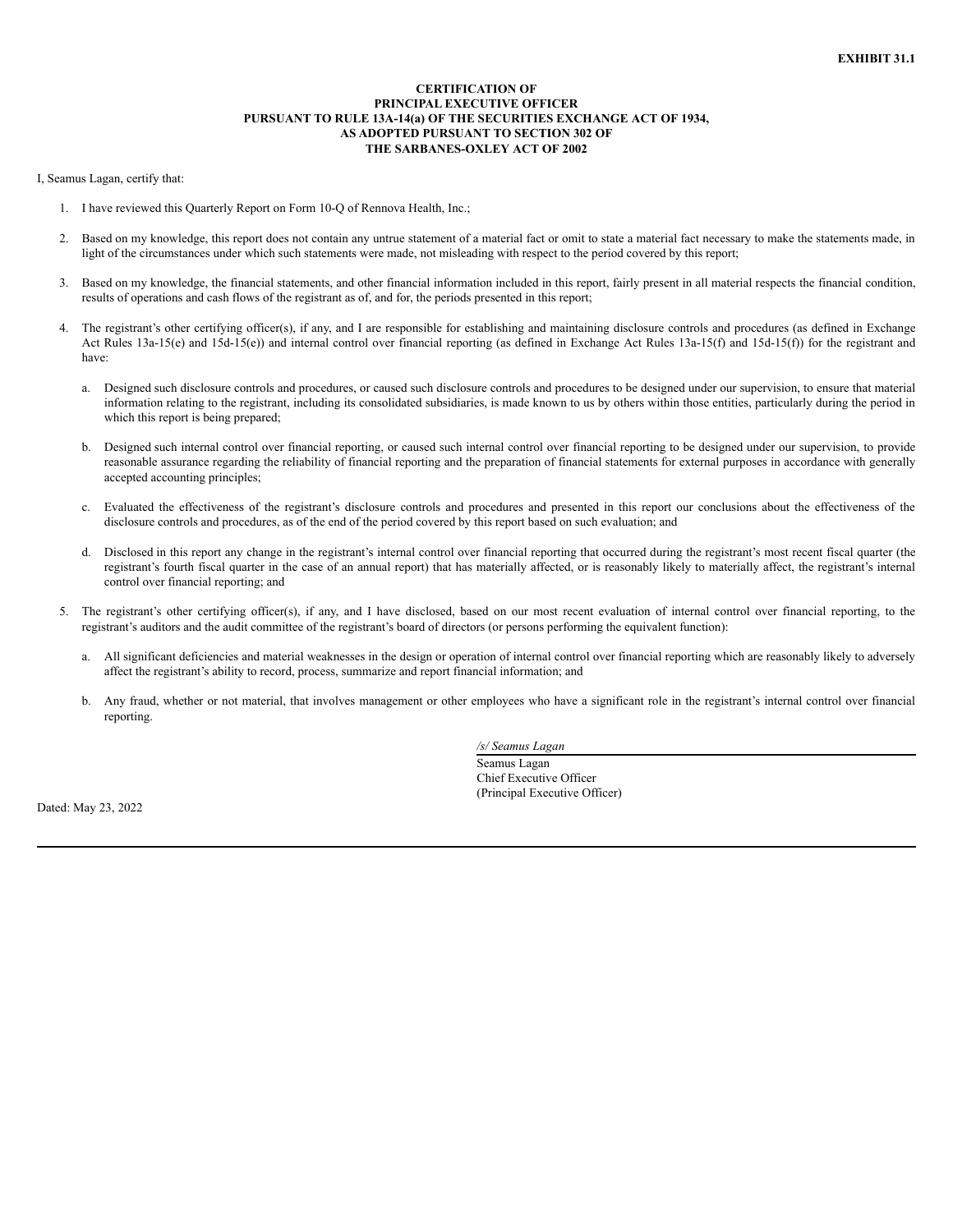**EXHIBIT 31.1**

**CERTIFICATION OF**
**PRINCIPAL EXECUTIVE OFFICER**
**PURSUANT TO RULE 13A-14(a) OF THE SECURITIES EXCHANGE ACT OF 1934,**
**AS ADOPTED PURSUANT TO SECTION 302 OF**
**THE SARBANES-OXLEY ACT OF 2002**

I, Seamus Lagan, certify that:

1. I have reviewed this Quarterly Report on Form 10-Q of Rennova Health, Inc.;

2. Based on my knowledge, this report does not contain any untrue statement of a material fact or omit to state a material fact necessary to make the statements made, in light of the circumstances under which such statements were made, not misleading with respect to the period covered by this report;

3. Based on my knowledge, the financial statements, and other financial information included in this report, fairly present in all material respects the financial condition, results of operations and cash flows of the registrant as of, and for, the periods presented in this report;

4. The registrant's other certifying officer(s), if any, and I are responsible for establishing and maintaining disclosure controls and procedures (as defined in Exchange Act Rules 13a-15(e) and 15d-15(e)) and internal control over financial reporting (as defined in Exchange Act Rules 13a-15(f) and 15d-15(f)) for the registrant and have:

   a. Designed such disclosure controls and procedures, or caused such disclosure controls and procedures to be designed under our supervision, to ensure that material information relating to the registrant, including its consolidated subsidiaries, is made known to us by others within those entities, particularly during the period in which this report is being prepared;

   b. Designed such internal control over financial reporting, or caused such internal control over financial reporting to be designed under our supervision, to provide reasonable assurance regarding the reliability of financial reporting and the preparation of financial statements for external purposes in accordance with generally accepted accounting principles;

   c. Evaluated the effectiveness of the registrant's disclosure controls and procedures and presented in this report our conclusions about the effectiveness of the disclosure controls and procedures, as of the end of the period covered by this report based on such evaluation; and

   d. Disclosed in this report any change in the registrant's internal control over financial reporting that occurred during the registrant's most recent fiscal quarter (the registrant's fourth fiscal quarter in the case of an annual report) that has materially affected, or is reasonably likely to materially affect, the registrant's internal control over financial reporting; and

5. The registrant's other certifying officer(s), if any, and I have disclosed, based on our most recent evaluation of internal control over financial reporting, to the registrant's auditors and the audit committee of the registrant's board of directors (or persons performing the equivalent function):

   a. All significant deficiencies and material weaknesses in the design or operation of internal control over financial reporting which are reasonably likely to adversely affect the registrant's ability to record, process, summarize and report financial information; and

   b. Any fraud, whether or not material, that involves management or other employees who have a significant role in the registrant's internal control over financial reporting.

*/s/ Seamus Lagan*
Seamus Lagan
Chief Executive Officer
(Principal Executive Officer)

Dated: May 23, 2022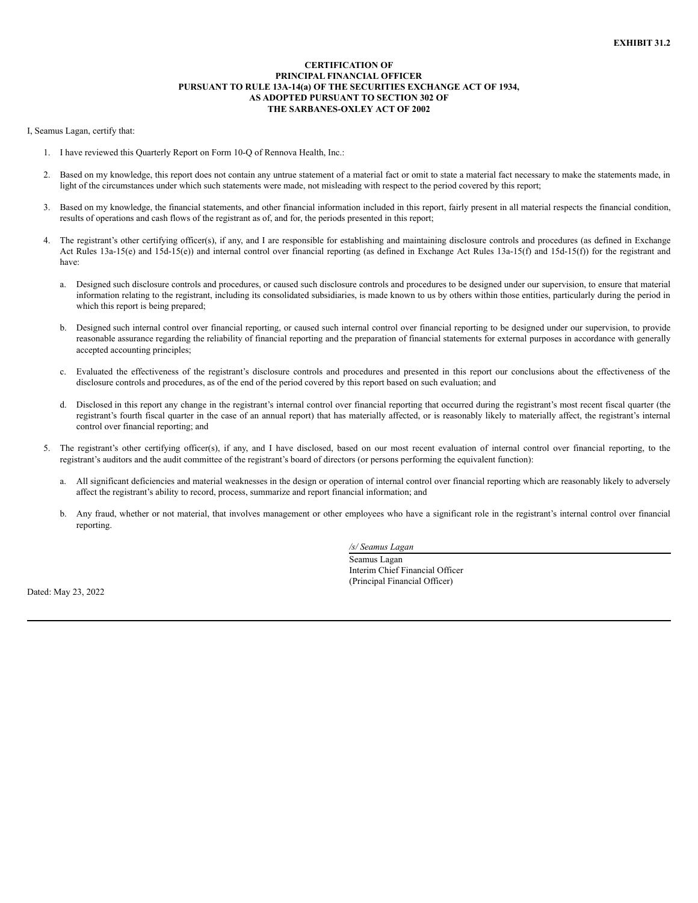**EXHIBIT 31.2**

**CERTIFICATION OF
PRINCIPAL FINANCIAL OFFICER
PURSUANT TO RULE 13A-14(a) OF THE SECURITIES EXCHANGE ACT OF 1934,
AS ADOPTED PURSUANT TO SECTION 302 OF
THE SARBANES-OXLEY ACT OF 2002**

I, Seamus Lagan, certify that:

1. I have reviewed this Quarterly Report on Form 10-Q of Rennova Health, Inc.:

2. Based on my knowledge, this report does not contain any untrue statement of a material fact or omit to state a material fact necessary to make the statements made, in light of the circumstances under which such statements were made, not misleading with respect to the period covered by this report;

3. Based on my knowledge, the financial statements, and other financial information included in this report, fairly present in all material respects the financial condition, results of operations and cash flows of the registrant as of, and for, the periods presented in this report;

4. The registrant's other certifying officer(s), if any, and I are responsible for establishing and maintaining disclosure controls and procedures (as defined in Exchange Act Rules 13a-15(e) and 15d-15(e)) and internal control over financial reporting (as defined in Exchange Act Rules 13a-15(f) and 15d-15(f)) for the registrant and have:

    a. Designed such disclosure controls and procedures, or caused such disclosure controls and procedures to be designed under our supervision, to ensure that material information relating to the registrant, including its consolidated subsidiaries, is made known to us by others within those entities, particularly during the period in which this report is being prepared;

    b. Designed such internal control over financial reporting, or caused such internal control over financial reporting to be designed under our supervision, to provide reasonable assurance regarding the reliability of financial reporting and the preparation of financial statements for external purposes in accordance with generally accepted accounting principles;

    c. Evaluated the effectiveness of the registrant's disclosure controls and procedures and presented in this report our conclusions about the effectiveness of the disclosure controls and procedures, as of the end of the period covered by this report based on such evaluation; and

    d. Disclosed in this report any change in the registrant's internal control over financial reporting that occurred during the registrant's most recent fiscal quarter (the registrant's fourth fiscal quarter in the case of an annual report) that has materially affected, or is reasonably likely to materially affect, the registrant's internal control over financial reporting; and

5. The registrant's other certifying officer(s), if any, and I have disclosed, based on our most recent evaluation of internal control over financial reporting, to the registrant's auditors and the audit committee of the registrant's board of directors (or persons performing the equivalent function):

    a. All significant deficiencies and material weaknesses in the design or operation of internal control over financial reporting which are reasonably likely to adversely affect the registrant's ability to record, process, summarize and report financial information; and

    b. Any fraud, whether or not material, that involves management or other employees who have a significant role in the registrant's internal control over financial reporting.

*/s/ Seamus Lagan*

Seamus Lagan
Interim Chief Financial Officer
(Principal Financial Officer)

Dated: May 23, 2022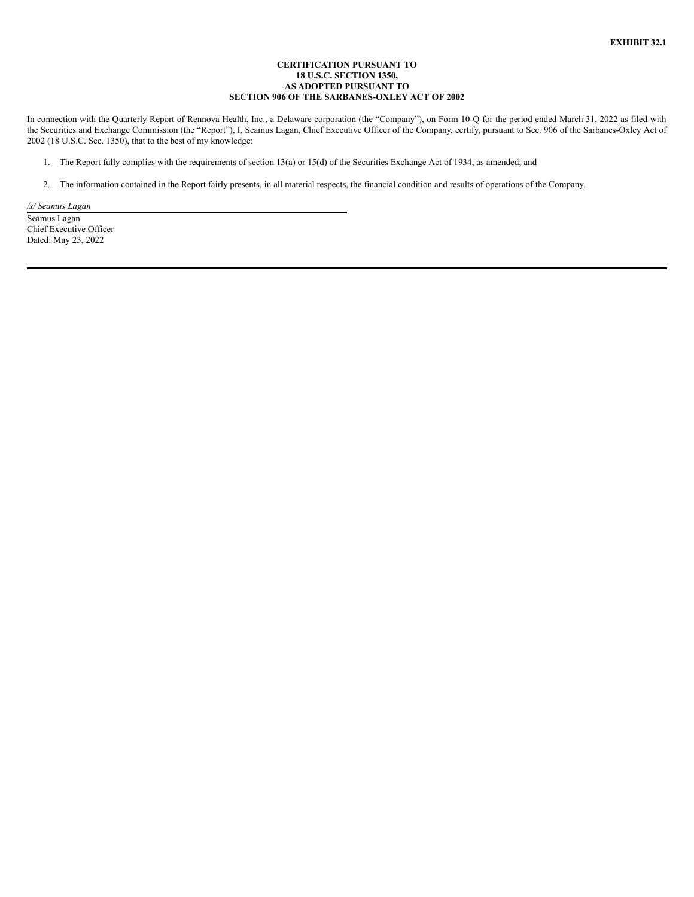**EXHIBIT 32.1**

**CERTIFICATION PURSUANT TO**
**18 U.S.C. SECTION 1350,**
**AS ADOPTED PURSUANT TO**
**SECTION 906 OF THE SARBANES-OXLEY ACT OF 2002**

In connection with the Quarterly Report of Rennova Health, Inc., a Delaware corporation (the "Company"), on Form 10-Q for the period ended March 31, 2022 as filed with the Securities and Exchange Commission (the "Report"), I, Seamus Lagan, Chief Executive Officer of the Company, certify, pursuant to Sec. 906 of the Sarbanes-Oxley Act of 2002 (18 U.S.C. Sec. 1350), that to the best of my knowledge:

1. The Report fully complies with the requirements of section 13(a) or 15(d) of the Securities Exchange Act of 1934, as amended; and
2. The information contained in the Report fairly presents, in all material respects, the financial condition and results of operations of the Company.

*/s/ Seamus Lagan*

Seamus Lagan
Chief Executive Officer
Dated: May 23, 2022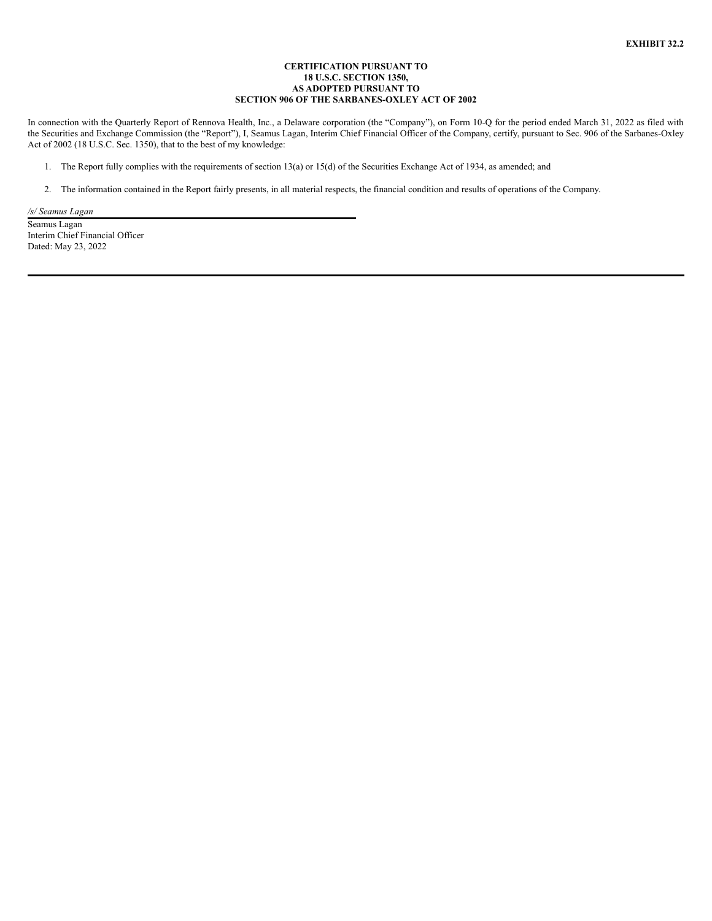**EXHIBIT 32.2**

**CERTIFICATION PURSUANT TO
18 U.S.C. SECTION 1350,
AS ADOPTED PURSUANT TO
SECTION 906 OF THE SARBANES-OXLEY ACT OF 2002**

In connection with the Quarterly Report of Rennova Health, Inc., a Delaware corporation (the "Company"), on Form 10-Q for the period ended March 31, 2022 as filed with the Securities and Exchange Commission (the "Report"), I, Seamus Lagan, Interim Chief Financial Officer of the Company, certify, pursuant to Sec. 906 of the Sarbanes-Oxley Act of 2002 (18 U.S.C. Sec. 1350), that to the best of my knowledge:

1. The Report fully complies with the requirements of section 13(a) or 15(d) of the Securities Exchange Act of 1934, as amended; and

2. The information contained in the Report fairly presents, in all material respects, the financial condition and results of operations of the Company.

*/s/ Seamus Lagan*

Seamus Lagan
Interim Chief Financial Officer
Dated: May 23, 2022